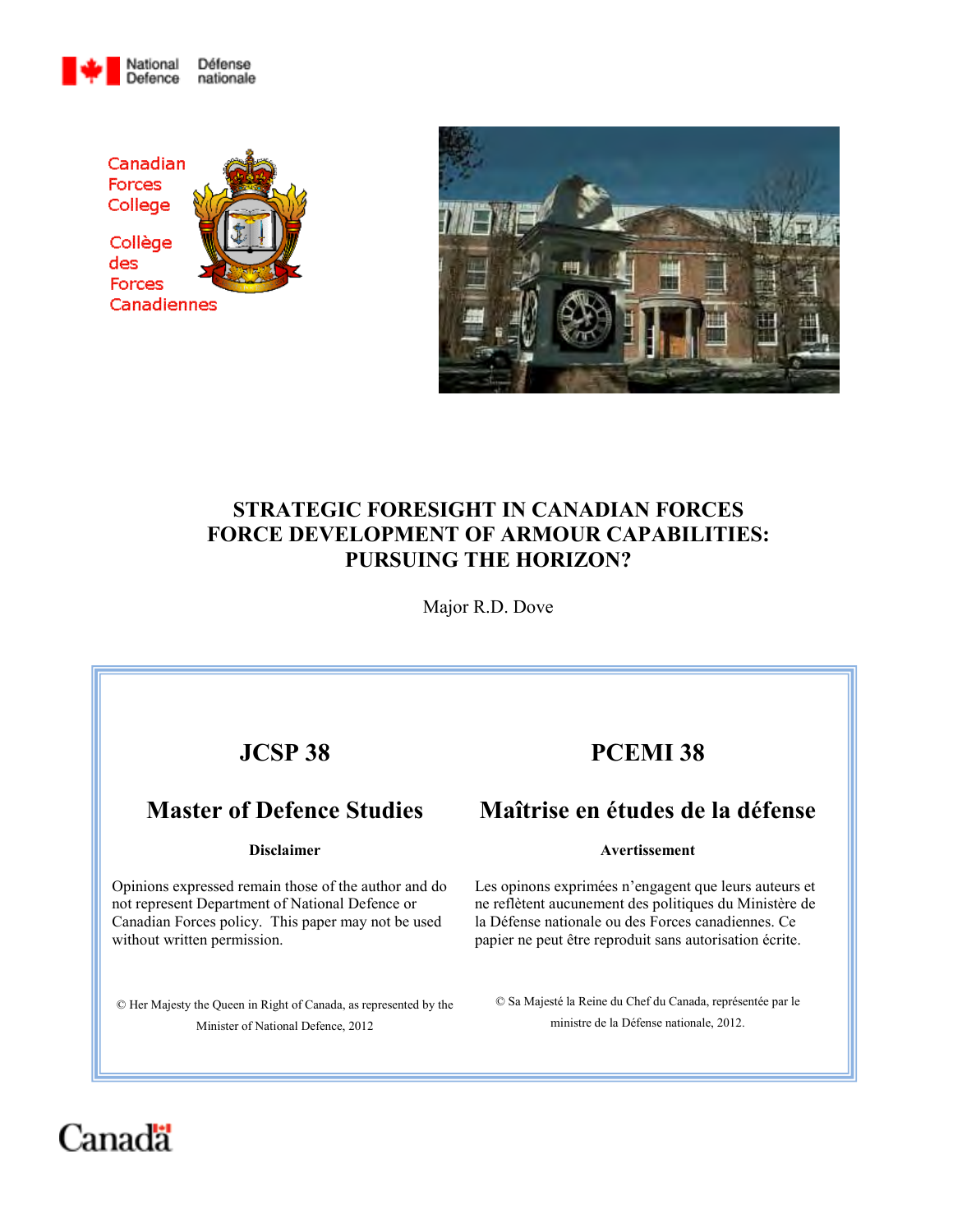National Defence / Défense nationale

Canadian Forces College

Collège des Forces Canadiennes

# STRATEGIC FORESIGHT IN CANADIAN FORCES FORCE DEVELOPMENT OF ARMOUR CAPABILITIES: PURSUING THE HORIZON?

Major R.D. Dove

| JCSP 38 | PCEMI 38 |
|---|---|
| **Master of Defence Studies** | **Maîtrise en études de la défense** |
| **Disclaimer** | **Avertissement** |
| Opinions expressed remain those of the author and do not represent Department of National Defence or Canadian Forces policy. This paper may not be used without written permission. | Les opinons exprimées n'engagent que leurs auteurs et ne reflètent aucunement des politiques du Ministère de la Défense nationale ou des Forces canadiennes. Ce papier ne peut être reproduit sans autorisation écrite. |
| © Her Majesty the Queen in Right of Canada, as represented by the Minister of National Defence, 2012 | © Sa Majesté la Reine du Chef du Canada, représentée par le ministre de la Défense nationale, 2012. |

Canada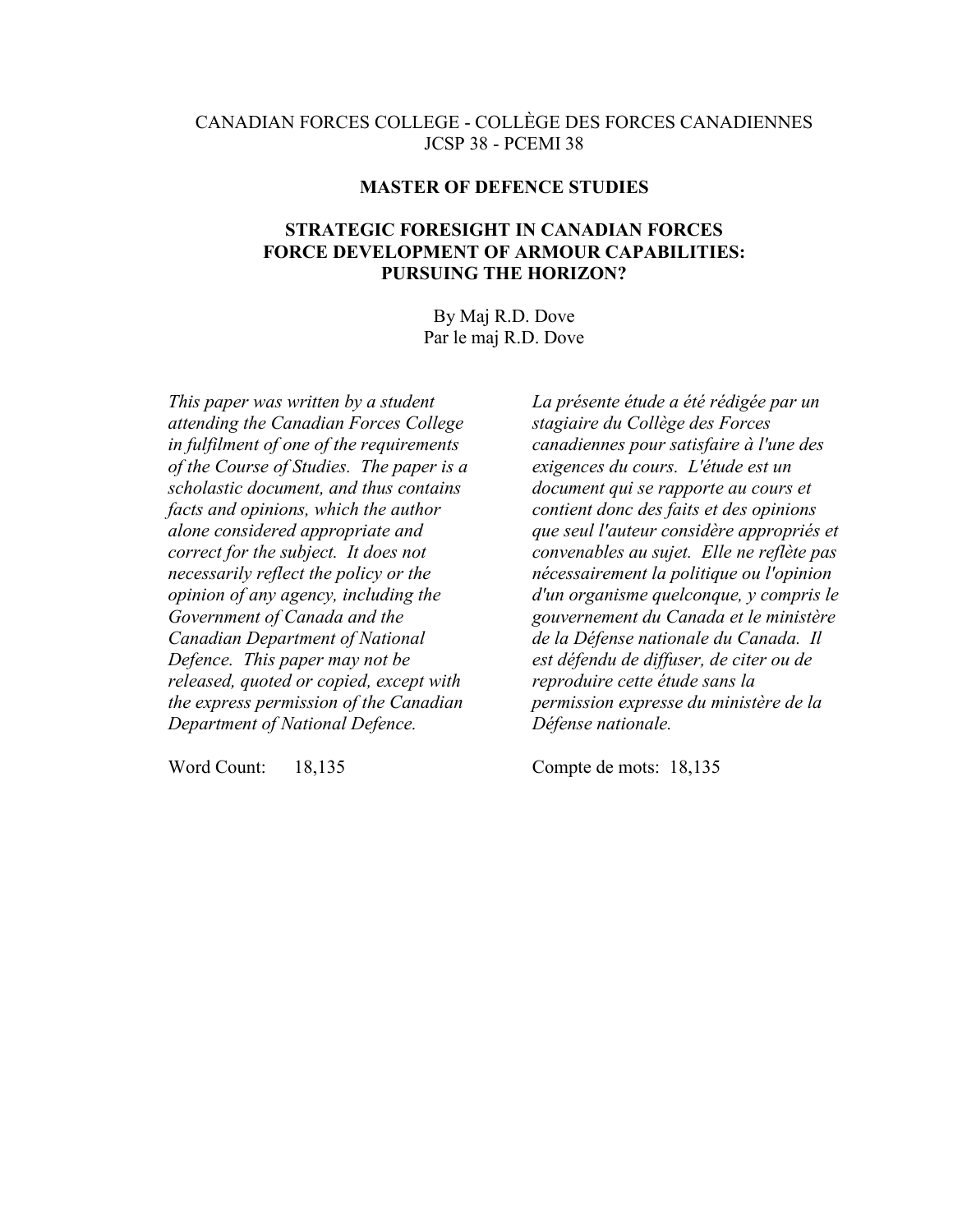CANADIAN FORCES COLLEGE - COLLÈGE DES FORCES CANADIENNES
JCSP 38 - PCEMI 38

**MASTER OF DEFENCE STUDIES**

# STRATEGIC FORESIGHT IN CANADIAN FORCES FORCE DEVELOPMENT OF ARMOUR CAPABILITIES: PURSUING THE HORIZON?

By Maj R.D. Dove
Par le maj R.D. Dove

*This paper was written by a student attending the Canadian Forces College in fulfilment of one of the requirements of the Course of Studies. The paper is a scholastic document, and thus contains facts and opinions, which the author alone considered appropriate and correct for the subject. It does not necessarily reflect the policy or the opinion of any agency, including the Government of Canada and the Canadian Department of National Defence. This paper may not be released, quoted or copied, except with the express permission of the Canadian Department of National Defence.*

Word Count: 18,135

*La présente étude a été rédigée par un stagiaire du Collège des Forces canadiennes pour satisfaire à l'une des exigences du cours. L'étude est un document qui se rapporte au cours et contient donc des faits et des opinions que seul l'auteur considère appropriés et convenables au sujet. Elle ne reflète pas nécessairement la politique ou l'opinion d'un organisme quelconque, y compris le gouvernement du Canada et le ministère de la Défense nationale du Canada. Il est défendu de diffuser, de citer ou de reproduire cette étude sans la permission expresse du ministère de la Défense nationale.*

Compte de mots: 18,135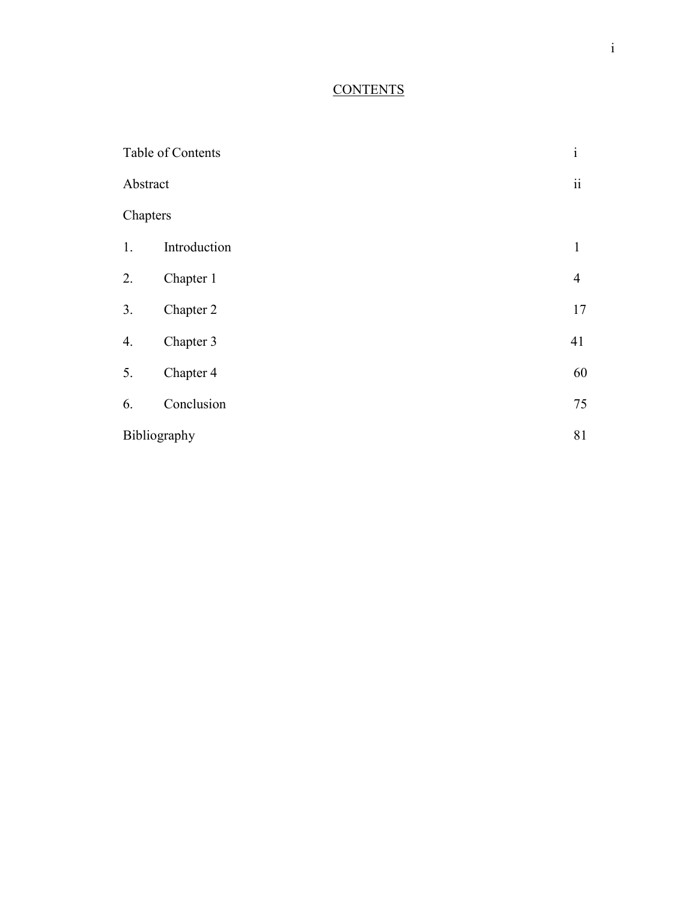# CONTENTS

| | | |
|---|---|---|
| Table of Contents | | i |
| Abstract | | ii |
| Chapters | | |
| 1. | Introduction | 1 |
| 2. | Chapter 1 | 4 |
| 3. | Chapter 2 | 17 |
| 4. | Chapter 3 | 41 |
| 5. | Chapter 4 | 60 |
| 6. | Conclusion | 75 |
| Bibliography | | 81 |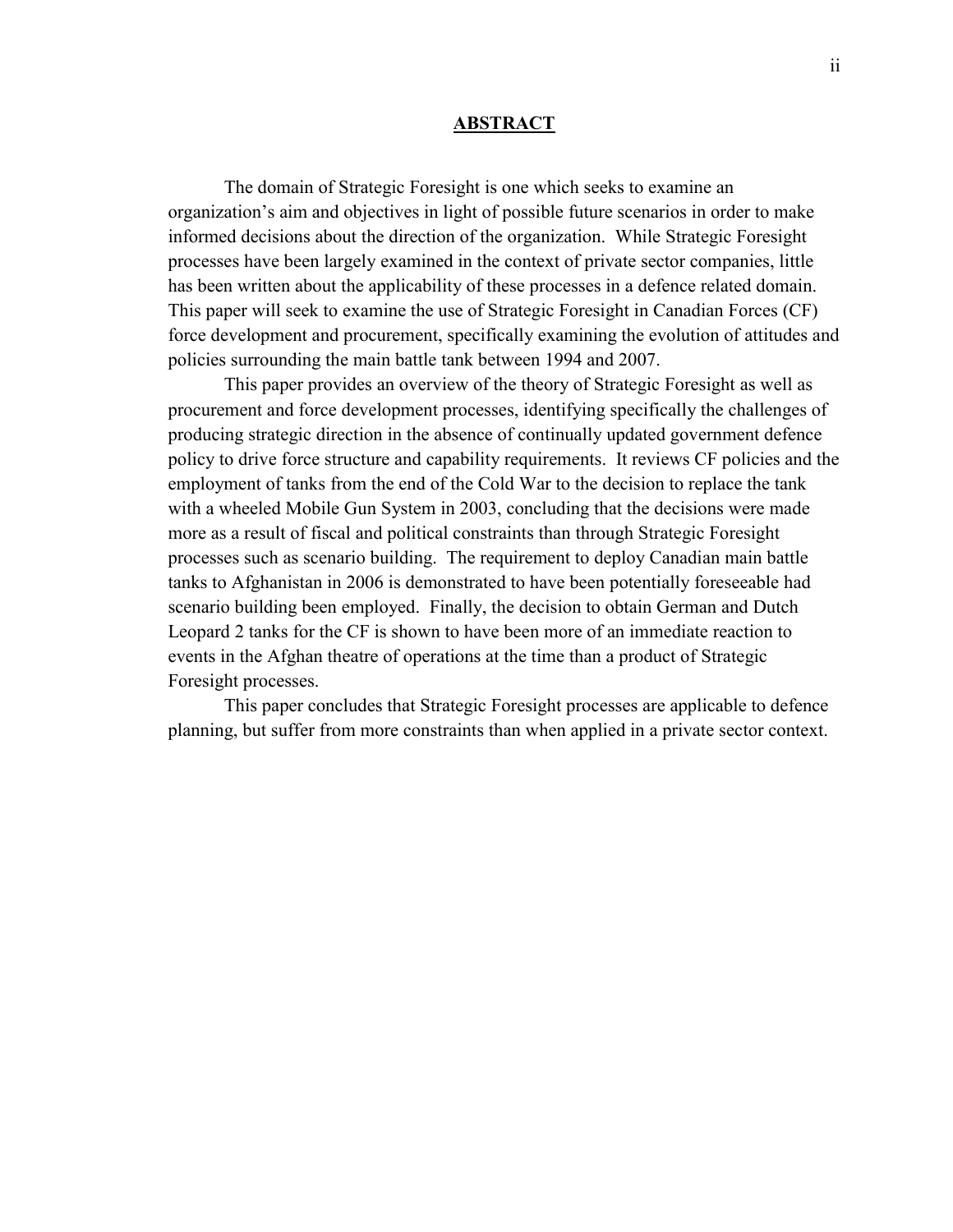## ABSTRACT

The domain of Strategic Foresight is one which seeks to examine an organization's aim and objectives in light of possible future scenarios in order to make informed decisions about the direction of the organization. While Strategic Foresight processes have been largely examined in the context of private sector companies, little has been written about the applicability of these processes in a defence related domain. This paper will seek to examine the use of Strategic Foresight in Canadian Forces (CF) force development and procurement, specifically examining the evolution of attitudes and policies surrounding the main battle tank between 1994 and 2007.

This paper provides an overview of the theory of Strategic Foresight as well as procurement and force development processes, identifying specifically the challenges of producing strategic direction in the absence of continually updated government defence policy to drive force structure and capability requirements. It reviews CF policies and the employment of tanks from the end of the Cold War to the decision to replace the tank with a wheeled Mobile Gun System in 2003, concluding that the decisions were made more as a result of fiscal and political constraints than through Strategic Foresight processes such as scenario building. The requirement to deploy Canadian main battle tanks to Afghanistan in 2006 is demonstrated to have been potentially foreseeable had scenario building been employed. Finally, the decision to obtain German and Dutch Leopard 2 tanks for the CF is shown to have been more of an immediate reaction to events in the Afghan theatre of operations at the time than a product of Strategic Foresight processes.

This paper concludes that Strategic Foresight processes are applicable to defence planning, but suffer from more constraints than when applied in a private sector context.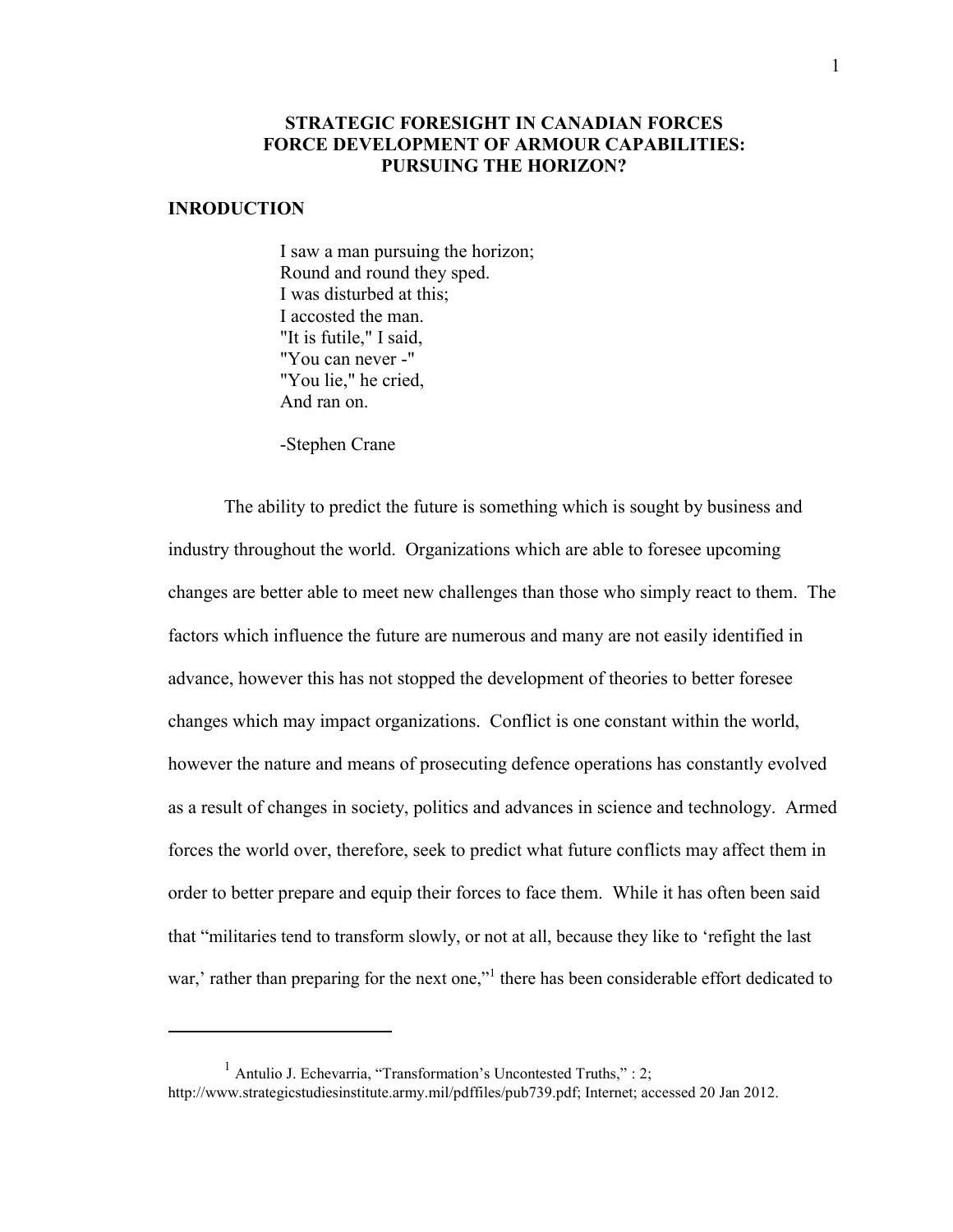# STRATEGIC FORESIGHT IN CANADIAN FORCES FORCE DEVELOPMENT OF ARMOUR CAPABILITIES: PURSUING THE HORIZON?

## INRODUCTION

> I saw a man pursuing the horizon;
> Round and round they sped.
> I was disturbed at this;
> I accosted the man.
> "It is futile," I said,
> "You can never -"
> "You lie," he cried,
> And ran on.
>
> -Stephen Crane

The ability to predict the future is something which is sought by business and industry throughout the world. Organizations which are able to foresee upcoming changes are better able to meet new challenges than those who simply react to them. The factors which influence the future are numerous and many are not easily identified in advance, however this has not stopped the development of theories to better foresee changes which may impact organizations. Conflict is one constant within the world, however the nature and means of prosecuting defence operations has constantly evolved as a result of changes in society, politics and advances in science and technology. Armed forces the world over, therefore, seek to predict what future conflicts may affect them in order to better prepare and equip their forces to face them. While it has often been said that "militaries tend to transform slowly, or not at all, because they like to 'refight the last war,' rather than preparing for the next one,"[1] there has been considerable effort dedicated to

---

[1] Antulio J. Echevarria, "Transformation's Uncontested Truths," : 2; http://www.strategicstudiesinstitute.army.mil/pdffiles/pub739.pdf; Internet; accessed 20 Jan 2012.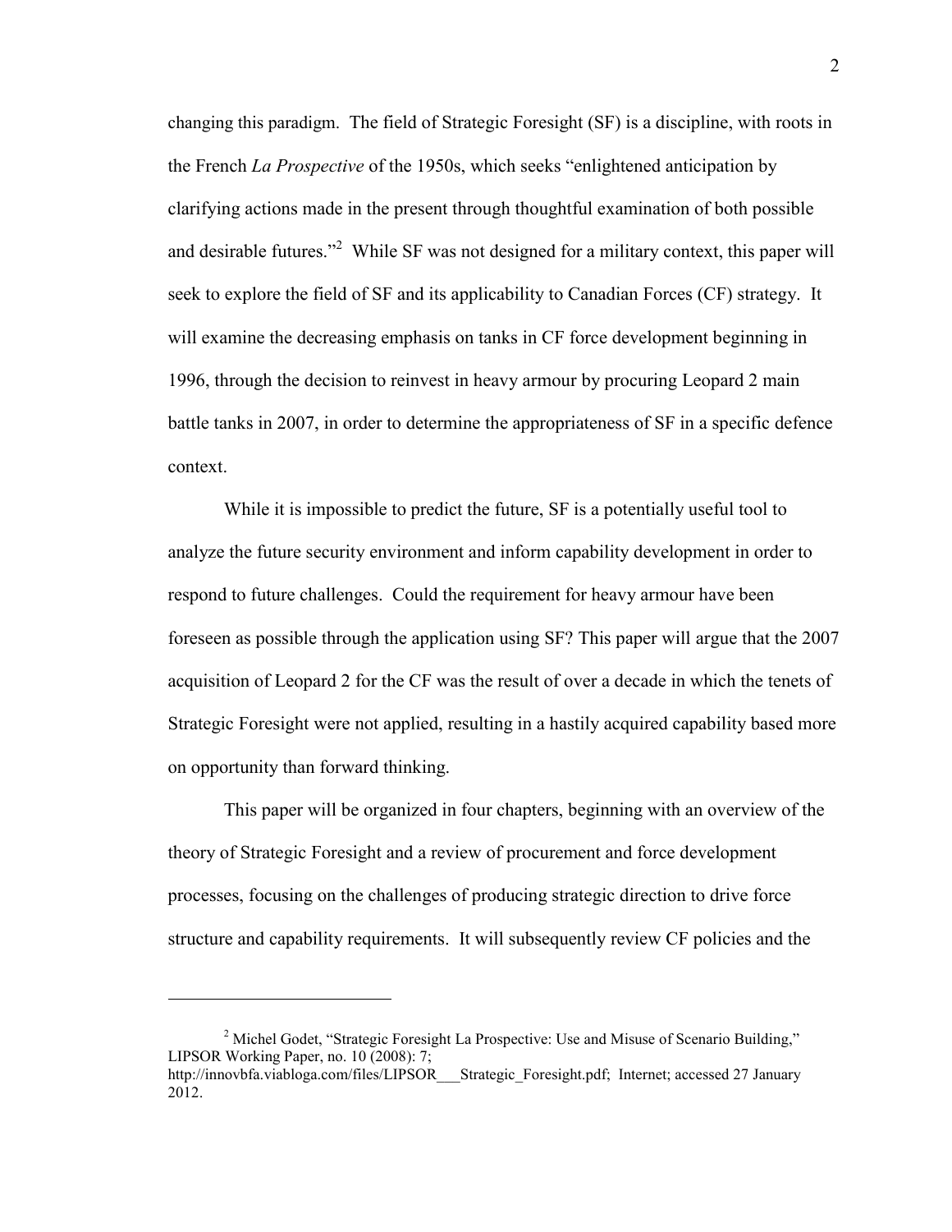changing this paradigm. The field of Strategic Foresight (SF) is a discipline, with roots in the French *La Prospective* of the 1950s, which seeks "enlightened anticipation by clarifying actions made in the present through thoughtful examination of both possible and desirable futures."[2] While SF was not designed for a military context, this paper will seek to explore the field of SF and its applicability to Canadian Forces (CF) strategy. It will examine the decreasing emphasis on tanks in CF force development beginning in 1996, through the decision to reinvest in heavy armour by procuring Leopard 2 main battle tanks in 2007, in order to determine the appropriateness of SF in a specific defence context.

While it is impossible to predict the future, SF is a potentially useful tool to analyze the future security environment and inform capability development in order to respond to future challenges. Could the requirement for heavy armour have been foreseen as possible through the application using SF? This paper will argue that the 2007 acquisition of Leopard 2 for the CF was the result of over a decade in which the tenets of Strategic Foresight were not applied, resulting in a hastily acquired capability based more on opportunity than forward thinking.

This paper will be organized in four chapters, beginning with an overview of the theory of Strategic Foresight and a review of procurement and force development processes, focusing on the challenges of producing strategic direction to drive force structure and capability requirements. It will subsequently review CF policies and the

---

[2] Michel Godet, "Strategic Foresight La Prospective: Use and Misuse of Scenario Building," LIPSOR Working Paper, no. 10 (2008): 7; http://innovbfa.viabloga.com/files/LIPSOR___Strategic_Foresight.pdf; Internet; accessed 27 January 2012.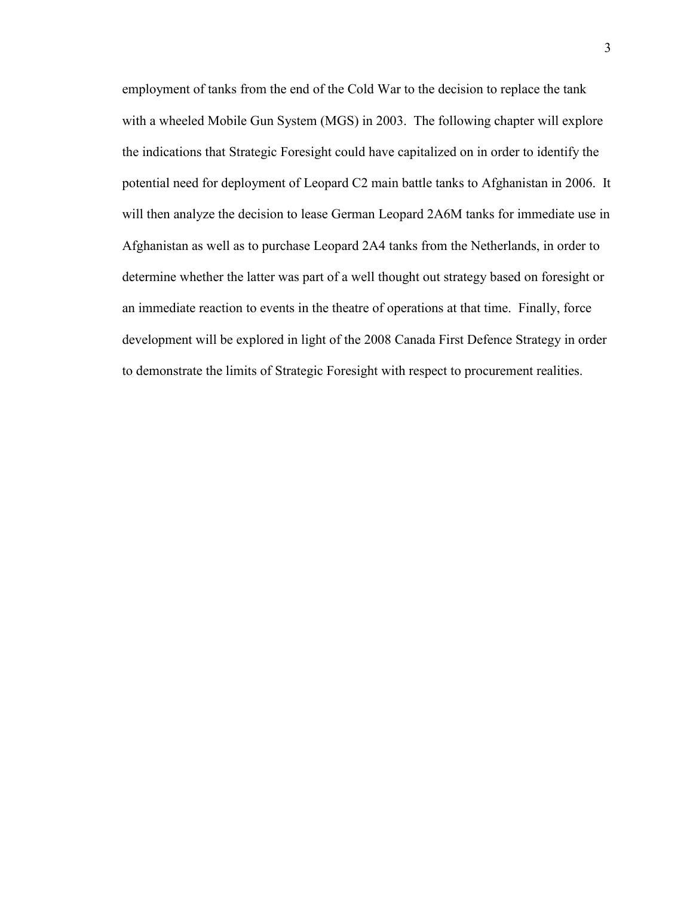employment of tanks from the end of the Cold War to the decision to replace the tank with a wheeled Mobile Gun System (MGS) in 2003. The following chapter will explore the indications that Strategic Foresight could have capitalized on in order to identify the potential need for deployment of Leopard C2 main battle tanks to Afghanistan in 2006. It will then analyze the decision to lease German Leopard 2A6M tanks for immediate use in Afghanistan as well as to purchase Leopard 2A4 tanks from the Netherlands, in order to determine whether the latter was part of a well thought out strategy based on foresight or an immediate reaction to events in the theatre of operations at that time. Finally, force development will be explored in light of the 2008 Canada First Defence Strategy in order to demonstrate the limits of Strategic Foresight with respect to procurement realities.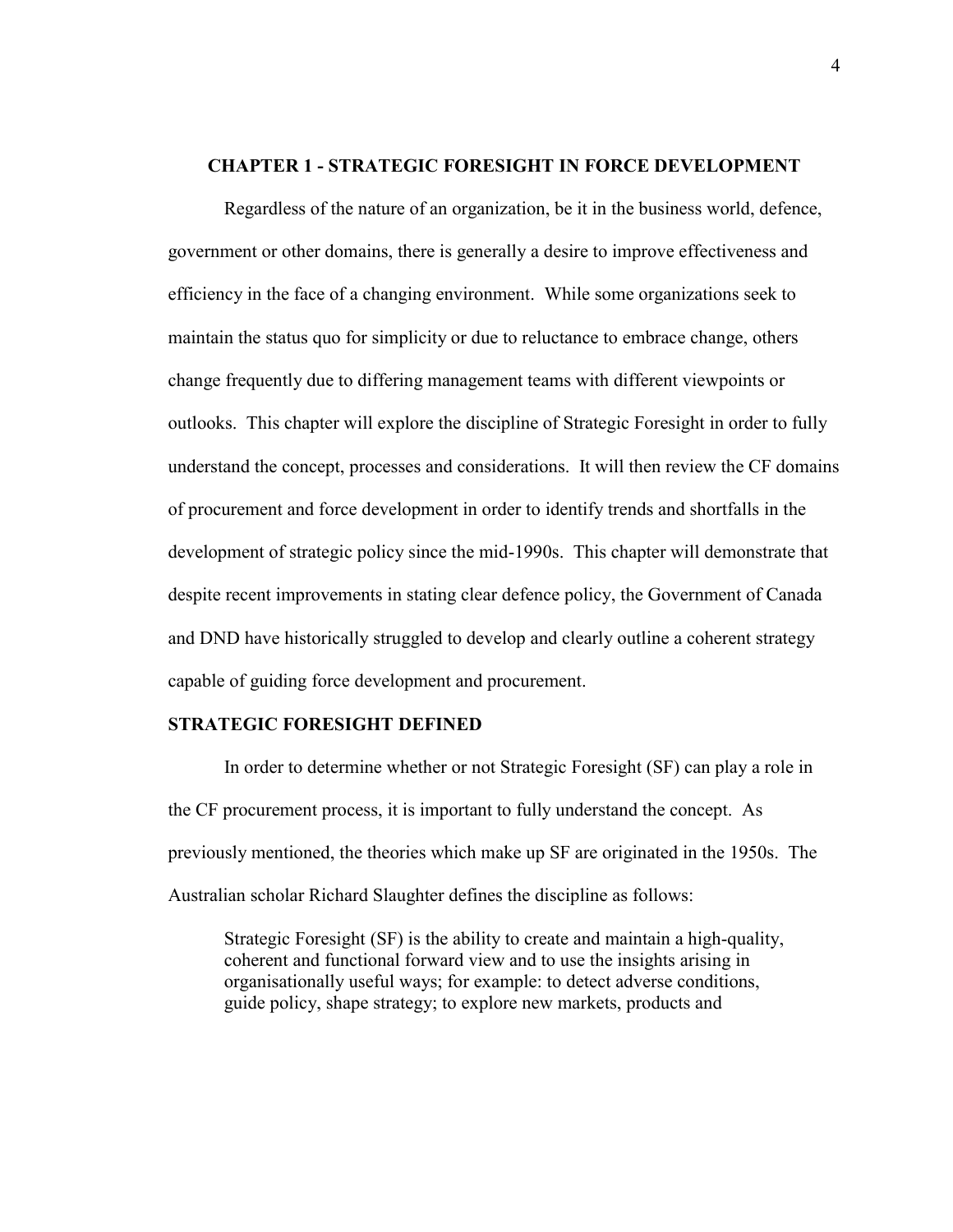## CHAPTER 1 - STRATEGIC FORESIGHT IN FORCE DEVELOPMENT

Regardless of the nature of an organization, be it in the business world, defence, government or other domains, there is generally a desire to improve effectiveness and efficiency in the face of a changing environment. While some organizations seek to maintain the status quo for simplicity or due to reluctance to embrace change, others change frequently due to differing management teams with different viewpoints or outlooks. This chapter will explore the discipline of Strategic Foresight in order to fully understand the concept, processes and considerations. It will then review the CF domains of procurement and force development in order to identify trends and shortfalls in the development of strategic policy since the mid-1990s. This chapter will demonstrate that despite recent improvements in stating clear defence policy, the Government of Canada and DND have historically struggled to develop and clearly outline a coherent strategy capable of guiding force development and procurement.

### STRATEGIC FORESIGHT DEFINED

In order to determine whether or not Strategic Foresight (SF) can play a role in the CF procurement process, it is important to fully understand the concept. As previously mentioned, the theories which make up SF are originated in the 1950s. The Australian scholar Richard Slaughter defines the discipline as follows:

> Strategic Foresight (SF) is the ability to create and maintain a high-quality, coherent and functional forward view and to use the insights arising in organisationally useful ways; for example: to detect adverse conditions, guide policy, shape strategy; to explore new markets, products and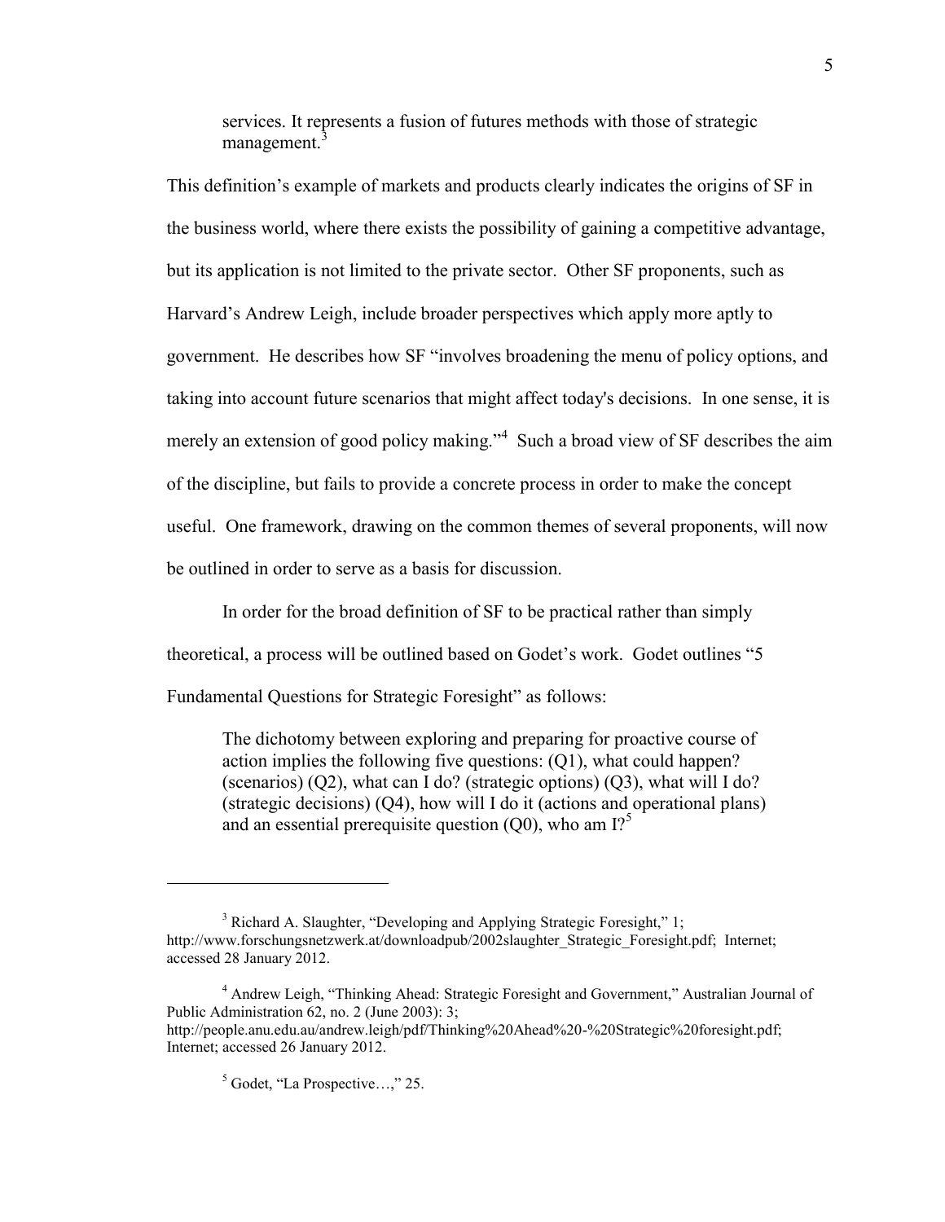> services. It represents a fusion of futures methods with those of strategic management.[3]

This definition's example of markets and products clearly indicates the origins of SF in the business world, where there exists the possibility of gaining a competitive advantage, but its application is not limited to the private sector. Other SF proponents, such as Harvard's Andrew Leigh, include broader perspectives which apply more aptly to government. He describes how SF "involves broadening the menu of policy options, and taking into account future scenarios that might affect today's decisions. In one sense, it is merely an extension of good policy making."[4] Such a broad view of SF describes the aim of the discipline, but fails to provide a concrete process in order to make the concept useful. One framework, drawing on the common themes of several proponents, will now be outlined in order to serve as a basis for discussion.

In order for the broad definition of SF to be practical rather than simply theoretical, a process will be outlined based on Godet's work. Godet outlines "5 Fundamental Questions for Strategic Foresight" as follows:

> The dichotomy between exploring and preparing for proactive course of action implies the following five questions: (Q1), what could happen? (scenarios) (Q2), what can I do? (strategic options) (Q3), what will I do? (strategic decisions) (Q4), how will I do it (actions and operational plans) and an essential prerequisite question (Q0), who am I?[5]

---

[3] Richard A. Slaughter, "Developing and Applying Strategic Foresight," 1; http://www.forschungsnetzwerk.at/downloadpub/2002slaughter_Strategic_Foresight.pdf; Internet; accessed 28 January 2012.

[4] Andrew Leigh, "Thinking Ahead: Strategic Foresight and Government," Australian Journal of Public Administration 62, no. 2 (June 2003): 3; http://people.anu.edu.au/andrew.leigh/pdf/Thinking%20Ahead%20-%20Strategic%20foresight.pdf; Internet; accessed 26 January 2012.

[5] Godet, "La Prospective…," 25.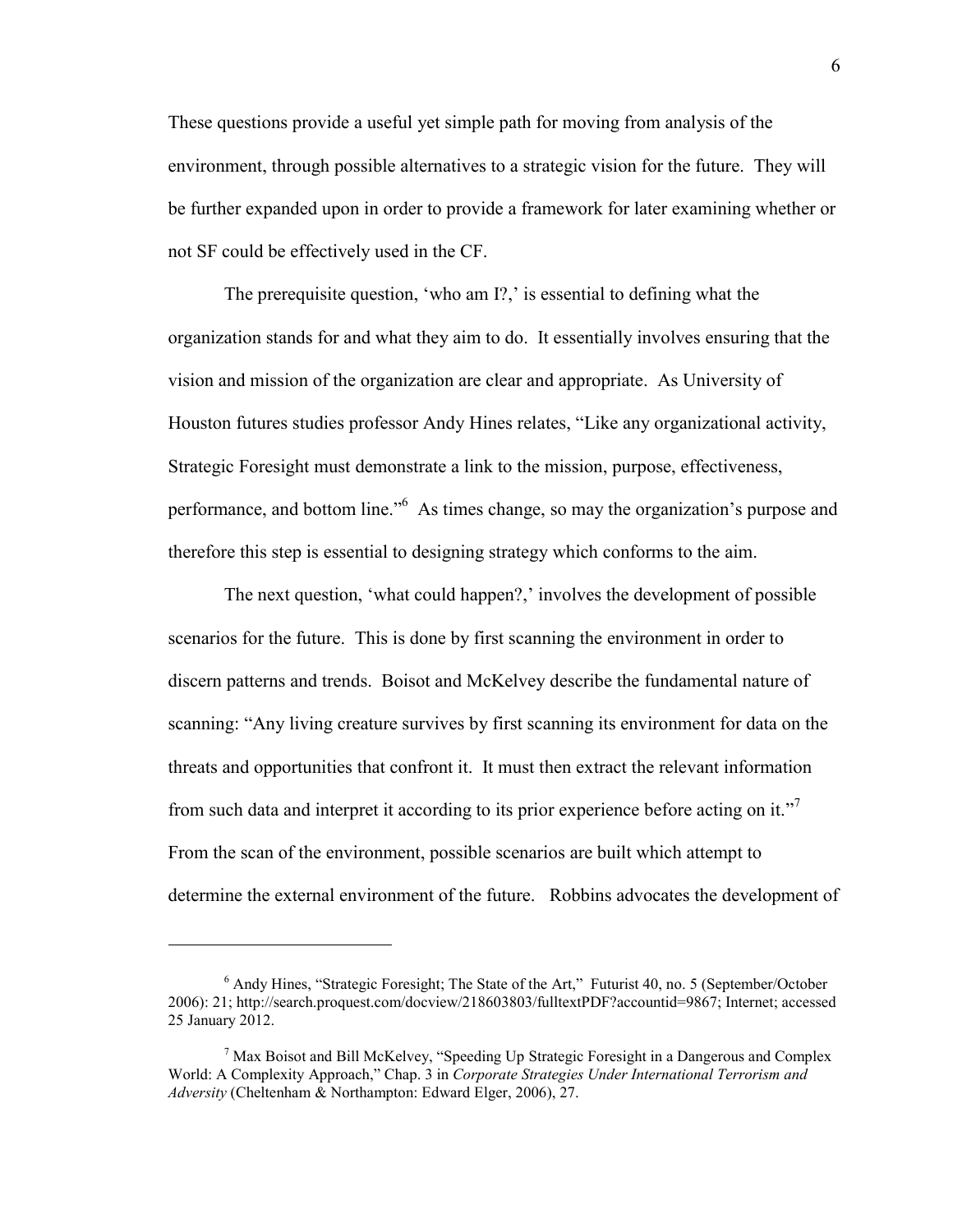These questions provide a useful yet simple path for moving from analysis of the environment, through possible alternatives to a strategic vision for the future. They will be further expanded upon in order to provide a framework for later examining whether or not SF could be effectively used in the CF.

The prerequisite question, 'who am I?,' is essential to defining what the organization stands for and what they aim to do. It essentially involves ensuring that the vision and mission of the organization are clear and appropriate. As University of Houston futures studies professor Andy Hines relates, "Like any organizational activity, Strategic Foresight must demonstrate a link to the mission, purpose, effectiveness, performance, and bottom line."[6] As times change, so may the organization's purpose and therefore this step is essential to designing strategy which conforms to the aim.

The next question, 'what could happen?,' involves the development of possible scenarios for the future. This is done by first scanning the environment in order to discern patterns and trends. Boisot and McKelvey describe the fundamental nature of scanning: "Any living creature survives by first scanning its environment for data on the threats and opportunities that confront it. It must then extract the relevant information from such data and interpret it according to its prior experience before acting on it."[7] From the scan of the environment, possible scenarios are built which attempt to determine the external environment of the future. Robbins advocates the development of

---

[6] Andy Hines, "Strategic Foresight; The State of the Art," Futurist 40, no. 5 (September/October 2006): 21; http://search.proquest.com/docview/218603803/fulltextPDF?accountid=9867; Internet; accessed 25 January 2012.

[7] Max Boisot and Bill McKelvey, "Speeding Up Strategic Foresight in a Dangerous and Complex World: A Complexity Approach," Chap. 3 in *Corporate Strategies Under International Terrorism and Adversity* (Cheltenham & Northampton: Edward Elger, 2006), 27.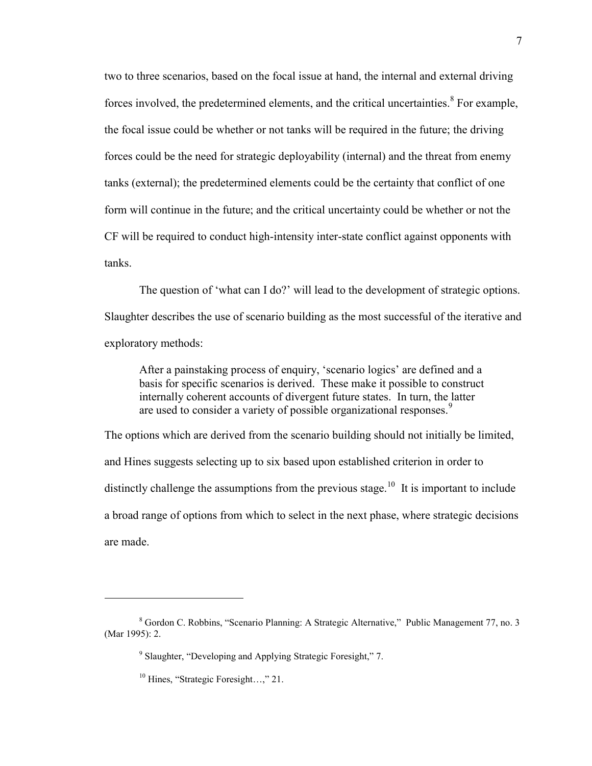two to three scenarios, based on the focal issue at hand, the internal and external driving forces involved, the predetermined elements, and the critical uncertainties.[8] For example, the focal issue could be whether or not tanks will be required in the future; the driving forces could be the need for strategic deployability (internal) and the threat from enemy tanks (external); the predetermined elements could be the certainty that conflict of one form will continue in the future; and the critical uncertainty could be whether or not the CF will be required to conduct high-intensity inter-state conflict against opponents with tanks.

The question of 'what can I do?' will lead to the development of strategic options. Slaughter describes the use of scenario building as the most successful of the iterative and exploratory methods:

> After a painstaking process of enquiry, 'scenario logics' are defined and a basis for specific scenarios is derived. These make it possible to construct internally coherent accounts of divergent future states. In turn, the latter are used to consider a variety of possible organizational responses.[9]

The options which are derived from the scenario building should not initially be limited, and Hines suggests selecting up to six based upon established criterion in order to distinctly challenge the assumptions from the previous stage.[10] It is important to include a broad range of options from which to select in the next phase, where strategic decisions are made.

---

[8] Gordon C. Robbins, "Scenario Planning: A Strategic Alternative," Public Management 77, no. 3 (Mar 1995): 2.

[9] Slaughter, "Developing and Applying Strategic Foresight," 7.

[10] Hines, "Strategic Foresight…," 21.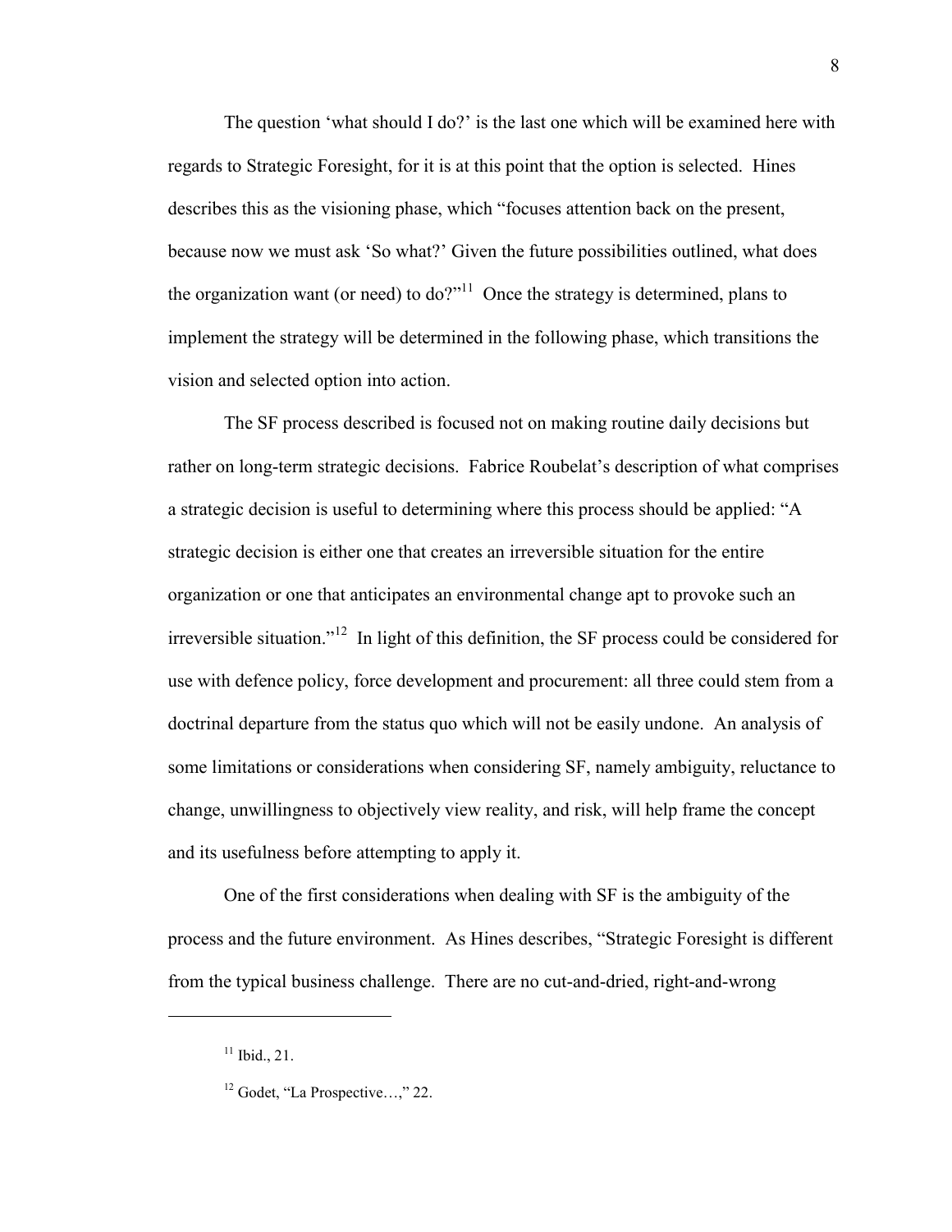The question 'what should I do?' is the last one which will be examined here with regards to Strategic Foresight, for it is at this point that the option is selected. Hines describes this as the visioning phase, which "focuses attention back on the present, because now we must ask 'So what?' Given the future possibilities outlined, what does the organization want (or need) to do?"[11] Once the strategy is determined, plans to implement the strategy will be determined in the following phase, which transitions the vision and selected option into action.

The SF process described is focused not on making routine daily decisions but rather on long-term strategic decisions. Fabrice Roubelat's description of what comprises a strategic decision is useful to determining where this process should be applied: "A strategic decision is either one that creates an irreversible situation for the entire organization or one that anticipates an environmental change apt to provoke such an irreversible situation."[12] In light of this definition, the SF process could be considered for use with defence policy, force development and procurement: all three could stem from a doctrinal departure from the status quo which will not be easily undone. An analysis of some limitations or considerations when considering SF, namely ambiguity, reluctance to change, unwillingness to objectively view reality, and risk, will help frame the concept and its usefulness before attempting to apply it.

One of the first considerations when dealing with SF is the ambiguity of the process and the future environment. As Hines describes, "Strategic Foresight is different from the typical business challenge. There are no cut-and-dried, right-and-wrong

---

[11] Ibid., 21.

[12] Godet, "La Prospective…," 22.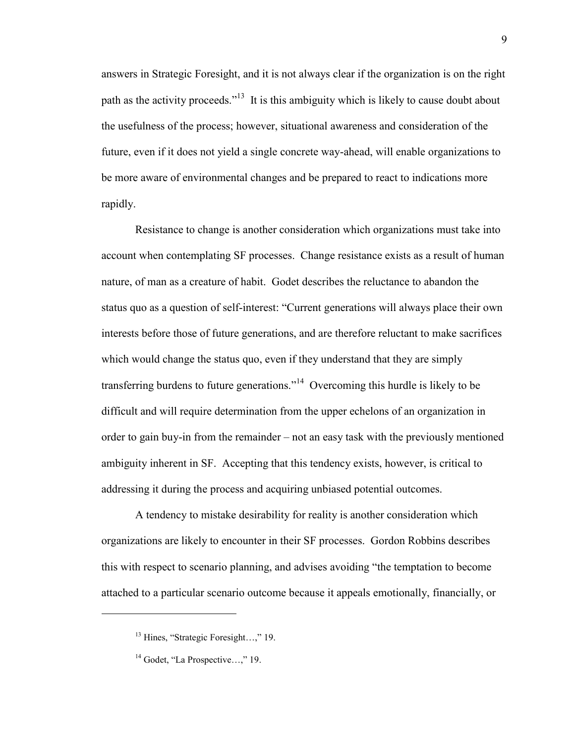answers in Strategic Foresight, and it is not always clear if the organization is on the right path as the activity proceeds."[13] It is this ambiguity which is likely to cause doubt about the usefulness of the process; however, situational awareness and consideration of the future, even if it does not yield a single concrete way-ahead, will enable organizations to be more aware of environmental changes and be prepared to react to indications more rapidly.

Resistance to change is another consideration which organizations must take into account when contemplating SF processes. Change resistance exists as a result of human nature, of man as a creature of habit. Godet describes the reluctance to abandon the status quo as a question of self-interest: "Current generations will always place their own interests before those of future generations, and are therefore reluctant to make sacrifices which would change the status quo, even if they understand that they are simply transferring burdens to future generations."[14] Overcoming this hurdle is likely to be difficult and will require determination from the upper echelons of an organization in order to gain buy-in from the remainder – not an easy task with the previously mentioned ambiguity inherent in SF. Accepting that this tendency exists, however, is critical to addressing it during the process and acquiring unbiased potential outcomes.

A tendency to mistake desirability for reality is another consideration which organizations are likely to encounter in their SF processes. Gordon Robbins describes this with respect to scenario planning, and advises avoiding "the temptation to become attached to a particular scenario outcome because it appeals emotionally, financially, or

---

[13] Hines, "Strategic Foresight…," 19.

[14] Godet, "La Prospective…," 19.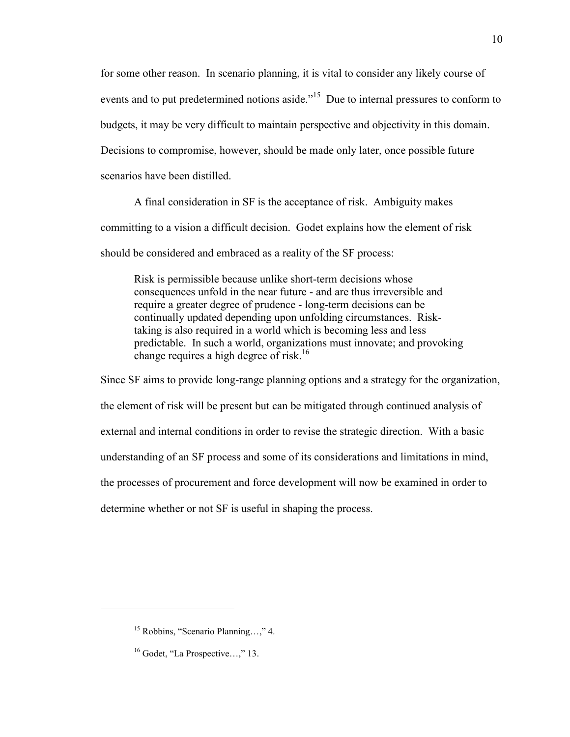for some other reason. In scenario planning, it is vital to consider any likely course of events and to put predetermined notions aside."[15] Due to internal pressures to conform to budgets, it may be very difficult to maintain perspective and objectivity in this domain. Decisions to compromise, however, should be made only later, once possible future scenarios have been distilled.

A final consideration in SF is the acceptance of risk. Ambiguity makes committing to a vision a difficult decision. Godet explains how the element of risk should be considered and embraced as a reality of the SF process:

> Risk is permissible because unlike short-term decisions whose consequences unfold in the near future - and are thus irreversible and require a greater degree of prudence - long-term decisions can be continually updated depending upon unfolding circumstances. Risk-taking is also required in a world which is becoming less and less predictable. In such a world, organizations must innovate; and provoking change requires a high degree of risk.[16]

Since SF aims to provide long-range planning options and a strategy for the organization, the element of risk will be present but can be mitigated through continued analysis of external and internal conditions in order to revise the strategic direction. With a basic understanding of an SF process and some of its considerations and limitations in mind, the processes of procurement and force development will now be examined in order to determine whether or not SF is useful in shaping the process.

---

[15] Robbins, "Scenario Planning…," 4.

[16] Godet, "La Prospective…," 13.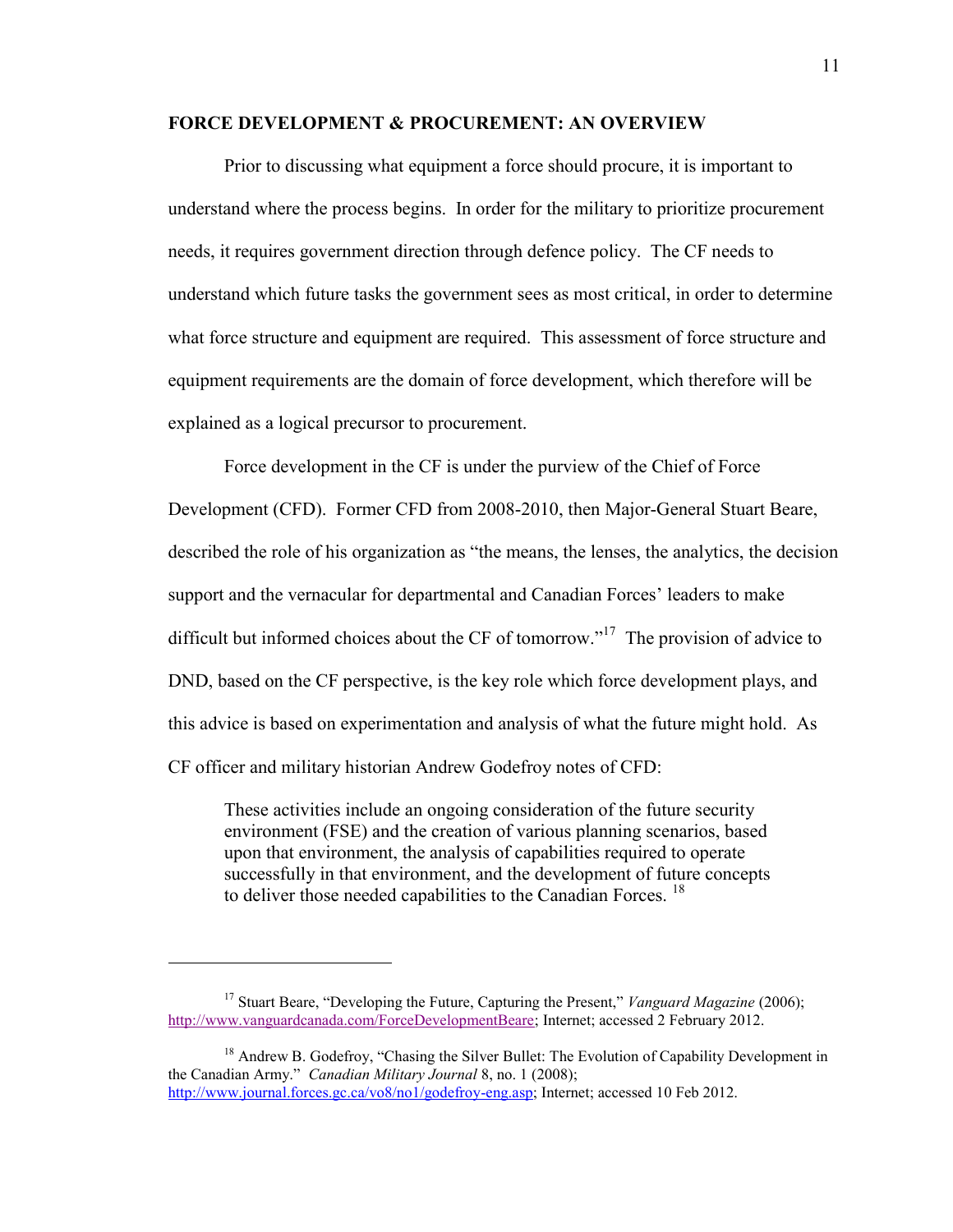## FORCE DEVELOPMENT & PROCUREMENT: AN OVERVIEW

Prior to discussing what equipment a force should procure, it is important to understand where the process begins. In order for the military to prioritize procurement needs, it requires government direction through defence policy. The CF needs to understand which future tasks the government sees as most critical, in order to determine what force structure and equipment are required. This assessment of force structure and equipment requirements are the domain of force development, which therefore will be explained as a logical precursor to procurement.

Force development in the CF is under the purview of the Chief of Force Development (CFD). Former CFD from 2008-2010, then Major-General Stuart Beare, described the role of his organization as "the means, the lenses, the analytics, the decision support and the vernacular for departmental and Canadian Forces' leaders to make difficult but informed choices about the CF of tomorrow."[17] The provision of advice to DND, based on the CF perspective, is the key role which force development plays, and this advice is based on experimentation and analysis of what the future might hold. As CF officer and military historian Andrew Godefroy notes of CFD:

> These activities include an ongoing consideration of the future security environment (FSE) and the creation of various planning scenarios, based upon that environment, the analysis of capabilities required to operate successfully in that environment, and the development of future concepts to deliver those needed capabilities to the Canadian Forces. [18]

---

[17] Stuart Beare, "Developing the Future, Capturing the Present," *Vanguard Magazine* (2006); http://www.vanguardcanada.com/ForceDevelopmentBeare; Internet; accessed 2 February 2012.

[18] Andrew B. Godefroy, "Chasing the Silver Bullet: The Evolution of Capability Development in the Canadian Army." *Canadian Military Journal* 8, no. 1 (2008); http://www.journal.forces.gc.ca/vo8/no1/godefroy-eng.asp; Internet; accessed 10 Feb 2012.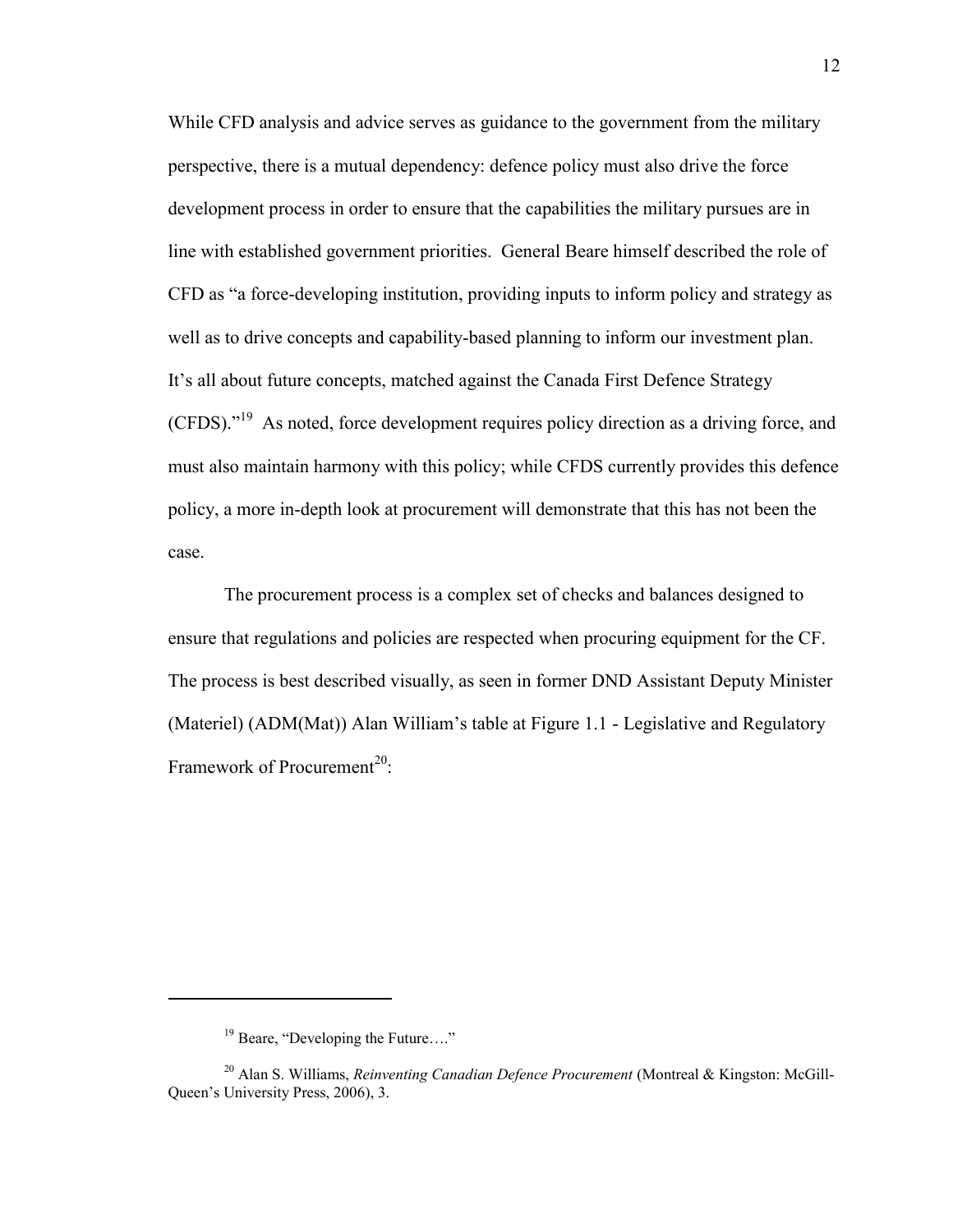While CFD analysis and advice serves as guidance to the government from the military perspective, there is a mutual dependency: defence policy must also drive the force development process in order to ensure that the capabilities the military pursues are in line with established government priorities. General Beare himself described the role of CFD as "a force-developing institution, providing inputs to inform policy and strategy as well as to drive concepts and capability-based planning to inform our investment plan. It's all about future concepts, matched against the Canada First Defence Strategy (CFDS)."[19] As noted, force development requires policy direction as a driving force, and must also maintain harmony with this policy; while CFDS currently provides this defence policy, a more in-depth look at procurement will demonstrate that this has not been the case.

The procurement process is a complex set of checks and balances designed to ensure that regulations and policies are respected when procuring equipment for the CF. The process is best described visually, as seen in former DND Assistant Deputy Minister (Materiel) (ADM(Mat)) Alan William's table at Figure 1.1 - Legislative and Regulatory Framework of Procurement[20]:

---

[19] Beare, "Developing the Future…."

[20] Alan S. Williams, *Reinventing Canadian Defence Procurement* (Montreal & Kingston: McGill-Queen's University Press, 2006), 3.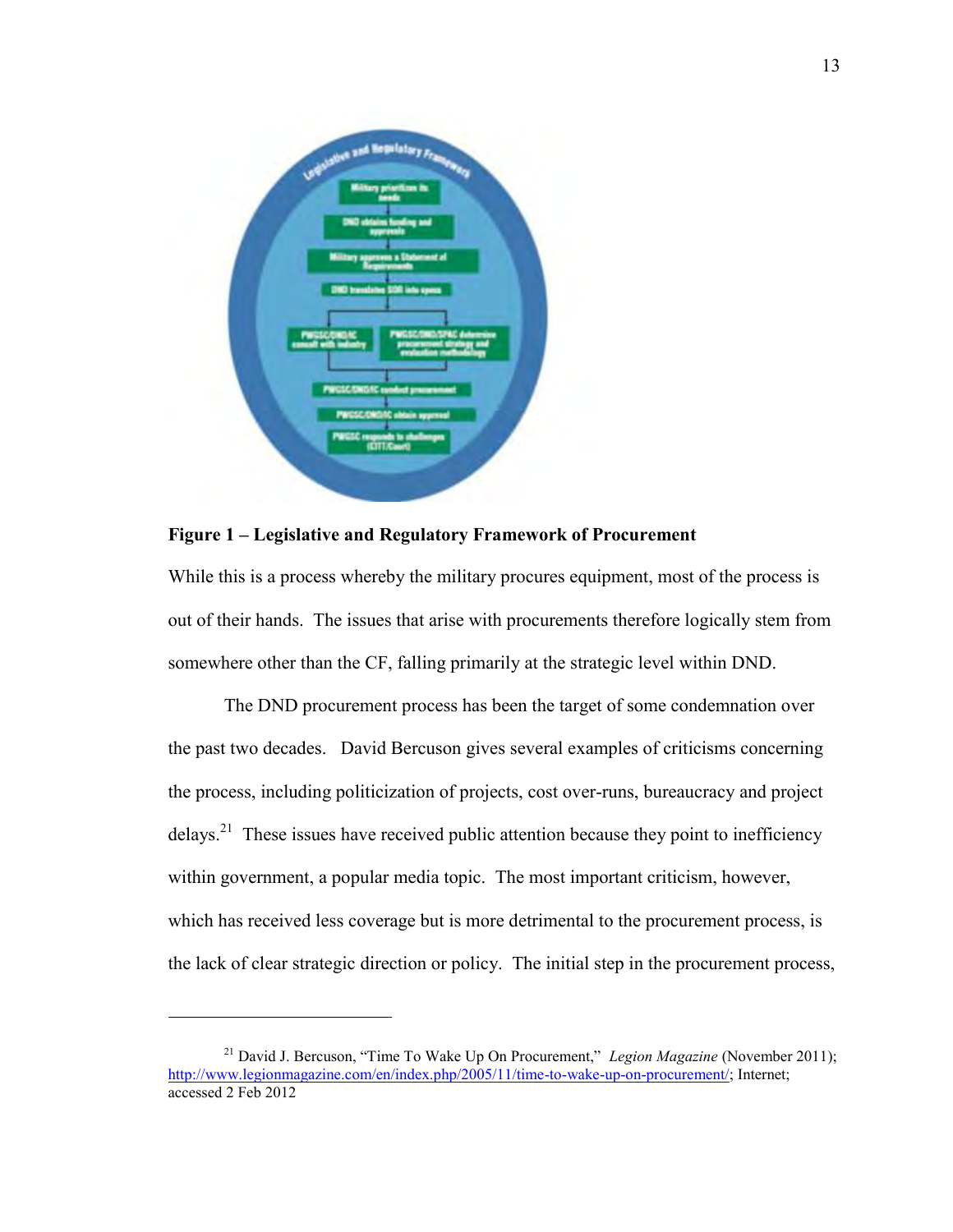**Figure 1 – Legislative and Regulatory Framework of Procurement**

While this is a process whereby the military procures equipment, most of the process is out of their hands. The issues that arise with procurements therefore logically stem from somewhere other than the CF, falling primarily at the strategic level within DND.

The DND procurement process has been the target of some condemnation over the past two decades. David Bercuson gives several examples of criticisms concerning the process, including politicization of projects, cost over-runs, bureaucracy and project delays.[21] These issues have received public attention because they point to inefficiency within government, a popular media topic. The most important criticism, however, which has received less coverage but is more detrimental to the procurement process, is the lack of clear strategic direction or policy. The initial step in the procurement process,

---

[21] David J. Bercuson, "Time To Wake Up On Procurement," *Legion Magazine* (November 2011); http://www.legionmagazine.com/en/index.php/2005/11/time-to-wake-up-on-procurement/; Internet; accessed 2 Feb 2012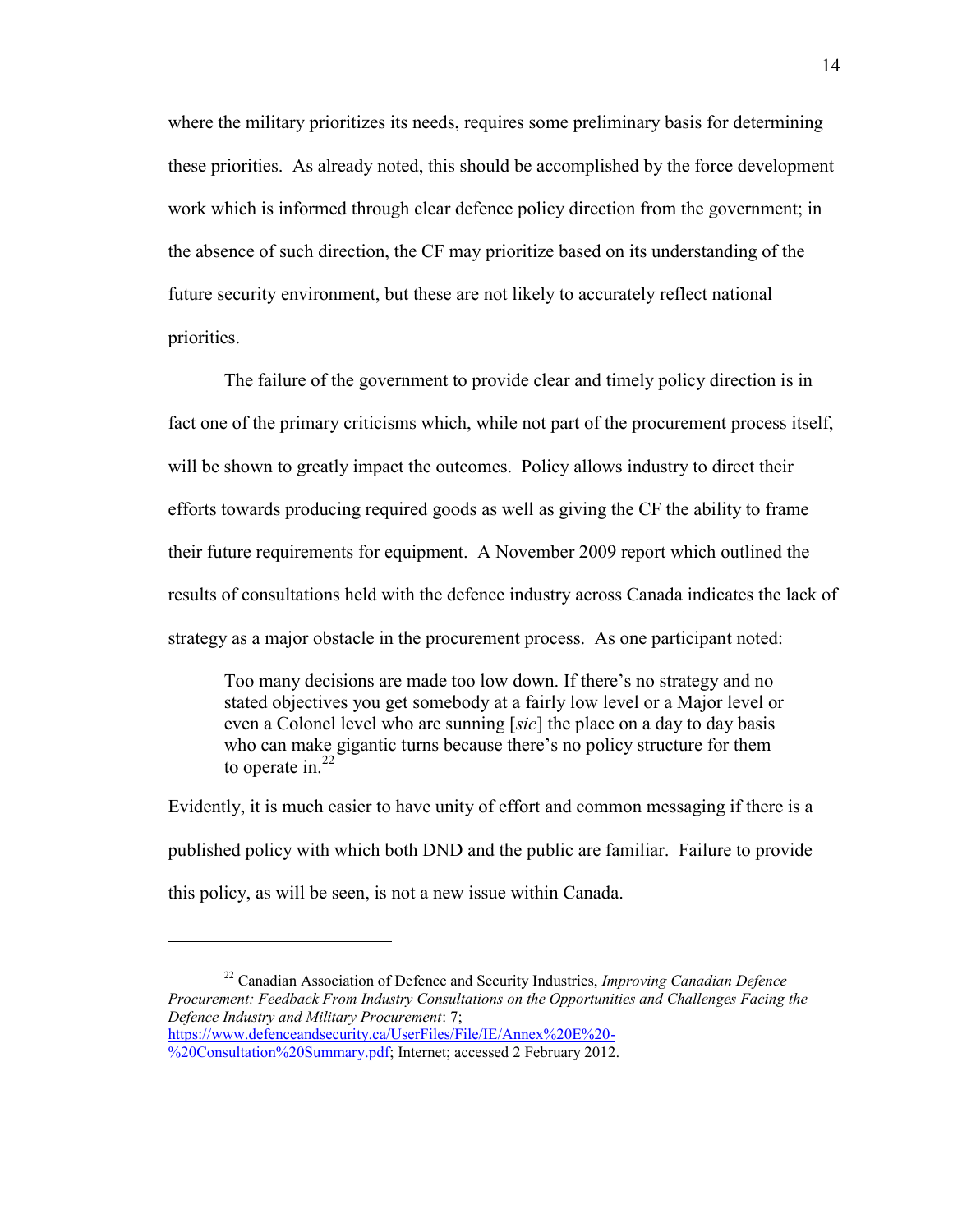where the military prioritizes its needs, requires some preliminary basis for determining these priorities. As already noted, this should be accomplished by the force development work which is informed through clear defence policy direction from the government; in the absence of such direction, the CF may prioritize based on its understanding of the future security environment, but these are not likely to accurately reflect national priorities.

The failure of the government to provide clear and timely policy direction is in fact one of the primary criticisms which, while not part of the procurement process itself, will be shown to greatly impact the outcomes. Policy allows industry to direct their efforts towards producing required goods as well as giving the CF the ability to frame their future requirements for equipment. A November 2009 report which outlined the results of consultations held with the defence industry across Canada indicates the lack of strategy as a major obstacle in the procurement process. As one participant noted:

> Too many decisions are made too low down. If there's no strategy and no stated objectives you get somebody at a fairly low level or a Major level or even a Colonel level who are sunning [*sic*] the place on a day to day basis who can make gigantic turns because there's no policy structure for them to operate in.[22]

Evidently, it is much easier to have unity of effort and common messaging if there is a published policy with which both DND and the public are familiar. Failure to provide this policy, as will be seen, is not a new issue within Canada.

---

[22] Canadian Association of Defence and Security Industries, *Improving Canadian Defence Procurement: Feedback From Industry Consultations on the Opportunities and Challenges Facing the Defence Industry and Military Procurement*: 7; https://www.defenceandsecurity.ca/UserFiles/File/IE/Annex%20E%20-%20Consultation%20Summary.pdf; Internet; accessed 2 February 2012.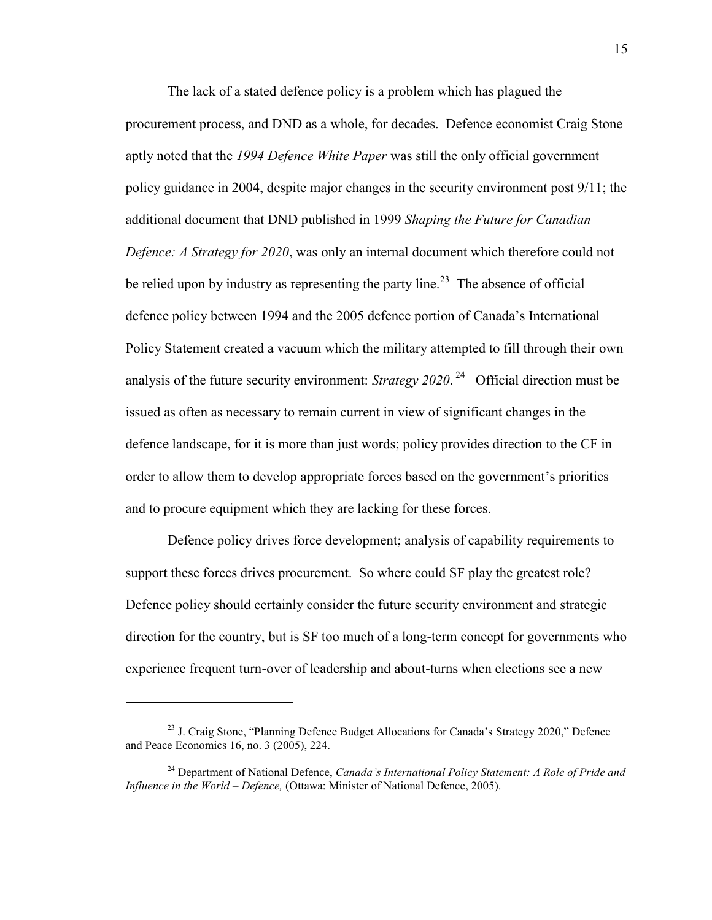The lack of a stated defence policy is a problem which has plagued the procurement process, and DND as a whole, for decades. Defence economist Craig Stone aptly noted that the *1994 Defence White Paper* was still the only official government policy guidance in 2004, despite major changes in the security environment post 9/11; the additional document that DND published in 1999 *Shaping the Future for Canadian Defence: A Strategy for 2020*, was only an internal document which therefore could not be relied upon by industry as representing the party line.[23] The absence of official defence policy between 1994 and the 2005 defence portion of Canada's International Policy Statement created a vacuum which the military attempted to fill through their own analysis of the future security environment: *Strategy 2020*.[24] Official direction must be issued as often as necessary to remain current in view of significant changes in the defence landscape, for it is more than just words; policy provides direction to the CF in order to allow them to develop appropriate forces based on the government's priorities and to procure equipment which they are lacking for these forces.

Defence policy drives force development; analysis of capability requirements to support these forces drives procurement. So where could SF play the greatest role? Defence policy should certainly consider the future security environment and strategic direction for the country, but is SF too much of a long-term concept for governments who experience frequent turn-over of leadership and about-turns when elections see a new

---

[23] J. Craig Stone, "Planning Defence Budget Allocations for Canada's Strategy 2020," Defence and Peace Economics 16, no. 3 (2005), 224.

[24] Department of National Defence, *Canada's International Policy Statement: A Role of Pride and Influence in the World – Defence,* (Ottawa: Minister of National Defence, 2005).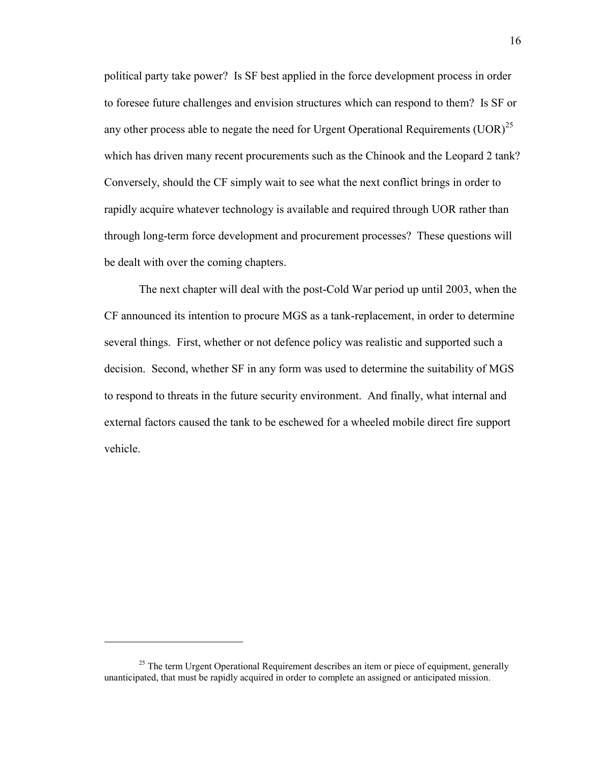political party take power? Is SF best applied in the force development process in order to foresee future challenges and envision structures which can respond to them? Is SF or any other process able to negate the need for Urgent Operational Requirements (UOR)[25] which has driven many recent procurements such as the Chinook and the Leopard 2 tank? Conversely, should the CF simply wait to see what the next conflict brings in order to rapidly acquire whatever technology is available and required through UOR rather than through long-term force development and procurement processes? These questions will be dealt with over the coming chapters.

The next chapter will deal with the post-Cold War period up until 2003, when the CF announced its intention to procure MGS as a tank-replacement, in order to determine several things. First, whether or not defence policy was realistic and supported such a decision. Second, whether SF in any form was used to determine the suitability of MGS to respond to threats in the future security environment. And finally, what internal and external factors caused the tank to be eschewed for a wheeled mobile direct fire support vehicle.

---

[25] The term Urgent Operational Requirement describes an item or piece of equipment, generally unanticipated, that must be rapidly acquired in order to complete an assigned or anticipated mission.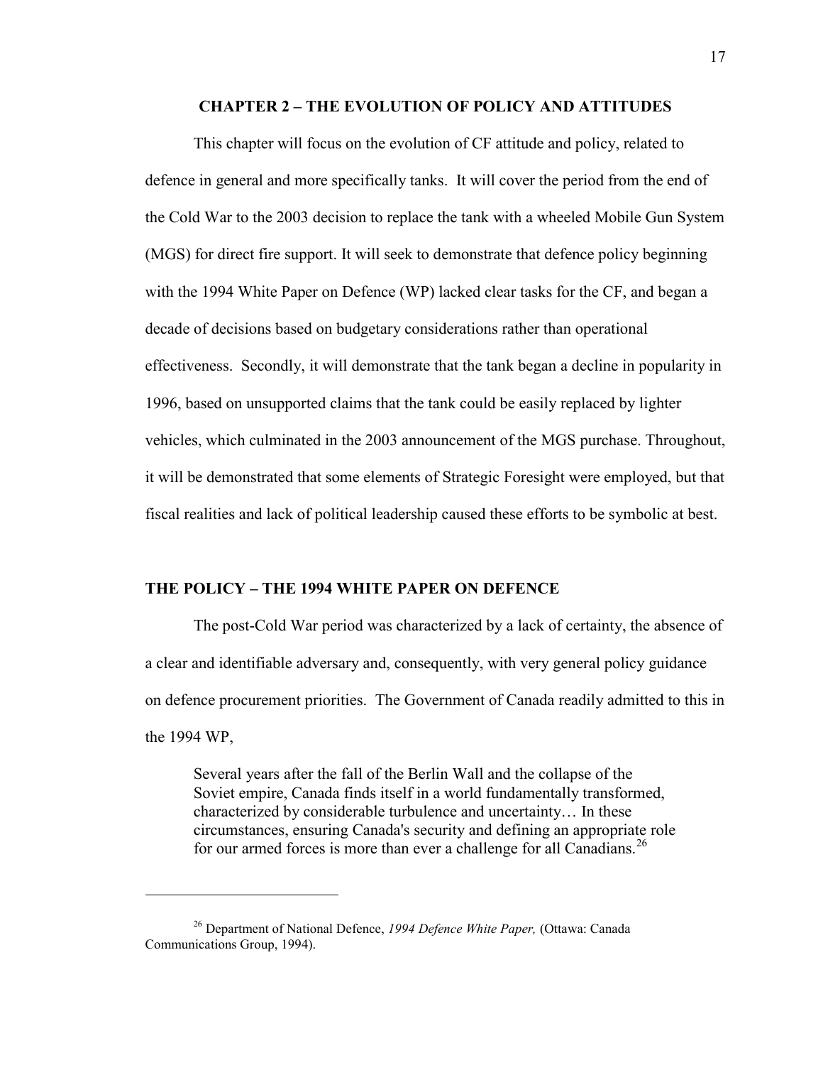## CHAPTER 2 – THE EVOLUTION OF POLICY AND ATTITUDES

This chapter will focus on the evolution of CF attitude and policy, related to defence in general and more specifically tanks. It will cover the period from the end of the Cold War to the 2003 decision to replace the tank with a wheeled Mobile Gun System (MGS) for direct fire support. It will seek to demonstrate that defence policy beginning with the 1994 White Paper on Defence (WP) lacked clear tasks for the CF, and began a decade of decisions based on budgetary considerations rather than operational effectiveness. Secondly, it will demonstrate that the tank began a decline in popularity in 1996, based on unsupported claims that the tank could be easily replaced by lighter vehicles, which culminated in the 2003 announcement of the MGS purchase. Throughout, it will be demonstrated that some elements of Strategic Foresight were employed, but that fiscal realities and lack of political leadership caused these efforts to be symbolic at best.

### THE POLICY – THE 1994 WHITE PAPER ON DEFENCE

The post-Cold War period was characterized by a lack of certainty, the absence of a clear and identifiable adversary and, consequently, with very general policy guidance on defence procurement priorities. The Government of Canada readily admitted to this in the 1994 WP,

> Several years after the fall of the Berlin Wall and the collapse of the Soviet empire, Canada finds itself in a world fundamentally transformed, characterized by considerable turbulence and uncertainty… In these circumstances, ensuring Canada's security and defining an appropriate role for our armed forces is more than ever a challenge for all Canadians.[26]

---

[26] Department of National Defence, *1994 Defence White Paper,* (Ottawa: Canada Communications Group, 1994).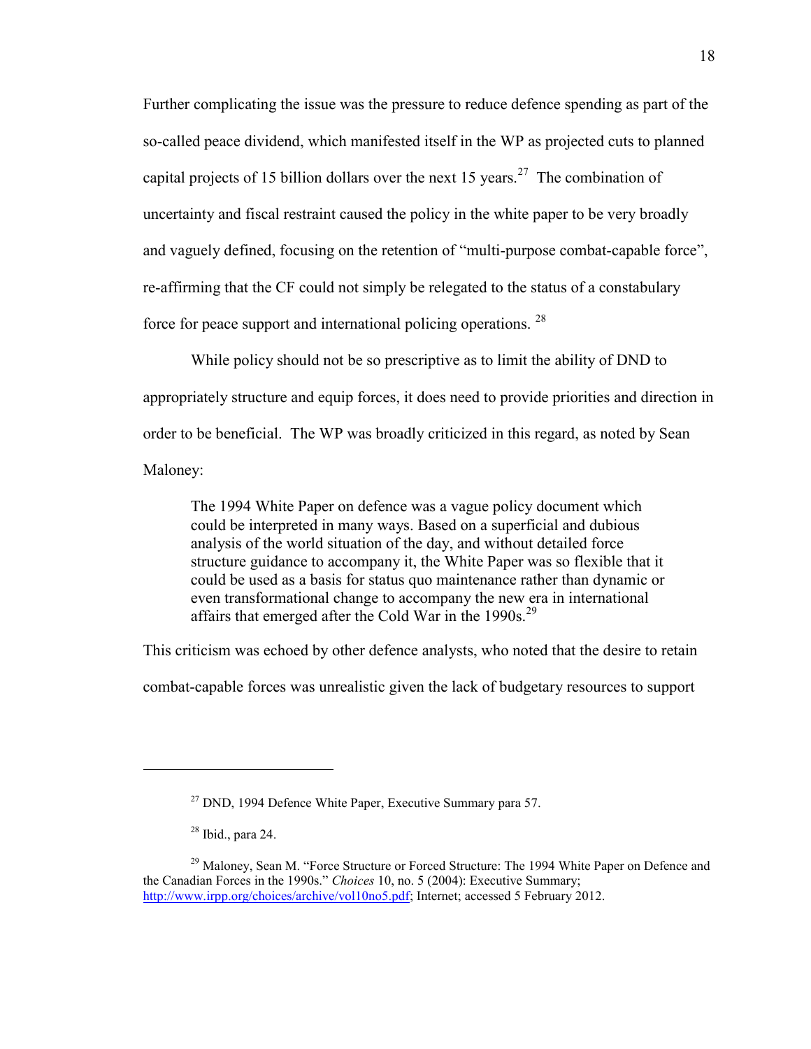Further complicating the issue was the pressure to reduce defence spending as part of the so-called peace dividend, which manifested itself in the WP as projected cuts to planned capital projects of 15 billion dollars over the next 15 years.[27] The combination of uncertainty and fiscal restraint caused the policy in the white paper to be very broadly and vaguely defined, focusing on the retention of "multi-purpose combat-capable force", re-affirming that the CF could not simply be relegated to the status of a constabulary force for peace support and international policing operations. [28]

While policy should not be so prescriptive as to limit the ability of DND to appropriately structure and equip forces, it does need to provide priorities and direction in order to be beneficial. The WP was broadly criticized in this regard, as noted by Sean Maloney:

> The 1994 White Paper on defence was a vague policy document which could be interpreted in many ways. Based on a superficial and dubious analysis of the world situation of the day, and without detailed force structure guidance to accompany it, the White Paper was so flexible that it could be used as a basis for status quo maintenance rather than dynamic or even transformational change to accompany the new era in international affairs that emerged after the Cold War in the 1990s.[29]

This criticism was echoed by other defence analysts, who noted that the desire to retain combat-capable forces was unrealistic given the lack of budgetary resources to support

---

[27] DND, 1994 Defence White Paper, Executive Summary para 57.

[28] Ibid., para 24.

[29] Maloney, Sean M. "Force Structure or Forced Structure: The 1994 White Paper on Defence and the Canadian Forces in the 1990s." *Choices* 10, no. 5 (2004): Executive Summary; http://www.irpp.org/choices/archive/vol10no5.pdf; Internet; accessed 5 February 2012.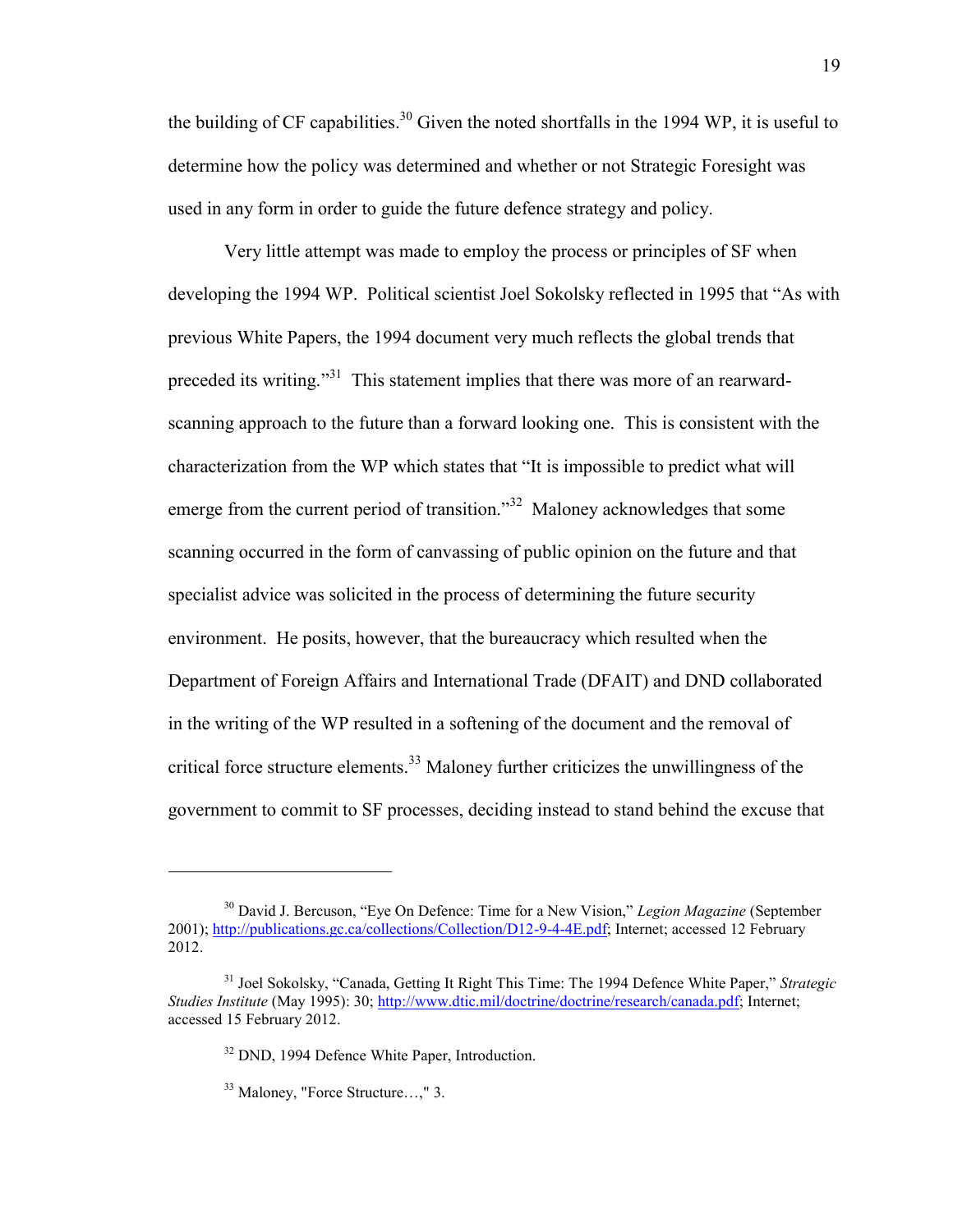the building of CF capabilities.[30] Given the noted shortfalls in the 1994 WP, it is useful to determine how the policy was determined and whether or not Strategic Foresight was used in any form in order to guide the future defence strategy and policy.

Very little attempt was made to employ the process or principles of SF when developing the 1994 WP. Political scientist Joel Sokolsky reflected in 1995 that "As with previous White Papers, the 1994 document very much reflects the global trends that preceded its writing."[31] This statement implies that there was more of an rearward-scanning approach to the future than a forward looking one. This is consistent with the characterization from the WP which states that "It is impossible to predict what will emerge from the current period of transition."[32] Maloney acknowledges that some scanning occurred in the form of canvassing of public opinion on the future and that specialist advice was solicited in the process of determining the future security environment. He posits, however, that the bureaucracy which resulted when the Department of Foreign Affairs and International Trade (DFAIT) and DND collaborated in the writing of the WP resulted in a softening of the document and the removal of critical force structure elements.[33] Maloney further criticizes the unwillingness of the government to commit to SF processes, deciding instead to stand behind the excuse that

---

[30] David J. Bercuson, "Eye On Defence: Time for a New Vision," *Legion Magazine* (September 2001); http://publications.gc.ca/collections/Collection/D12-9-4-4E.pdf; Internet; accessed 12 February 2012.

[31] Joel Sokolsky, "Canada, Getting It Right This Time: The 1994 Defence White Paper," *Strategic Studies Institute* (May 1995): 30; http://www.dtic.mil/doctrine/doctrine/research/canada.pdf; Internet; accessed 15 February 2012.

[32] DND, 1994 Defence White Paper, Introduction.

[33] Maloney, "Force Structure…," 3.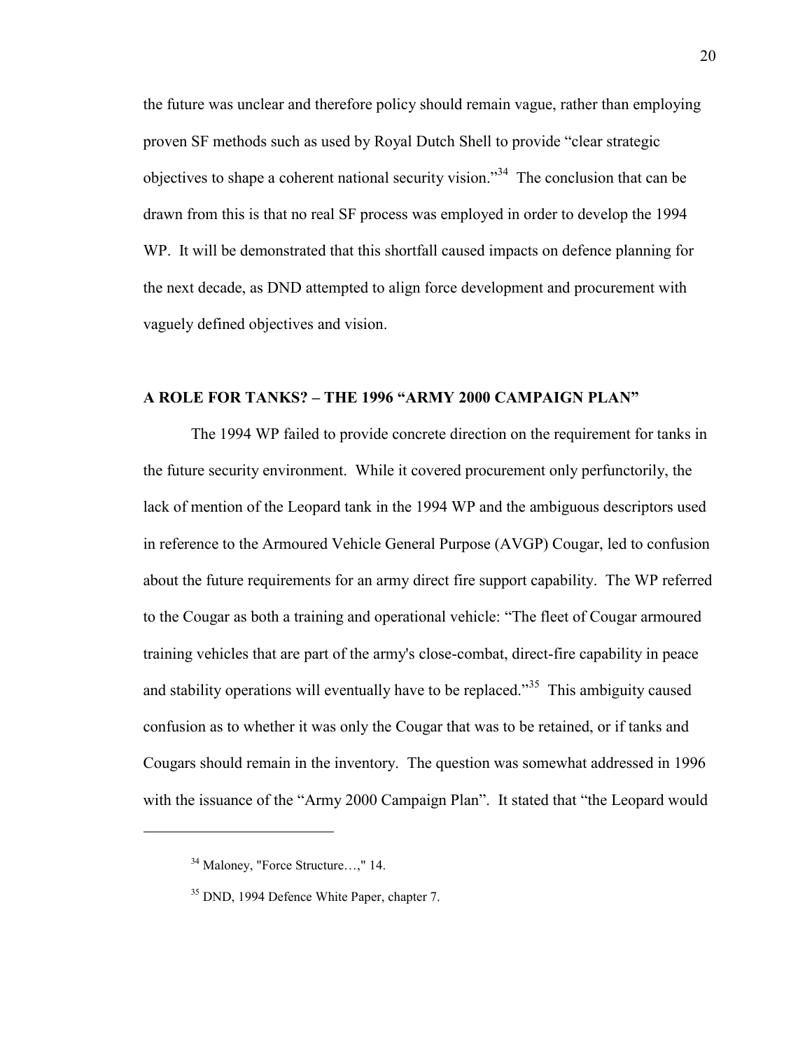the future was unclear and therefore policy should remain vague, rather than employing proven SF methods such as used by Royal Dutch Shell to provide "clear strategic objectives to shape a coherent national security vision."[34] The conclusion that can be drawn from this is that no real SF process was employed in order to develop the 1994 WP. It will be demonstrated that this shortfall caused impacts on defence planning for the next decade, as DND attempted to align force development and procurement with vaguely defined objectives and vision.

## A ROLE FOR TANKS? – THE 1996 "ARMY 2000 CAMPAIGN PLAN"

The 1994 WP failed to provide concrete direction on the requirement for tanks in the future security environment. While it covered procurement only perfunctorily, the lack of mention of the Leopard tank in the 1994 WP and the ambiguous descriptors used in reference to the Armoured Vehicle General Purpose (AVGP) Cougar, led to confusion about the future requirements for an army direct fire support capability. The WP referred to the Cougar as both a training and operational vehicle: "The fleet of Cougar armoured training vehicles that are part of the army's close-combat, direct-fire capability in peace and stability operations will eventually have to be replaced."[35] This ambiguity caused confusion as to whether it was only the Cougar that was to be retained, or if tanks and Cougars should remain in the inventory. The question was somewhat addressed in 1996 with the issuance of the "Army 2000 Campaign Plan". It stated that "the Leopard would

---

[34] Maloney, "Force Structure…," 14.

[35] DND, 1994 Defence White Paper, chapter 7.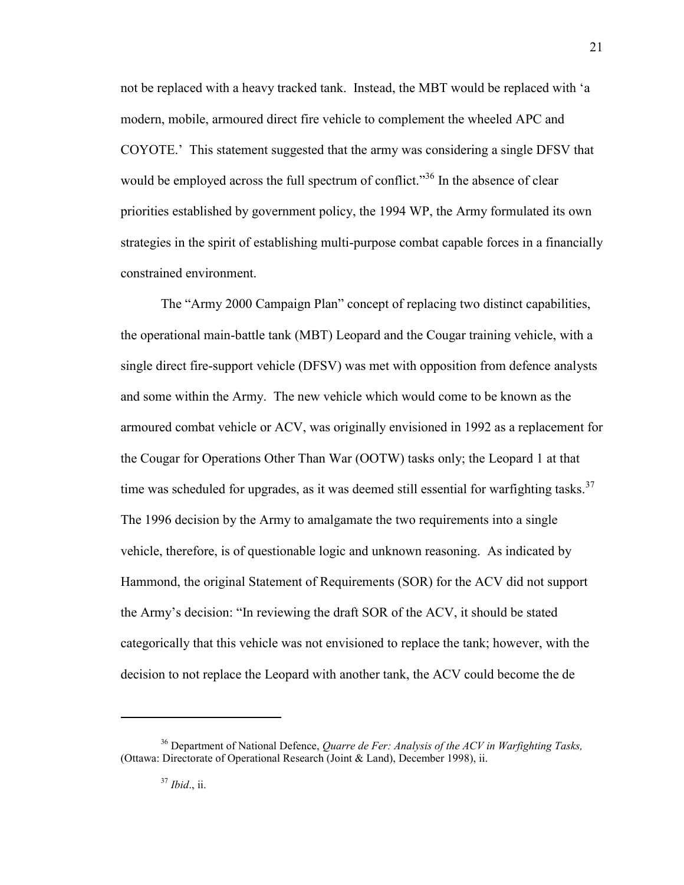not be replaced with a heavy tracked tank. Instead, the MBT would be replaced with 'a modern, mobile, armoured direct fire vehicle to complement the wheeled APC and COYOTE.' This statement suggested that the army was considering a single DFSV that would be employed across the full spectrum of conflict."[36] In the absence of clear priorities established by government policy, the 1994 WP, the Army formulated its own strategies in the spirit of establishing multi-purpose combat capable forces in a financially constrained environment.

The "Army 2000 Campaign Plan" concept of replacing two distinct capabilities, the operational main-battle tank (MBT) Leopard and the Cougar training vehicle, with a single direct fire-support vehicle (DFSV) was met with opposition from defence analysts and some within the Army. The new vehicle which would come to be known as the armoured combat vehicle or ACV, was originally envisioned in 1992 as a replacement for the Cougar for Operations Other Than War (OOTW) tasks only; the Leopard 1 at that time was scheduled for upgrades, as it was deemed still essential for warfighting tasks.[37] The 1996 decision by the Army to amalgamate the two requirements into a single vehicle, therefore, is of questionable logic and unknown reasoning. As indicated by Hammond, the original Statement of Requirements (SOR) for the ACV did not support the Army's decision: "In reviewing the draft SOR of the ACV, it should be stated categorically that this vehicle was not envisioned to replace the tank; however, with the decision to not replace the Leopard with another tank, the ACV could become the de

---

[36] Department of National Defence, *Quarre de Fer: Analysis of the ACV in Warfighting Tasks,* (Ottawa: Directorate of Operational Research (Joint & Land), December 1998), ii.

[37] *Ibid*., ii.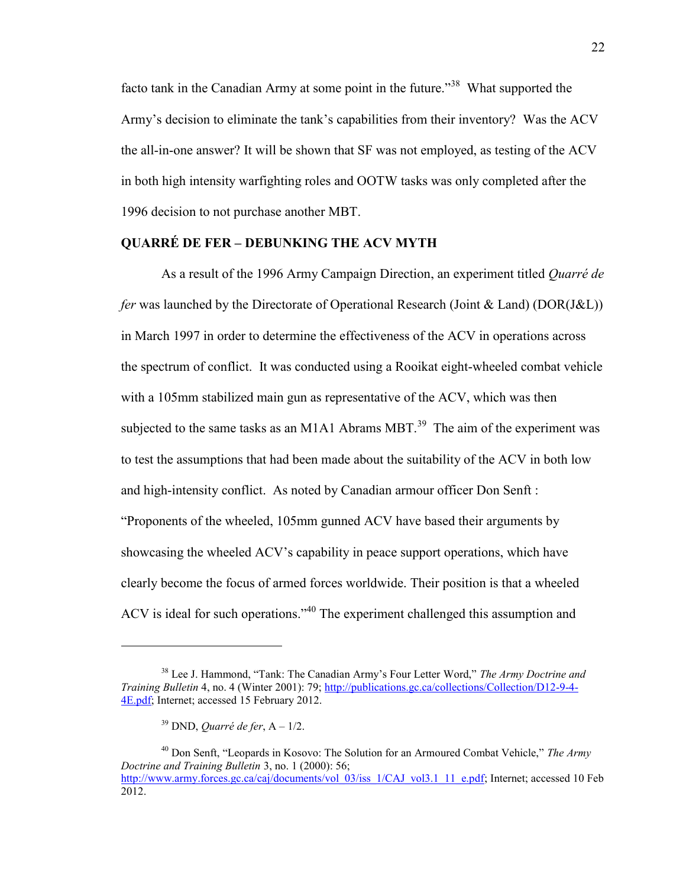facto tank in the Canadian Army at some point in the future."[38] What supported the Army's decision to eliminate the tank's capabilities from their inventory? Was the ACV the all-in-one answer? It will be shown that SF was not employed, as testing of the ACV in both high intensity warfighting roles and OOTW tasks was only completed after the 1996 decision to not purchase another MBT.

## QUARRÉ DE FER – DEBUNKING THE ACV MYTH

As a result of the 1996 Army Campaign Direction, an experiment titled *Quarré de fer* was launched by the Directorate of Operational Research (Joint & Land) (DOR(J&L)) in March 1997 in order to determine the effectiveness of the ACV in operations across the spectrum of conflict. It was conducted using a Rooikat eight-wheeled combat vehicle with a 105mm stabilized main gun as representative of the ACV, which was then subjected to the same tasks as an M1A1 Abrams MBT.[39] The aim of the experiment was to test the assumptions that had been made about the suitability of the ACV in both low and high-intensity conflict. As noted by Canadian armour officer Don Senft : "Proponents of the wheeled, 105mm gunned ACV have based their arguments by showcasing the wheeled ACV's capability in peace support operations, which have clearly become the focus of armed forces worldwide. Their position is that a wheeled ACV is ideal for such operations."[40] The experiment challenged this assumption and

---

[38] Lee J. Hammond, "Tank: The Canadian Army's Four Letter Word," *The Army Doctrine and Training Bulletin* 4, no. 4 (Winter 2001): 79; http://publications.gc.ca/collections/Collection/D12-9-4-4E.pdf; Internet; accessed 15 February 2012.

[39] DND, *Quarré de fer*, A – 1/2.

[40] Don Senft, "Leopards in Kosovo: The Solution for an Armoured Combat Vehicle," *The Army Doctrine and Training Bulletin* 3, no. 1 (2000): 56; http://www.army.forces.gc.ca/caj/documents/vol_03/iss_1/CAJ_vol3.1_11_e.pdf; Internet; accessed 10 Feb 2012.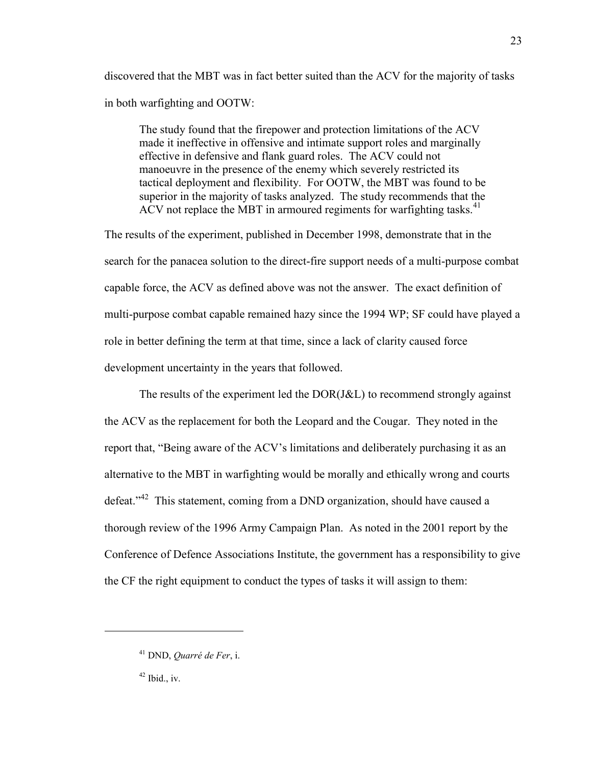discovered that the MBT was in fact better suited than the ACV for the majority of tasks in both warfighting and OOTW:

> The study found that the firepower and protection limitations of the ACV made it ineffective in offensive and intimate support roles and marginally effective in defensive and flank guard roles. The ACV could not manoeuvre in the presence of the enemy which severely restricted its tactical deployment and flexibility. For OOTW, the MBT was found to be superior in the majority of tasks analyzed. The study recommends that the ACV not replace the MBT in armoured regiments for warfighting tasks.[41]

The results of the experiment, published in December 1998, demonstrate that in the search for the panacea solution to the direct-fire support needs of a multi-purpose combat capable force, the ACV as defined above was not the answer. The exact definition of multi-purpose combat capable remained hazy since the 1994 WP; SF could have played a role in better defining the term at that time, since a lack of clarity caused force development uncertainty in the years that followed.

The results of the experiment led the DOR(J&L) to recommend strongly against the ACV as the replacement for both the Leopard and the Cougar. They noted in the report that, "Being aware of the ACV's limitations and deliberately purchasing it as an alternative to the MBT in warfighting would be morally and ethically wrong and courts defeat."[42] This statement, coming from a DND organization, should have caused a thorough review of the 1996 Army Campaign Plan. As noted in the 2001 report by the Conference of Defence Associations Institute, the government has a responsibility to give the CF the right equipment to conduct the types of tasks it will assign to them:

---

[41] DND, *Quarré de Fer*, i.

[42] Ibid., iv.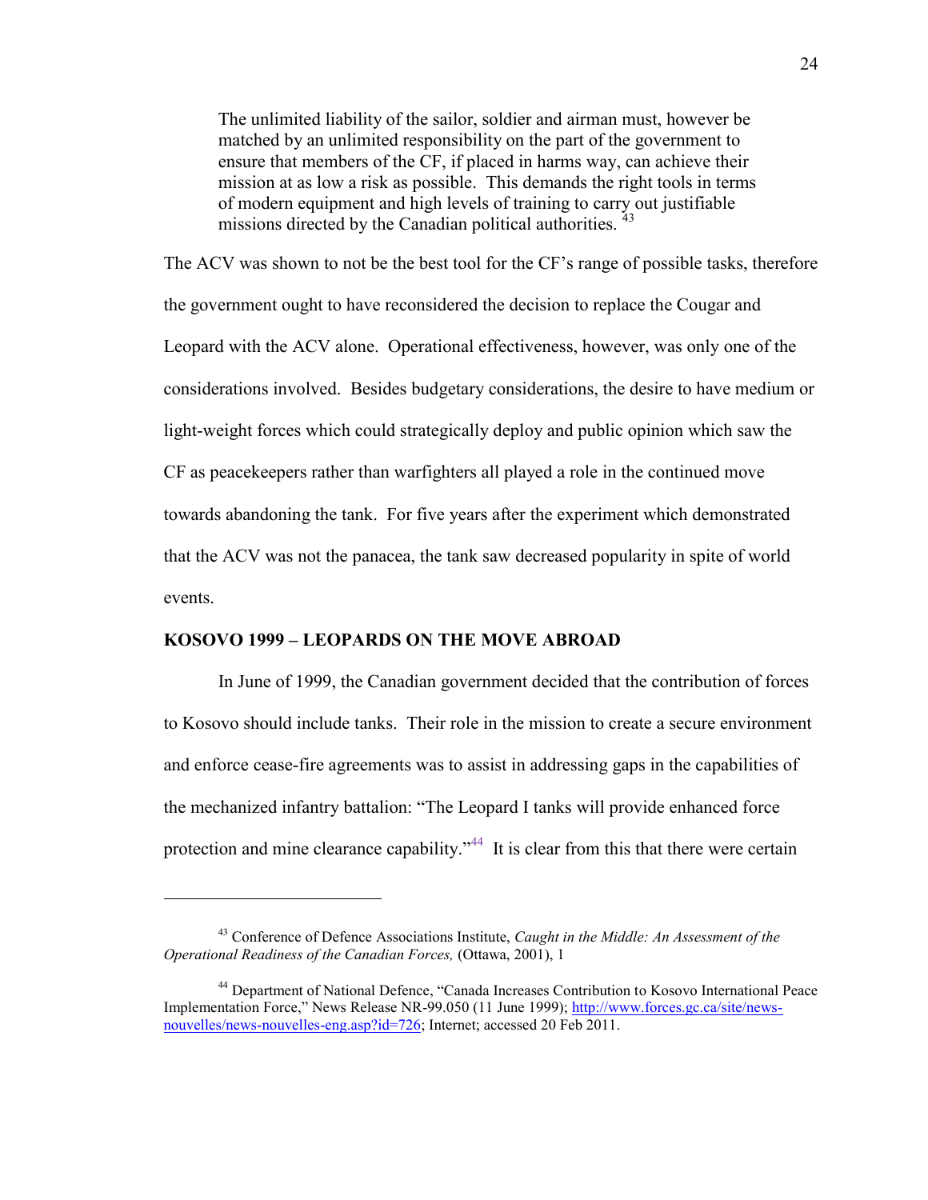> The unlimited liability of the sailor, soldier and airman must, however be matched by an unlimited responsibility on the part of the government to ensure that members of the CF, if placed in harms way, can achieve their mission at as low a risk as possible. This demands the right tools in terms of modern equipment and high levels of training to carry out justifiable missions directed by the Canadian political authorities. [43]

The ACV was shown to not be the best tool for the CF's range of possible tasks, therefore the government ought to have reconsidered the decision to replace the Cougar and Leopard with the ACV alone. Operational effectiveness, however, was only one of the considerations involved. Besides budgetary considerations, the desire to have medium or light-weight forces which could strategically deploy and public opinion which saw the CF as peacekeepers rather than warfighters all played a role in the continued move towards abandoning the tank. For five years after the experiment which demonstrated that the ACV was not the panacea, the tank saw decreased popularity in spite of world events.

## KOSOVO 1999 – LEOPARDS ON THE MOVE ABROAD

In June of 1999, the Canadian government decided that the contribution of forces to Kosovo should include tanks. Their role in the mission to create a secure environment and enforce cease-fire agreements was to assist in addressing gaps in the capabilities of the mechanized infantry battalion: "The Leopard I tanks will provide enhanced force protection and mine clearance capability."[44] It is clear from this that there were certain

---

[43] Conference of Defence Associations Institute, *Caught in the Middle: An Assessment of the Operational Readiness of the Canadian Forces,* (Ottawa, 2001), 1

[44] Department of National Defence, "Canada Increases Contribution to Kosovo International Peace Implementation Force," News Release NR-99.050 (11 June 1999); http://www.forces.gc.ca/site/news-nouvelles/news-nouvelles-eng.asp?id=726; Internet; accessed 20 Feb 2011.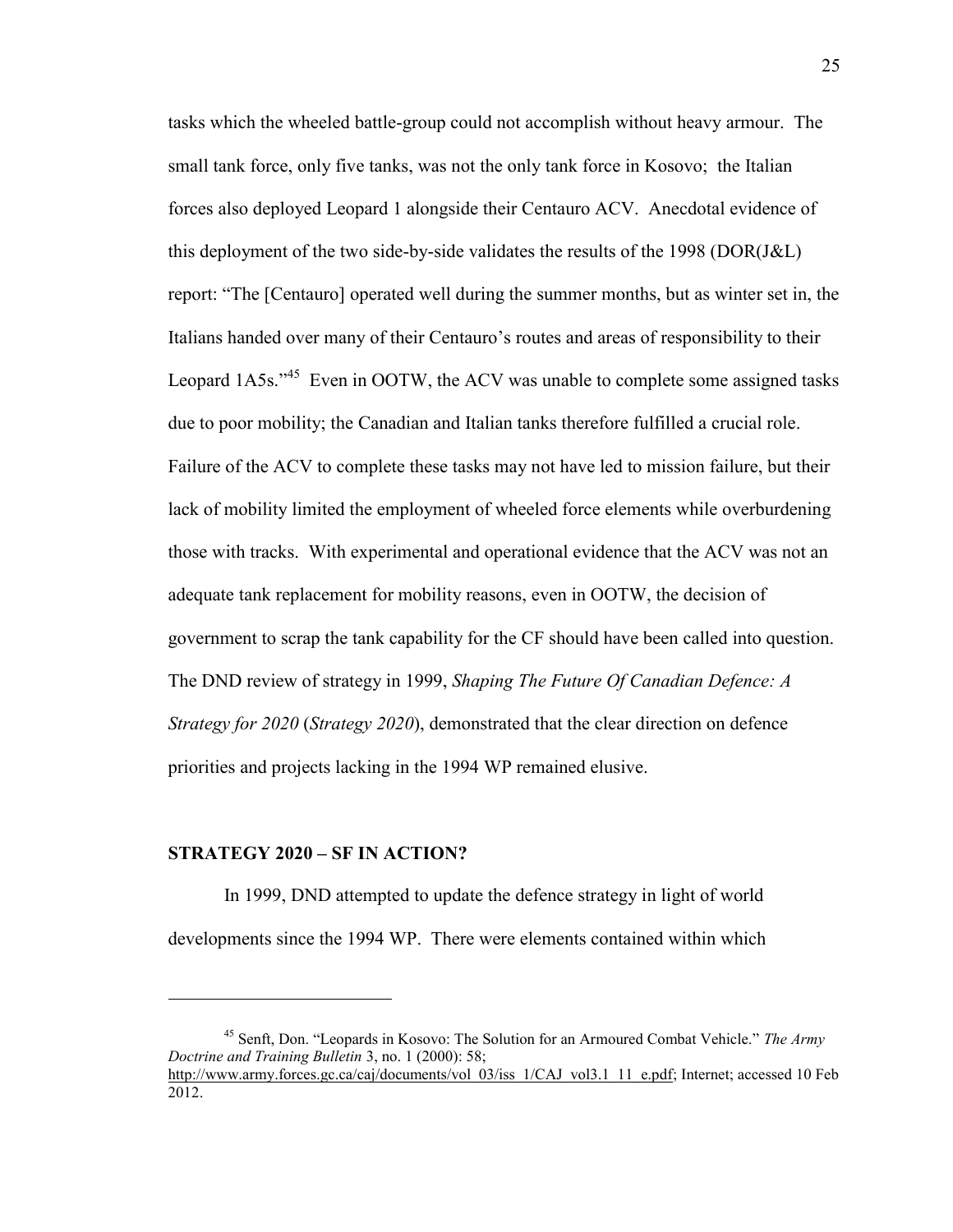tasks which the wheeled battle-group could not accomplish without heavy armour. The small tank force, only five tanks, was not the only tank force in Kosovo; the Italian forces also deployed Leopard 1 alongside their Centauro ACV. Anecdotal evidence of this deployment of the two side-by-side validates the results of the 1998 (DOR(J&L) report: "The [Centauro] operated well during the summer months, but as winter set in, the Italians handed over many of their Centauro's routes and areas of responsibility to their Leopard 1A5s."[45] Even in OOTW, the ACV was unable to complete some assigned tasks due to poor mobility; the Canadian and Italian tanks therefore fulfilled a crucial role. Failure of the ACV to complete these tasks may not have led to mission failure, but their lack of mobility limited the employment of wheeled force elements while overburdening those with tracks. With experimental and operational evidence that the ACV was not an adequate tank replacement for mobility reasons, even in OOTW, the decision of government to scrap the tank capability for the CF should have been called into question. The DND review of strategy in 1999, *Shaping The Future Of Canadian Defence: A Strategy for 2020* (*Strategy 2020*), demonstrated that the clear direction on defence priorities and projects lacking in the 1994 WP remained elusive.

## STRATEGY 2020 – SF IN ACTION?

In 1999, DND attempted to update the defence strategy in light of world developments since the 1994 WP. There were elements contained within which

---

[45] Senft, Don. "Leopards in Kosovo: The Solution for an Armoured Combat Vehicle." *The Army Doctrine and Training Bulletin* 3, no. 1 (2000): 58; http://www.army.forces.gc.ca/caj/documents/vol_03/iss_1/CAJ_vol3.1_11_e.pdf; Internet; accessed 10 Feb 2012.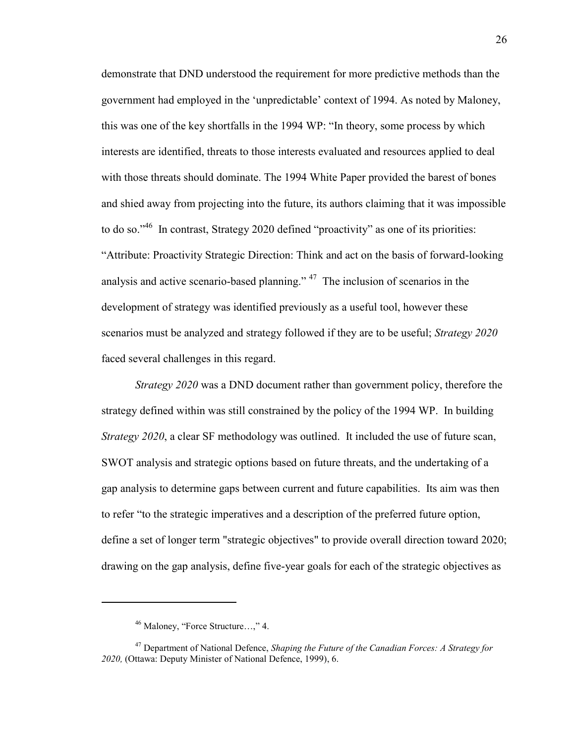demonstrate that DND understood the requirement for more predictive methods than the government had employed in the 'unpredictable' context of 1994. As noted by Maloney, this was one of the key shortfalls in the 1994 WP: "In theory, some process by which interests are identified, threats to those interests evaluated and resources applied to deal with those threats should dominate. The 1994 White Paper provided the barest of bones and shied away from projecting into the future, its authors claiming that it was impossible to do so."[46] In contrast, Strategy 2020 defined "proactivity" as one of its priorities: "Attribute: Proactivity Strategic Direction: Think and act on the basis of forward-looking analysis and active scenario-based planning."[47] The inclusion of scenarios in the development of strategy was identified previously as a useful tool, however these scenarios must be analyzed and strategy followed if they are to be useful; *Strategy 2020* faced several challenges in this regard.

*Strategy 2020* was a DND document rather than government policy, therefore the strategy defined within was still constrained by the policy of the 1994 WP. In building *Strategy 2020*, a clear SF methodology was outlined. It included the use of future scan, SWOT analysis and strategic options based on future threats, and the undertaking of a gap analysis to determine gaps between current and future capabilities. Its aim was then to refer "to the strategic imperatives and a description of the preferred future option, define a set of longer term "strategic objectives" to provide overall direction toward 2020; drawing on the gap analysis, define five-year goals for each of the strategic objectives as

---

[46] Maloney, "Force Structure…," 4.

[47] Department of National Defence, *Shaping the Future of the Canadian Forces: A Strategy for 2020,* (Ottawa: Deputy Minister of National Defence, 1999), 6.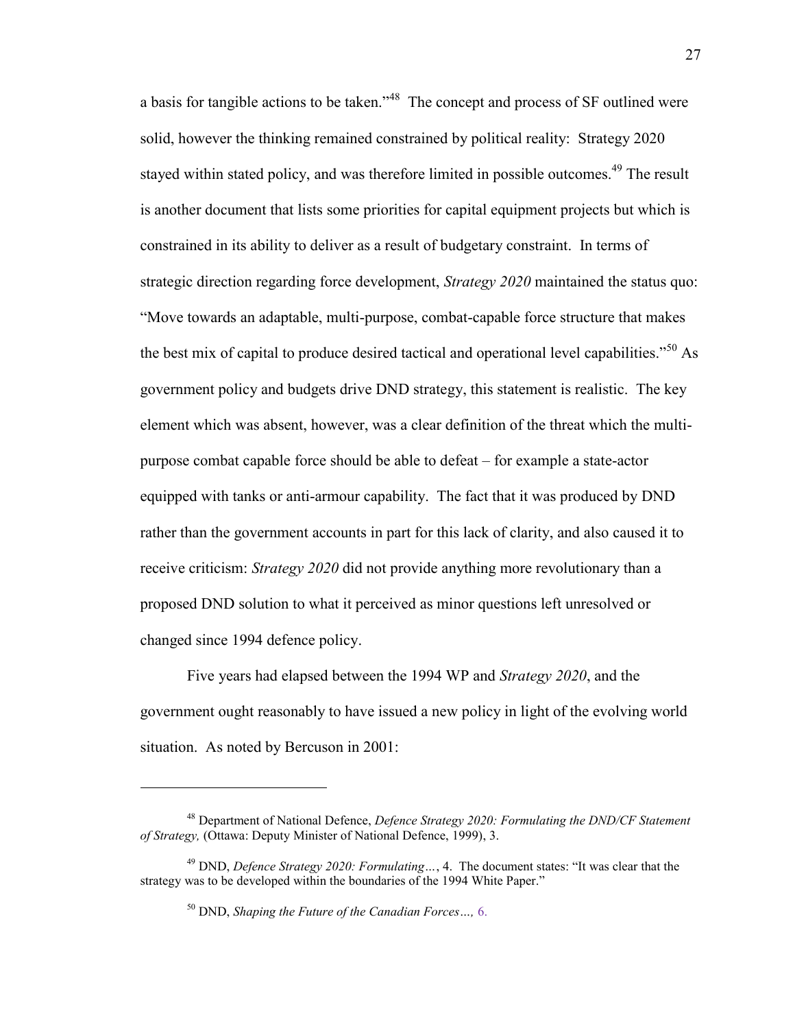a basis for tangible actions to be taken."[48] The concept and process of SF outlined were solid, however the thinking remained constrained by political reality: Strategy 2020 stayed within stated policy, and was therefore limited in possible outcomes.[49] The result is another document that lists some priorities for capital equipment projects but which is constrained in its ability to deliver as a result of budgetary constraint. In terms of strategic direction regarding force development, *Strategy 2020* maintained the status quo: "Move towards an adaptable, multi-purpose, combat-capable force structure that makes the best mix of capital to produce desired tactical and operational level capabilities."[50] As government policy and budgets drive DND strategy, this statement is realistic. The key element which was absent, however, was a clear definition of the threat which the multi-purpose combat capable force should be able to defeat – for example a state-actor equipped with tanks or anti-armour capability. The fact that it was produced by DND rather than the government accounts in part for this lack of clarity, and also caused it to receive criticism: *Strategy 2020* did not provide anything more revolutionary than a proposed DND solution to what it perceived as minor questions left unresolved or changed since 1994 defence policy.

Five years had elapsed between the 1994 WP and *Strategy 2020*, and the government ought reasonably to have issued a new policy in light of the evolving world situation. As noted by Bercuson in 2001:

---

[48] Department of National Defence, *Defence Strategy 2020: Formulating the DND/CF Statement of Strategy,* (Ottawa: Deputy Minister of National Defence, 1999), 3.

[49] DND, *Defence Strategy 2020: Formulating…*, 4. The document states: "It was clear that the strategy was to be developed within the boundaries of the 1994 White Paper."

[50] DND, *Shaping the Future of the Canadian Forces…,* 6.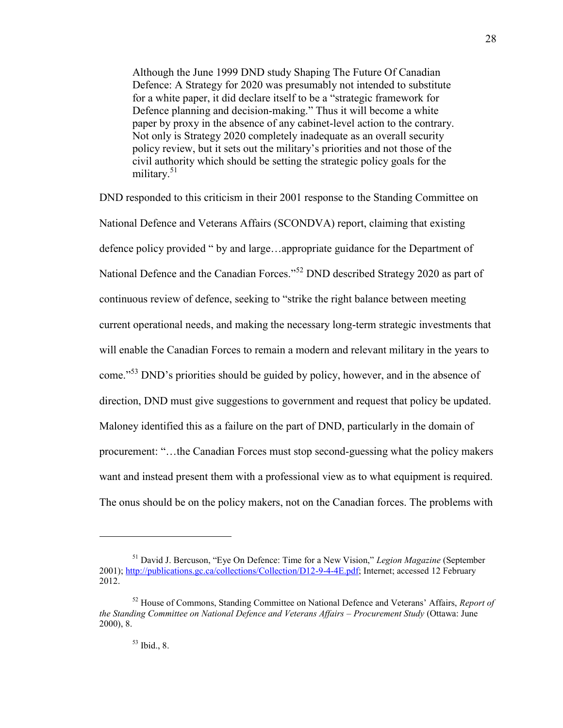> Although the June 1999 DND study Shaping The Future Of Canadian Defence: A Strategy for 2020 was presumably not intended to substitute for a white paper, it did declare itself to be a "strategic framework for Defence planning and decision-making." Thus it will become a white paper by proxy in the absence of any cabinet-level action to the contrary. Not only is Strategy 2020 completely inadequate as an overall security policy review, but it sets out the military's priorities and not those of the civil authority which should be setting the strategic policy goals for the military.[51]

DND responded to this criticism in their 2001 response to the Standing Committee on National Defence and Veterans Affairs (SCONDVA) report, claiming that existing defence policy provided " by and large…appropriate guidance for the Department of National Defence and the Canadian Forces."[52] DND described Strategy 2020 as part of continuous review of defence, seeking to "strike the right balance between meeting current operational needs, and making the necessary long-term strategic investments that will enable the Canadian Forces to remain a modern and relevant military in the years to come."[53] DND's priorities should be guided by policy, however, and in the absence of direction, DND must give suggestions to government and request that policy be updated. Maloney identified this as a failure on the part of DND, particularly in the domain of procurement: "…the Canadian Forces must stop second-guessing what the policy makers want and instead present them with a professional view as to what equipment is required. The onus should be on the policy makers, not on the Canadian forces. The problems with

---

[51] David J. Bercuson, "Eye On Defence: Time for a New Vision," *Legion Magazine* (September 2001); http://publications.gc.ca/collections/Collection/D12-9-4-4E.pdf; Internet; accessed 12 February 2012.

[52] House of Commons, Standing Committee on National Defence and Veterans' Affairs, *Report of the Standing Committee on National Defence and Veterans Affairs – Procurement Study* (Ottawa: June 2000), 8.

[53] Ibid., 8.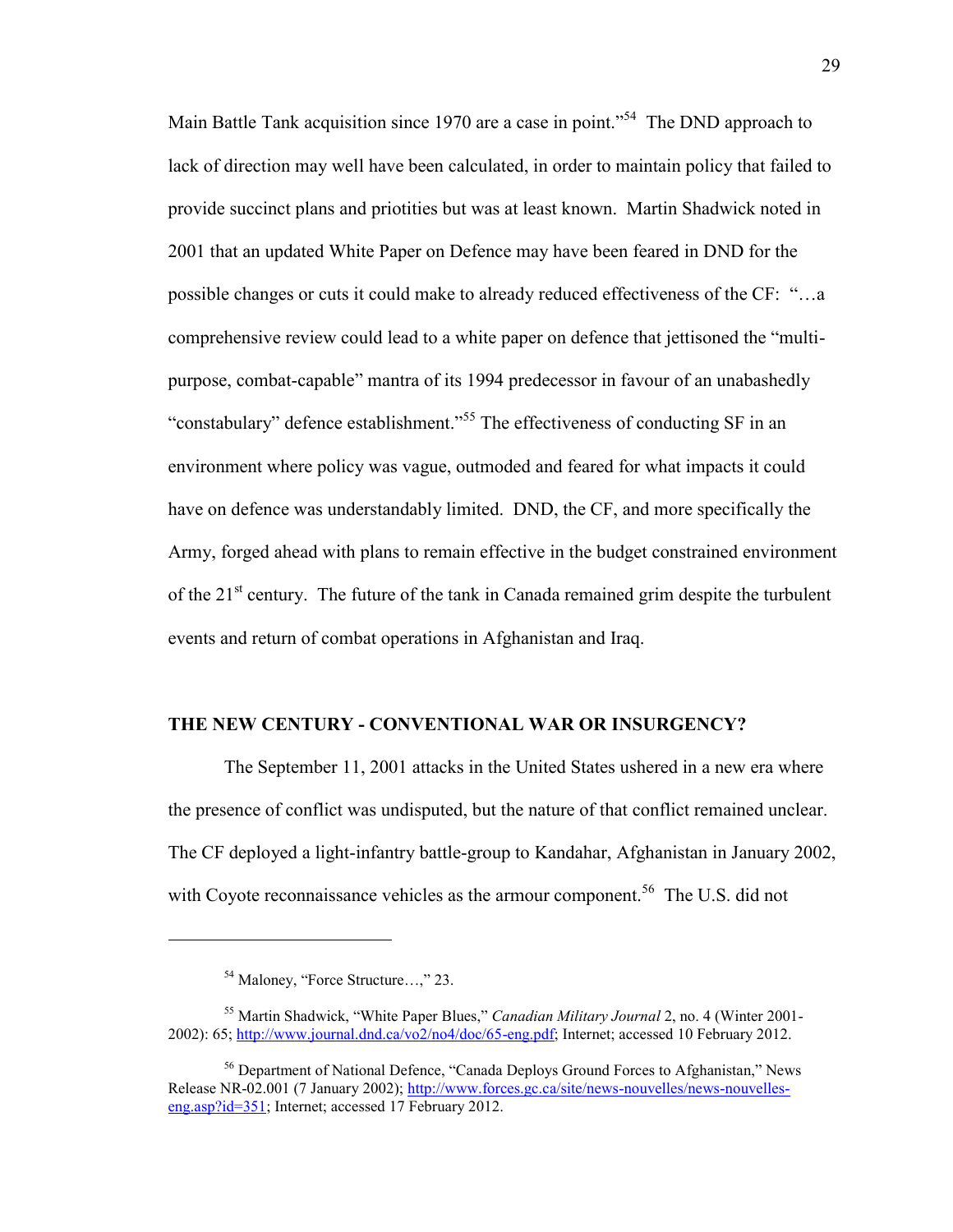Main Battle Tank acquisition since 1970 are a case in point."[54] The DND approach to lack of direction may well have been calculated, in order to maintain policy that failed to provide succinct plans and priotities but was at least known. Martin Shadwick noted in 2001 that an updated White Paper on Defence may have been feared in DND for the possible changes or cuts it could make to already reduced effectiveness of the CF: "…a comprehensive review could lead to a white paper on defence that jettisoned the "multi-purpose, combat-capable" mantra of its 1994 predecessor in favour of an unabashedly "constabulary" defence establishment."[55] The effectiveness of conducting SF in an environment where policy was vague, outmoded and feared for what impacts it could have on defence was understandably limited. DND, the CF, and more specifically the Army, forged ahead with plans to remain effective in the budget constrained environment of the 21st century. The future of the tank in Canada remained grim despite the turbulent events and return of combat operations in Afghanistan and Iraq.

## THE NEW CENTURY - CONVENTIONAL WAR OR INSURGENCY?

The September 11, 2001 attacks in the United States ushered in a new era where the presence of conflict was undisputed, but the nature of that conflict remained unclear. The CF deployed a light-infantry battle-group to Kandahar, Afghanistan in January 2002, with Coyote reconnaissance vehicles as the armour component.[56] The U.S. did not

---

[54] Maloney, "Force Structure…," 23.

[55] Martin Shadwick, "White Paper Blues," *Canadian Military Journal* 2, no. 4 (Winter 2001-2002): 65; http://www.journal.dnd.ca/vo2/no4/doc/65-eng.pdf; Internet; accessed 10 February 2012.

[56] Department of National Defence, "Canada Deploys Ground Forces to Afghanistan," News Release NR-02.001 (7 January 2002); http://www.forces.gc.ca/site/news-nouvelles/news-nouvelles-eng.asp?id=351; Internet; accessed 17 February 2012.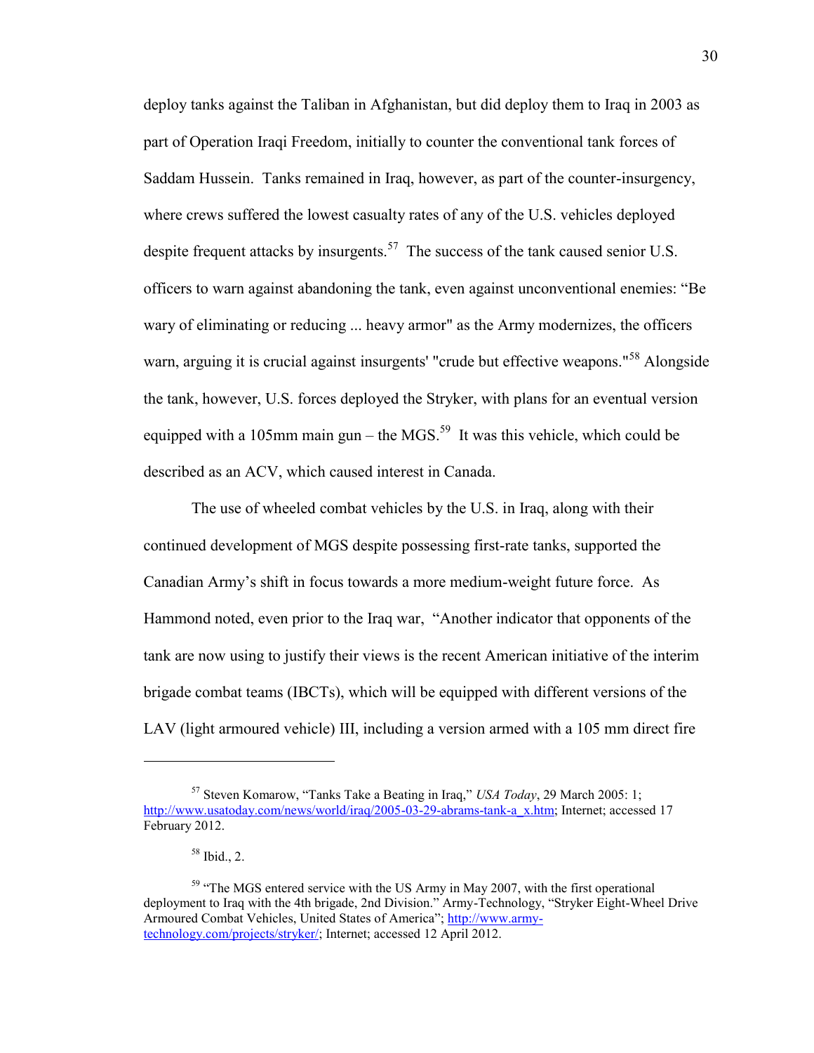deploy tanks against the Taliban in Afghanistan, but did deploy them to Iraq in 2003 as part of Operation Iraqi Freedom, initially to counter the conventional tank forces of Saddam Hussein. Tanks remained in Iraq, however, as part of the counter-insurgency, where crews suffered the lowest casualty rates of any of the U.S. vehicles deployed despite frequent attacks by insurgents.[57] The success of the tank caused senior U.S. officers to warn against abandoning the tank, even against unconventional enemies: "Be wary of eliminating or reducing ... heavy armor" as the Army modernizes, the officers warn, arguing it is crucial against insurgents' "crude but effective weapons."[58] Alongside the tank, however, U.S. forces deployed the Stryker, with plans for an eventual version equipped with a 105mm main gun – the MGS.[59] It was this vehicle, which could be described as an ACV, which caused interest in Canada.

The use of wheeled combat vehicles by the U.S. in Iraq, along with their continued development of MGS despite possessing first-rate tanks, supported the Canadian Army's shift in focus towards a more medium-weight future force. As Hammond noted, even prior to the Iraq war, "Another indicator that opponents of the tank are now using to justify their views is the recent American initiative of the interim brigade combat teams (IBCTs), which will be equipped with different versions of the LAV (light armoured vehicle) III, including a version armed with a 105 mm direct fire

---

[57] Steven Komarow, "Tanks Take a Beating in Iraq," *USA Today*, 29 March 2005: 1; http://www.usatoday.com/news/world/iraq/2005-03-29-abrams-tank-a_x.htm; Internet; accessed 17 February 2012.

[58] Ibid., 2.

[59] "The MGS entered service with the US Army in May 2007, with the first operational deployment to Iraq with the 4th brigade, 2nd Division." Army-Technology, "Stryker Eight-Wheel Drive Armoured Combat Vehicles, United States of America"; http://www.army-technology.com/projects/stryker/; Internet; accessed 12 April 2012.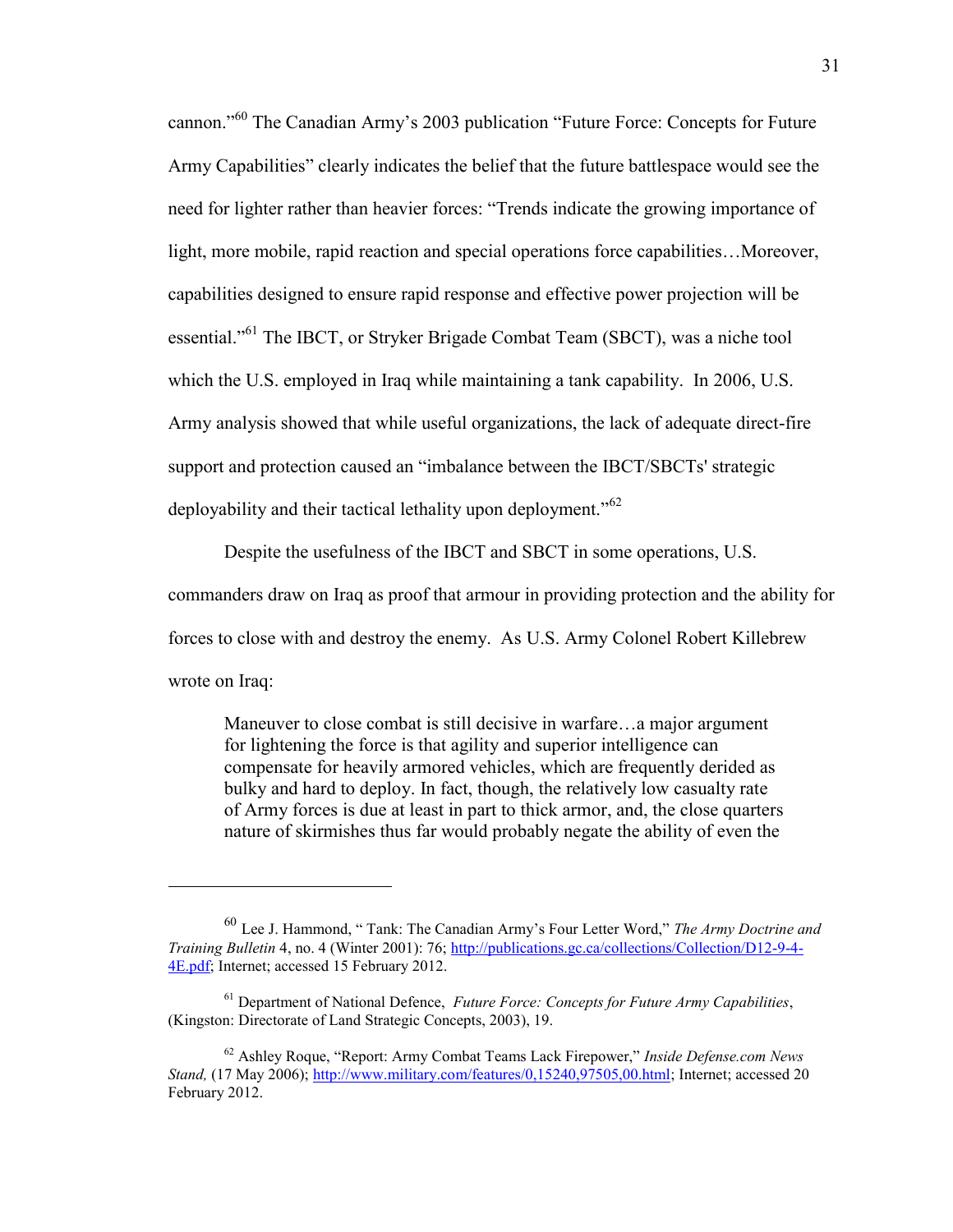cannon."[60] The Canadian Army's 2003 publication "Future Force: Concepts for Future Army Capabilities" clearly indicates the belief that the future battlespace would see the need for lighter rather than heavier forces: "Trends indicate the growing importance of light, more mobile, rapid reaction and special operations force capabilities…Moreover, capabilities designed to ensure rapid response and effective power projection will be essential."[61] The IBCT, or Stryker Brigade Combat Team (SBCT), was a niche tool which the U.S. employed in Iraq while maintaining a tank capability. In 2006, U.S. Army analysis showed that while useful organizations, the lack of adequate direct-fire support and protection caused an "imbalance between the IBCT/SBCTs' strategic deployability and their tactical lethality upon deployment."[62]

Despite the usefulness of the IBCT and SBCT in some operations, U.S. commanders draw on Iraq as proof that armour in providing protection and the ability for forces to close with and destroy the enemy. As U.S. Army Colonel Robert Killebrew wrote on Iraq:

> Maneuver to close combat is still decisive in warfare…a major argument for lightening the force is that agility and superior intelligence can compensate for heavily armored vehicles, which are frequently derided as bulky and hard to deploy. In fact, though, the relatively low casualty rate of Army forces is due at least in part to thick armor, and, the close quarters nature of skirmishes thus far would probably negate the ability of even the

---

[60] Lee J. Hammond, " Tank: The Canadian Army's Four Letter Word," *The Army Doctrine and Training Bulletin* 4, no. 4 (Winter 2001): 76; http://publications.gc.ca/collections/Collection/D12-9-4-4E.pdf; Internet; accessed 15 February 2012.

[61] Department of National Defence, *Future Force: Concepts for Future Army Capabilities*, (Kingston: Directorate of Land Strategic Concepts, 2003), 19.

[62] Ashley Roque, "Report: Army Combat Teams Lack Firepower," *Inside Defense.com News Stand,* (17 May 2006); http://www.military.com/features/0,15240,97505,00.html; Internet; accessed 20 February 2012.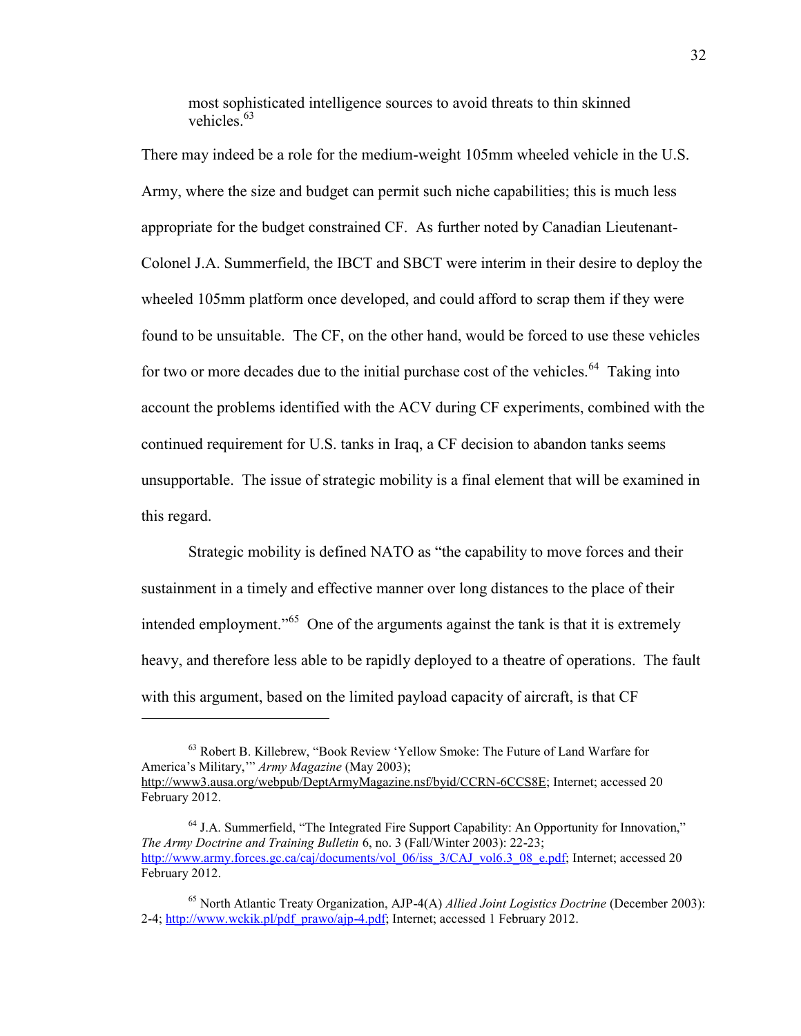most sophisticated intelligence sources to avoid threats to thin skinned vehicles.[63]

There may indeed be a role for the medium-weight 105mm wheeled vehicle in the U.S. Army, where the size and budget can permit such niche capabilities; this is much less appropriate for the budget constrained CF. As further noted by Canadian Lieutenant-Colonel J.A. Summerfield, the IBCT and SBCT were interim in their desire to deploy the wheeled 105mm platform once developed, and could afford to scrap them if they were found to be unsuitable. The CF, on the other hand, would be forced to use these vehicles for two or more decades due to the initial purchase cost of the vehicles.[64] Taking into account the problems identified with the ACV during CF experiments, combined with the continued requirement for U.S. tanks in Iraq, a CF decision to abandon tanks seems unsupportable. The issue of strategic mobility is a final element that will be examined in this regard.

Strategic mobility is defined NATO as "the capability to move forces and their sustainment in a timely and effective manner over long distances to the place of their intended employment."[65] One of the arguments against the tank is that it is extremely heavy, and therefore less able to be rapidly deployed to a theatre of operations. The fault with this argument, based on the limited payload capacity of aircraft, is that CF

---

[63] Robert B. Killebrew, "Book Review 'Yellow Smoke: The Future of Land Warfare for America's Military,'" *Army Magazine* (May 2003); http://www3.ausa.org/webpub/DeptArmyMagazine.nsf/byid/CCRN-6CCS8E; Internet; accessed 20 February 2012.

[64] J.A. Summerfield, "The Integrated Fire Support Capability: An Opportunity for Innovation," *The Army Doctrine and Training Bulletin* 6, no. 3 (Fall/Winter 2003): 22-23; http://www.army.forces.gc.ca/caj/documents/vol_06/iss_3/CAJ_vol6.3_08_e.pdf; Internet; accessed 20 February 2012.

[65] North Atlantic Treaty Organization, AJP-4(A) *Allied Joint Logistics Doctrine* (December 2003): 2-4; http://www.wckik.pl/pdf_prawo/ajp-4.pdf; Internet; accessed 1 February 2012.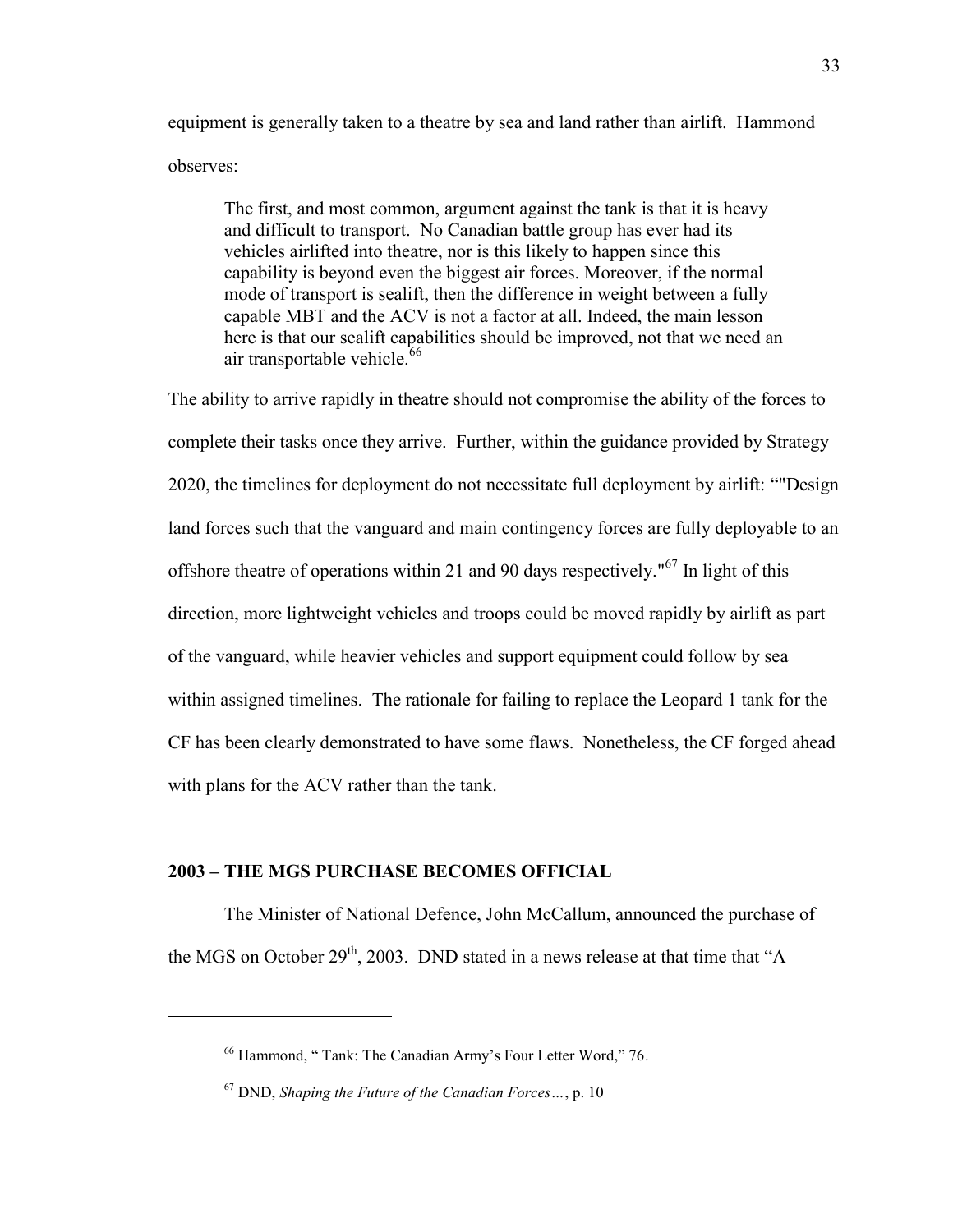equipment is generally taken to a theatre by sea and land rather than airlift. Hammond observes:

> The first, and most common, argument against the tank is that it is heavy and difficult to transport. No Canadian battle group has ever had its vehicles airlifted into theatre, nor is this likely to happen since this capability is beyond even the biggest air forces. Moreover, if the normal mode of transport is sealift, then the difference in weight between a fully capable MBT and the ACV is not a factor at all. Indeed, the main lesson here is that our sealift capabilities should be improved, not that we need an air transportable vehicle.[66]

The ability to arrive rapidly in theatre should not compromise the ability of the forces to complete their tasks once they arrive. Further, within the guidance provided by Strategy 2020, the timelines for deployment do not necessitate full deployment by airlift: “"Design land forces such that the vanguard and main contingency forces are fully deployable to an offshore theatre of operations within 21 and 90 days respectively."[67] In light of this direction, more lightweight vehicles and troops could be moved rapidly by airlift as part of the vanguard, while heavier vehicles and support equipment could follow by sea within assigned timelines. The rationale for failing to replace the Leopard 1 tank for the CF has been clearly demonstrated to have some flaws. Nonetheless, the CF forged ahead with plans for the ACV rather than the tank.

## 2003 – THE MGS PURCHASE BECOMES OFFICIAL

The Minister of National Defence, John McCallum, announced the purchase of the MGS on October 29th, 2003. DND stated in a news release at that time that “A

---

[66] Hammond, “ Tank: The Canadian Army’s Four Letter Word,” 76.

[67] DND, *Shaping the Future of the Canadian Forces…*, p. 10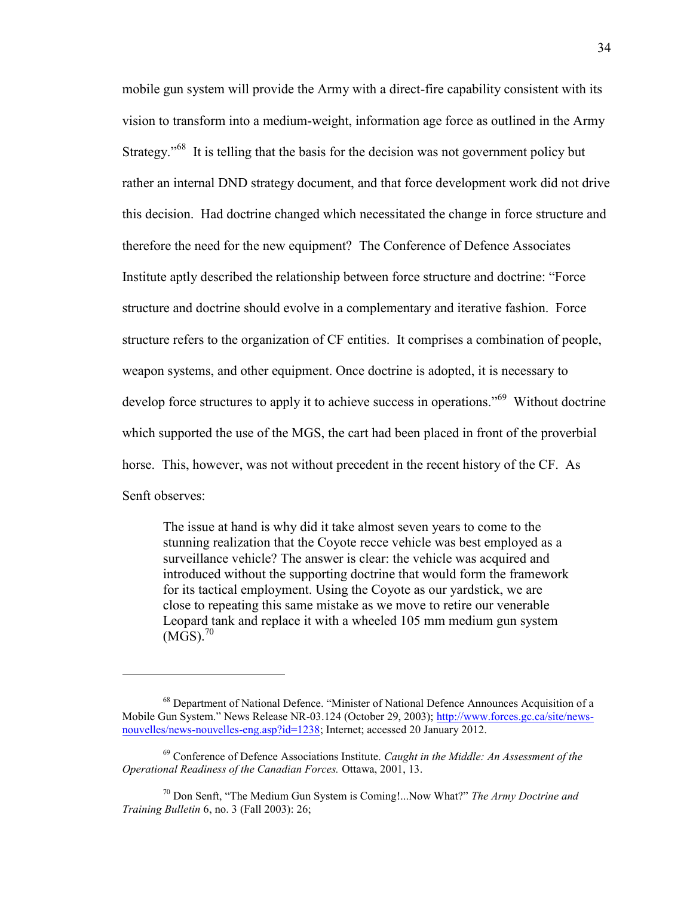mobile gun system will provide the Army with a direct-fire capability consistent with its vision to transform into a medium-weight, information age force as outlined in the Army Strategy."[68] It is telling that the basis for the decision was not government policy but rather an internal DND strategy document, and that force development work did not drive this decision. Had doctrine changed which necessitated the change in force structure and therefore the need for the new equipment? The Conference of Defence Associates Institute aptly described the relationship between force structure and doctrine: "Force structure and doctrine should evolve in a complementary and iterative fashion. Force structure refers to the organization of CF entities. It comprises a combination of people, weapon systems, and other equipment. Once doctrine is adopted, it is necessary to develop force structures to apply it to achieve success in operations."[69] Without doctrine which supported the use of the MGS, the cart had been placed in front of the proverbial horse. This, however, was not without precedent in the recent history of the CF. As Senft observes:

> The issue at hand is why did it take almost seven years to come to the stunning realization that the Coyote recce vehicle was best employed as a surveillance vehicle? The answer is clear: the vehicle was acquired and introduced without the supporting doctrine that would form the framework for its tactical employment. Using the Coyote as our yardstick, we are close to repeating this same mistake as we move to retire our venerable Leopard tank and replace it with a wheeled 105 mm medium gun system (MGS).[70]

---

[68] Department of National Defence. "Minister of National Defence Announces Acquisition of a Mobile Gun System." News Release NR-03.124 (October 29, 2003); http://www.forces.gc.ca/site/news-nouvelles/news-nouvelles-eng.asp?id=1238; Internet; accessed 20 January 2012.

[69] Conference of Defence Associations Institute. *Caught in the Middle: An Assessment of the Operational Readiness of the Canadian Forces.* Ottawa, 2001, 13.

[70] Don Senft, "The Medium Gun System is Coming!...Now What?" *The Army Doctrine and Training Bulletin* 6, no. 3 (Fall 2003): 26;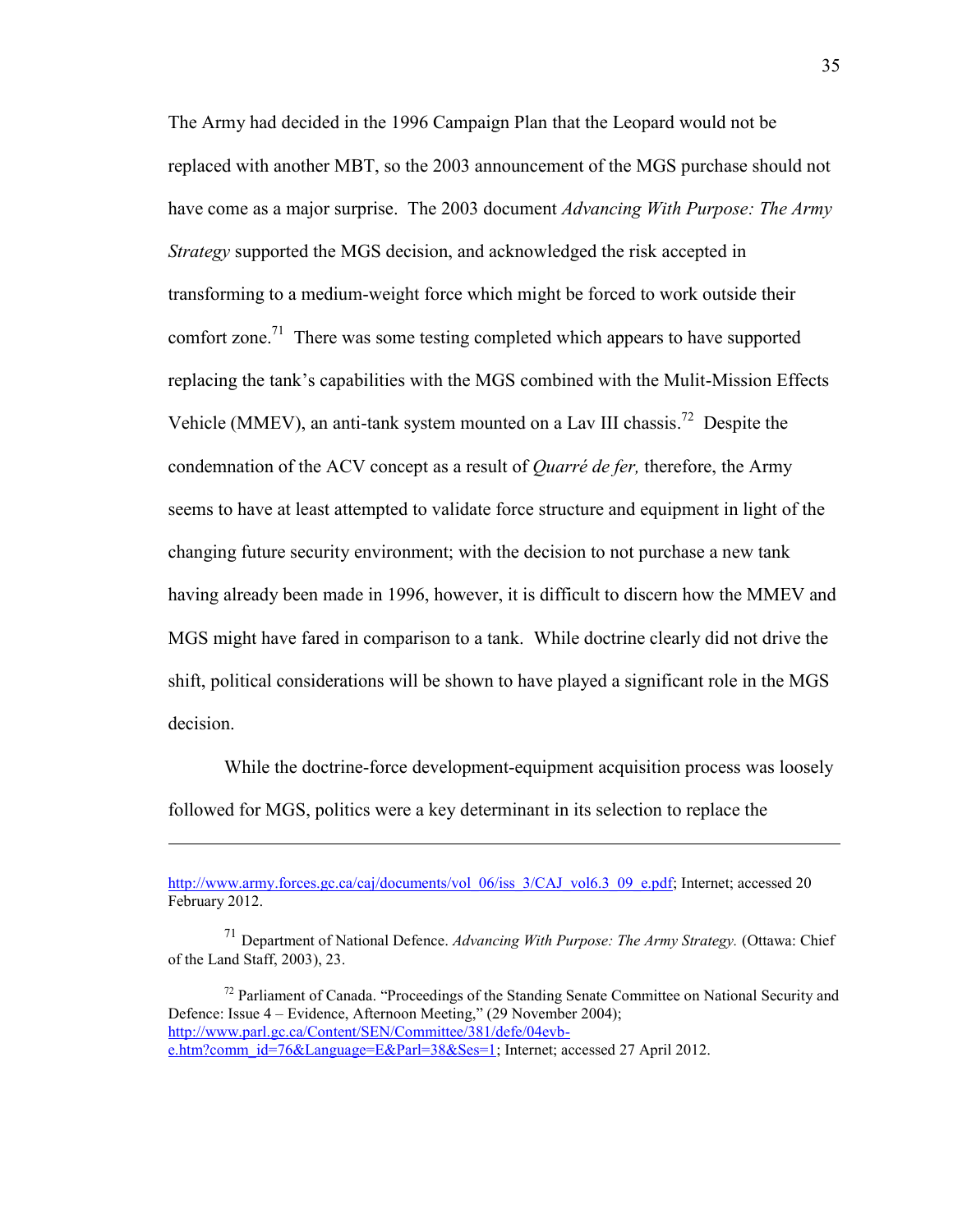The Army had decided in the 1996 Campaign Plan that the Leopard would not be replaced with another MBT, so the 2003 announcement of the MGS purchase should not have come as a major surprise. The 2003 document *Advancing With Purpose: The Army Strategy* supported the MGS decision, and acknowledged the risk accepted in transforming to a medium-weight force which might be forced to work outside their comfort zone.[71] There was some testing completed which appears to have supported replacing the tank's capabilities with the MGS combined with the Mulit-Mission Effects Vehicle (MMEV), an anti-tank system mounted on a Lav III chassis.[72] Despite the condemnation of the ACV concept as a result of *Quarré de fer,* therefore, the Army seems to have at least attempted to validate force structure and equipment in light of the changing future security environment; with the decision to not purchase a new tank having already been made in 1996, however, it is difficult to discern how the MMEV and MGS might have fared in comparison to a tank. While doctrine clearly did not drive the shift, political considerations will be shown to have played a significant role in the MGS decision.

While the doctrine-force development-equipment acquisition process was loosely followed for MGS, politics were a key determinant in its selection to replace the

---

http://www.army.forces.gc.ca/caj/documents/vol_06/iss_3/CAJ_vol6.3_09_e.pdf; Internet; accessed 20 February 2012.

[71] Department of National Defence. *Advancing With Purpose: The Army Strategy.* (Ottawa: Chief of the Land Staff, 2003), 23.

[72] Parliament of Canada. "Proceedings of the Standing Senate Committee on National Security and Defence: Issue 4 – Evidence, Afternoon Meeting," (29 November 2004); http://www.parl.gc.ca/Content/SEN/Committee/381/defe/04evb-e.htm?comm_id=76&Language=E&Parl=38&Ses=1; Internet; accessed 27 April 2012.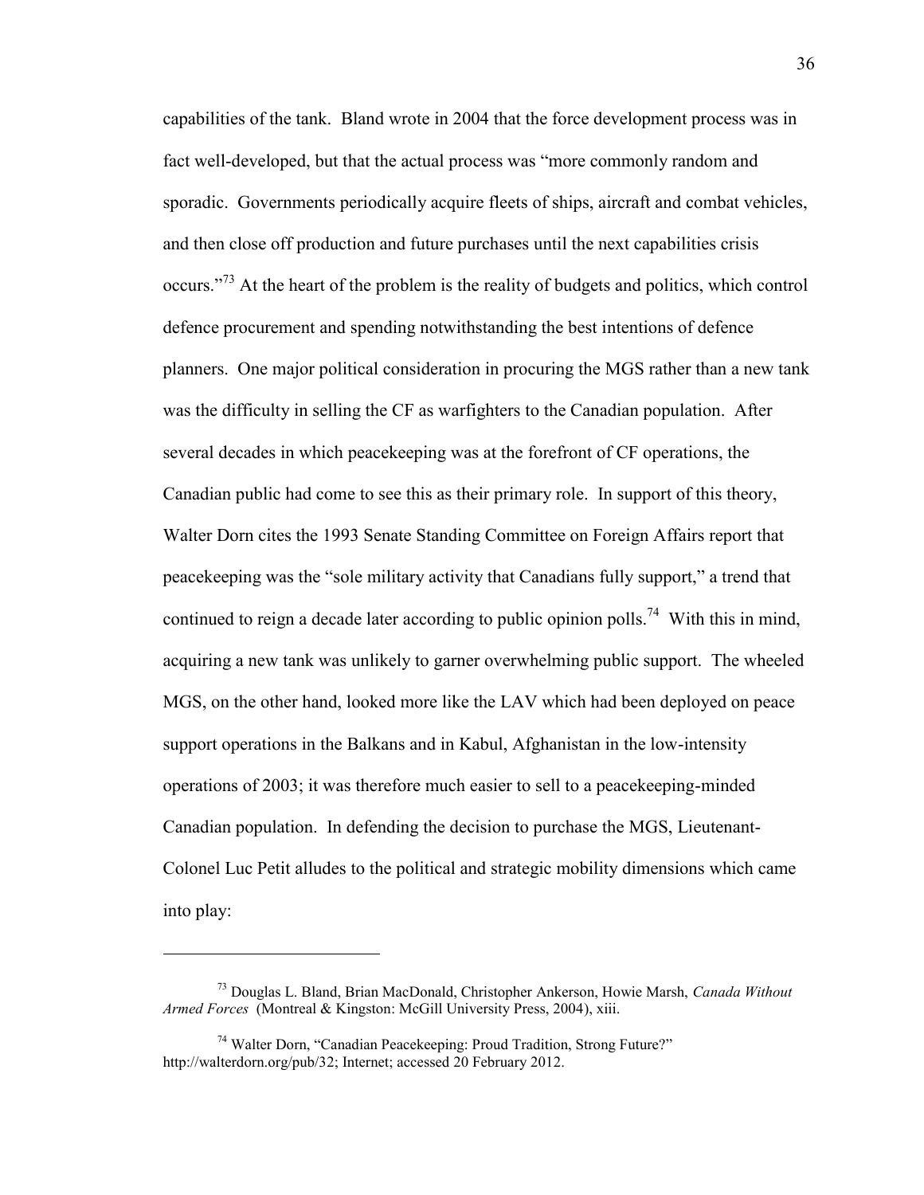capabilities of the tank. Bland wrote in 2004 that the force development process was in fact well-developed, but that the actual process was "more commonly random and sporadic. Governments periodically acquire fleets of ships, aircraft and combat vehicles, and then close off production and future purchases until the next capabilities crisis occurs."[73] At the heart of the problem is the reality of budgets and politics, which control defence procurement and spending notwithstanding the best intentions of defence planners. One major political consideration in procuring the MGS rather than a new tank was the difficulty in selling the CF as warfighters to the Canadian population. After several decades in which peacekeeping was at the forefront of CF operations, the Canadian public had come to see this as their primary role. In support of this theory, Walter Dorn cites the 1993 Senate Standing Committee on Foreign Affairs report that peacekeeping was the "sole military activity that Canadians fully support," a trend that continued to reign a decade later according to public opinion polls.[74] With this in mind, acquiring a new tank was unlikely to garner overwhelming public support. The wheeled MGS, on the other hand, looked more like the LAV which had been deployed on peace support operations in the Balkans and in Kabul, Afghanistan in the low-intensity operations of 2003; it was therefore much easier to sell to a peacekeeping-minded Canadian population. In defending the decision to purchase the MGS, Lieutenant-Colonel Luc Petit alludes to the political and strategic mobility dimensions which came into play:

---

[73] Douglas L. Bland, Brian MacDonald, Christopher Ankerson, Howie Marsh, *Canada Without Armed Forces* (Montreal & Kingston: McGill University Press, 2004), xiii.

[74] Walter Dorn, "Canadian Peacekeeping: Proud Tradition, Strong Future?" http://walterdorn.org/pub/32; Internet; accessed 20 February 2012.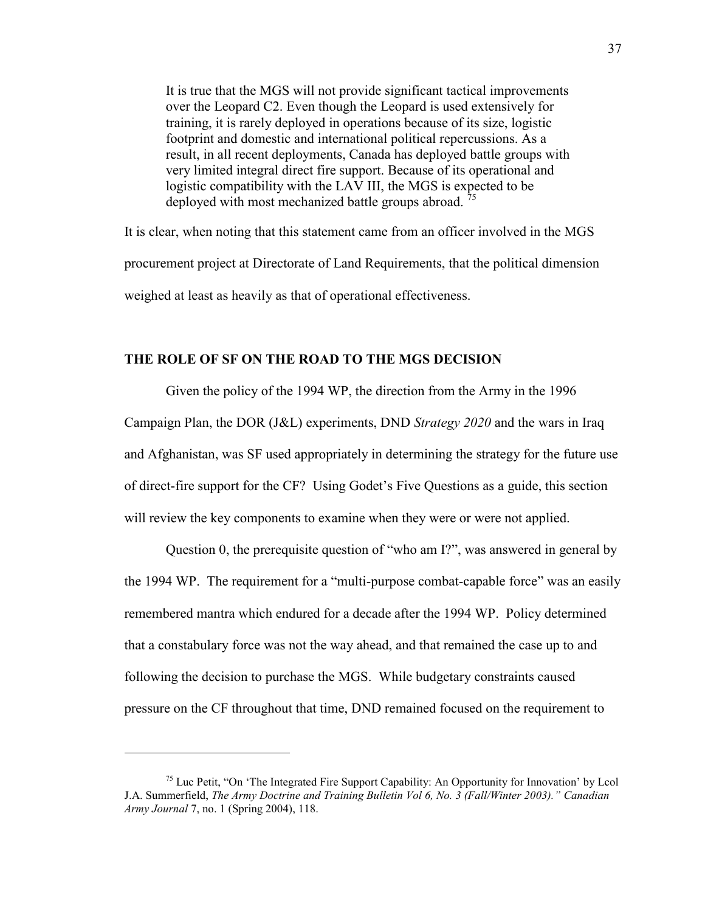> It is true that the MGS will not provide significant tactical improvements over the Leopard C2. Even though the Leopard is used extensively for training, it is rarely deployed in operations because of its size, logistic footprint and domestic and international political repercussions. As a result, in all recent deployments, Canada has deployed battle groups with very limited integral direct fire support. Because of its operational and logistic compatibility with the LAV III, the MGS is expected to be deployed with most mechanized battle groups abroad. [75]

It is clear, when noting that this statement came from an officer involved in the MGS procurement project at Directorate of Land Requirements, that the political dimension weighed at least as heavily as that of operational effectiveness.

## THE ROLE OF SF ON THE ROAD TO THE MGS DECISION

Given the policy of the 1994 WP, the direction from the Army in the 1996 Campaign Plan, the DOR (J&L) experiments, DND *Strategy 2020* and the wars in Iraq and Afghanistan, was SF used appropriately in determining the strategy for the future use of direct-fire support for the CF? Using Godet's Five Questions as a guide, this section will review the key components to examine when they were or were not applied.

Question 0, the prerequisite question of "who am I?", was answered in general by the 1994 WP. The requirement for a "multi-purpose combat-capable force" was an easily remembered mantra which endured for a decade after the 1994 WP. Policy determined that a constabulary force was not the way ahead, and that remained the case up to and following the decision to purchase the MGS. While budgetary constraints caused pressure on the CF throughout that time, DND remained focused on the requirement to

---

[75] Luc Petit, "On 'The Integrated Fire Support Capability: An Opportunity for Innovation' by Lcol J.A. Summerfield, *The Army Doctrine and Training Bulletin Vol 6, No. 3 (Fall/Winter 2003)." Canadian Army Journal* 7, no. 1 (Spring 2004), 118.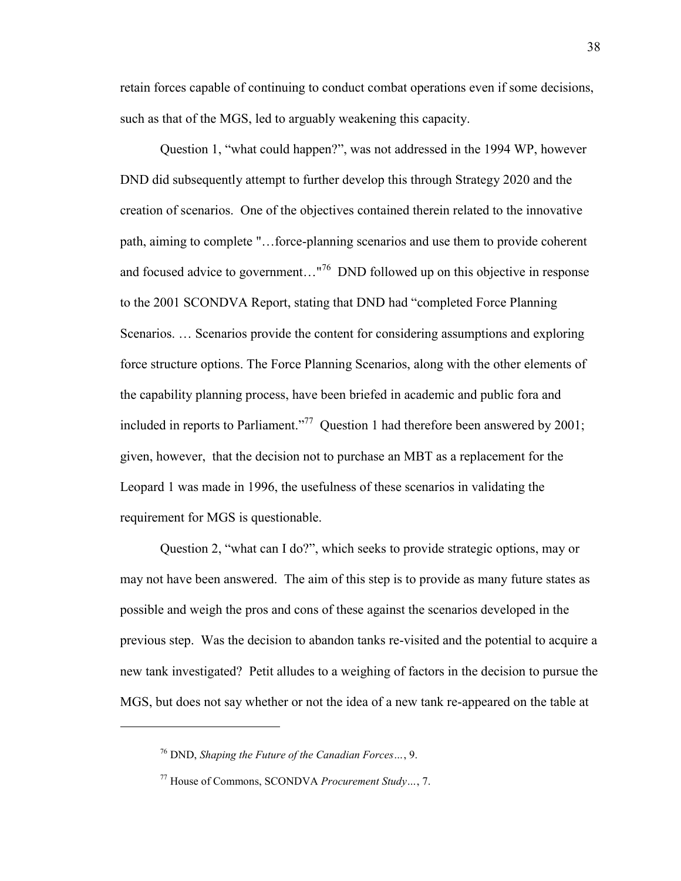retain forces capable of continuing to conduct combat operations even if some decisions, such as that of the MGS, led to arguably weakening this capacity.

Question 1, "what could happen?", was not addressed in the 1994 WP, however DND did subsequently attempt to further develop this through Strategy 2020 and the creation of scenarios. One of the objectives contained therein related to the innovative path, aiming to complete "…force-planning scenarios and use them to provide coherent and focused advice to government…"[76] DND followed up on this objective in response to the 2001 SCONDVA Report, stating that DND had "completed Force Planning Scenarios. … Scenarios provide the content for considering assumptions and exploring force structure options. The Force Planning Scenarios, along with the other elements of the capability planning process, have been briefed in academic and public fora and included in reports to Parliament."[77] Question 1 had therefore been answered by 2001; given, however, that the decision not to purchase an MBT as a replacement for the Leopard 1 was made in 1996, the usefulness of these scenarios in validating the requirement for MGS is questionable.

Question 2, "what can I do?", which seeks to provide strategic options, may or may not have been answered. The aim of this step is to provide as many future states as possible and weigh the pros and cons of these against the scenarios developed in the previous step. Was the decision to abandon tanks re-visited and the potential to acquire a new tank investigated? Petit alludes to a weighing of factors in the decision to pursue the MGS, but does not say whether or not the idea of a new tank re-appeared on the table at

---

[76] DND, *Shaping the Future of the Canadian Forces…*, 9.

[77] House of Commons, SCONDVA *Procurement Study…*, 7.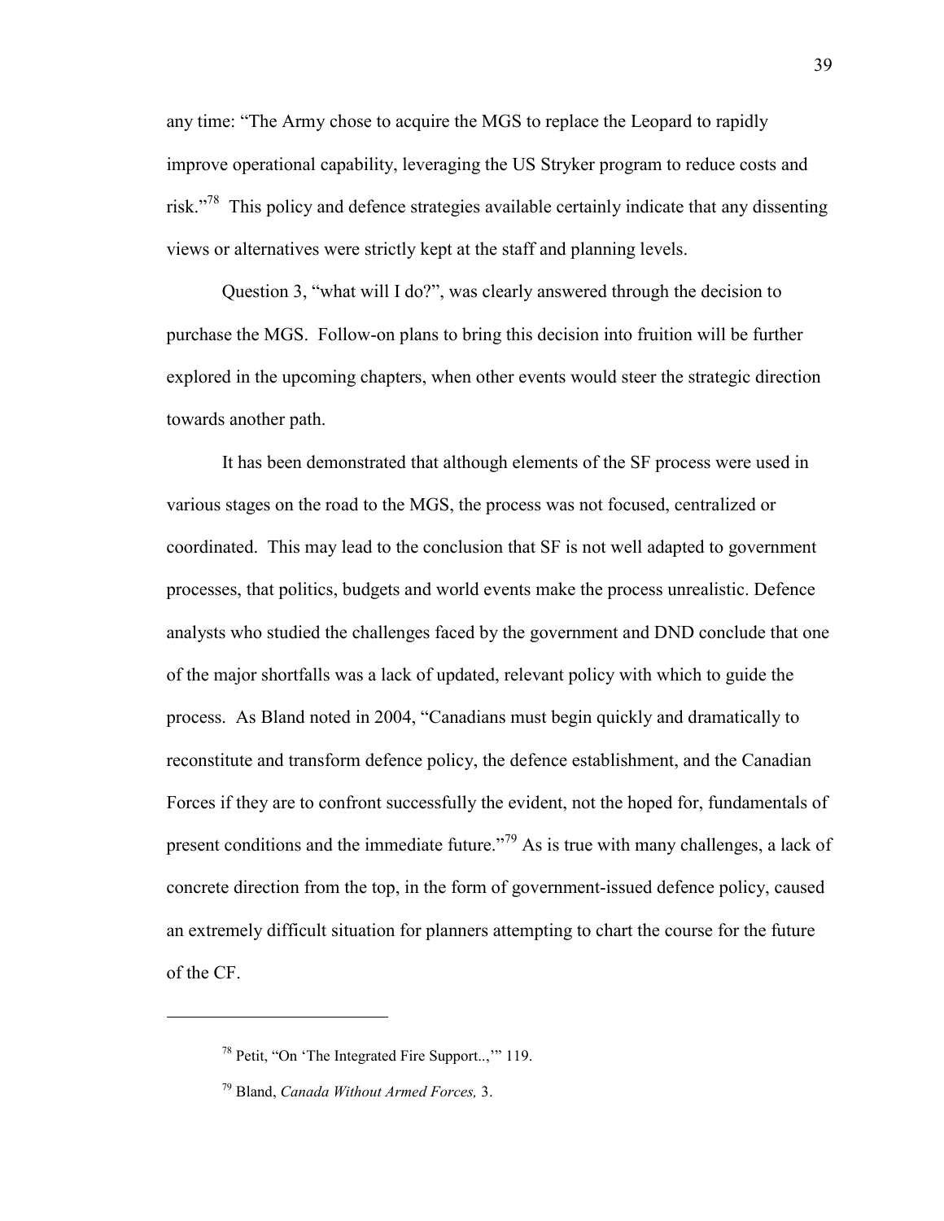any time: "The Army chose to acquire the MGS to replace the Leopard to rapidly improve operational capability, leveraging the US Stryker program to reduce costs and risk."[78] This policy and defence strategies available certainly indicate that any dissenting views or alternatives were strictly kept at the staff and planning levels.

Question 3, "what will I do?", was clearly answered through the decision to purchase the MGS. Follow-on plans to bring this decision into fruition will be further explored in the upcoming chapters, when other events would steer the strategic direction towards another path.

It has been demonstrated that although elements of the SF process were used in various stages on the road to the MGS, the process was not focused, centralized or coordinated. This may lead to the conclusion that SF is not well adapted to government processes, that politics, budgets and world events make the process unrealistic. Defence analysts who studied the challenges faced by the government and DND conclude that one of the major shortfalls was a lack of updated, relevant policy with which to guide the process. As Bland noted in 2004, "Canadians must begin quickly and dramatically to reconstitute and transform defence policy, the defence establishment, and the Canadian Forces if they are to confront successfully the evident, not the hoped for, fundamentals of present conditions and the immediate future."[79] As is true with many challenges, a lack of concrete direction from the top, in the form of government-issued defence policy, caused an extremely difficult situation for planners attempting to chart the course for the future of the CF.

---

[78] Petit, "On 'The Integrated Fire Support..,'" 119.

[79] Bland, *Canada Without Armed Forces,* 3.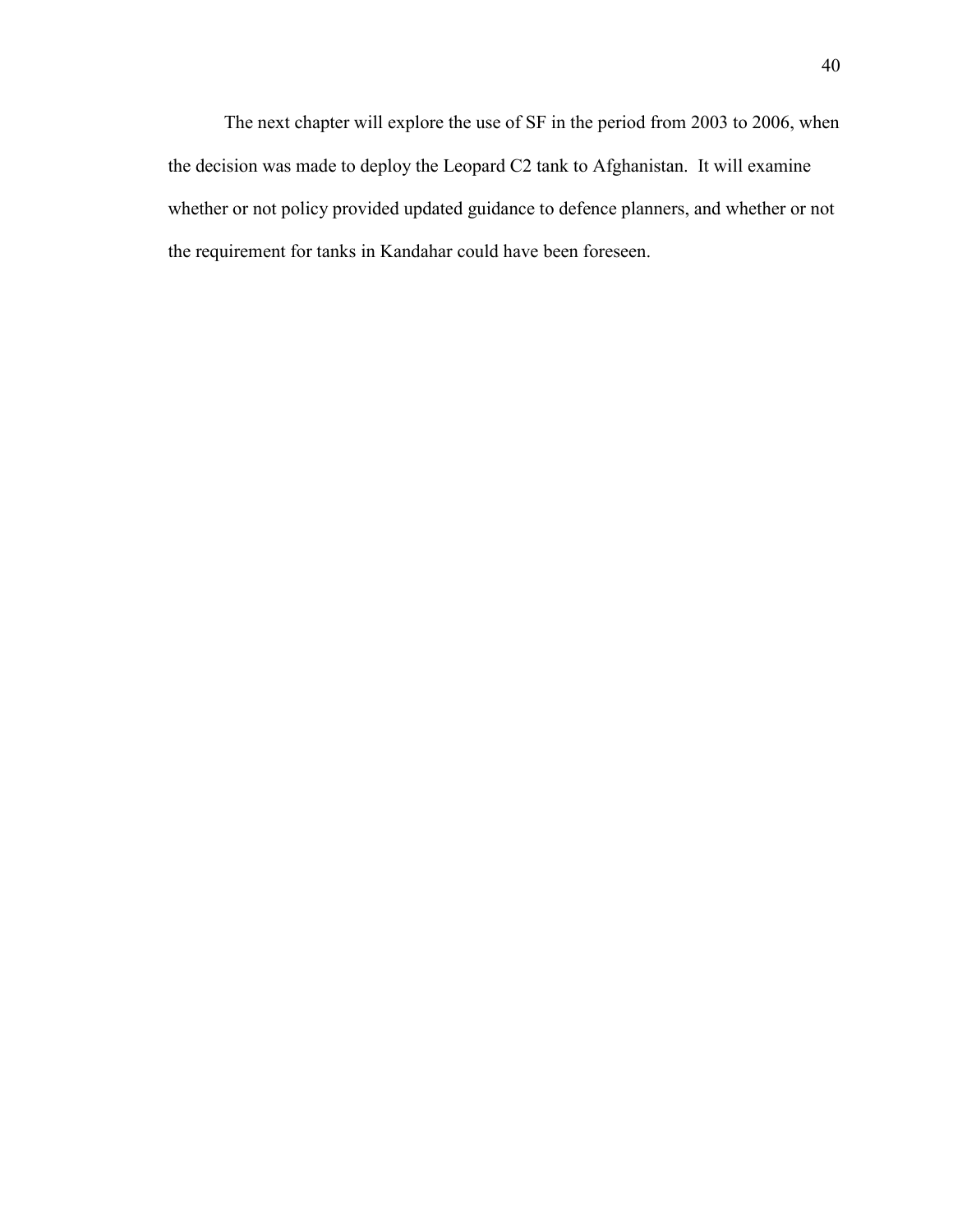The next chapter will explore the use of SF in the period from 2003 to 2006, when the decision was made to deploy the Leopard C2 tank to Afghanistan. It will examine whether or not policy provided updated guidance to defence planners, and whether or not the requirement for tanks in Kandahar could have been foreseen.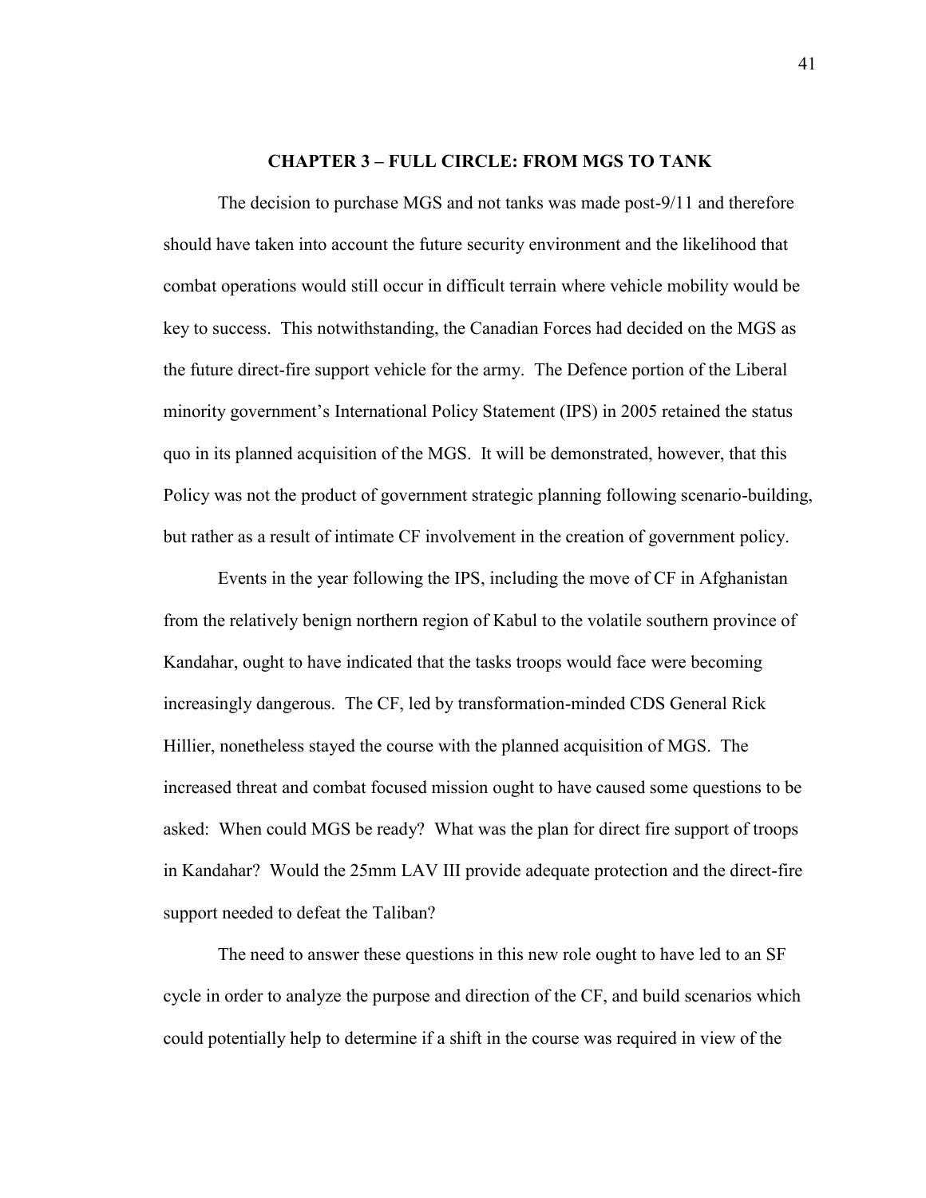## CHAPTER 3 – FULL CIRCLE: FROM MGS TO TANK

The decision to purchase MGS and not tanks was made post-9/11 and therefore should have taken into account the future security environment and the likelihood that combat operations would still occur in difficult terrain where vehicle mobility would be key to success. This notwithstanding, the Canadian Forces had decided on the MGS as the future direct-fire support vehicle for the army. The Defence portion of the Liberal minority government's International Policy Statement (IPS) in 2005 retained the status quo in its planned acquisition of the MGS. It will be demonstrated, however, that this Policy was not the product of government strategic planning following scenario-building, but rather as a result of intimate CF involvement in the creation of government policy.

Events in the year following the IPS, including the move of CF in Afghanistan from the relatively benign northern region of Kabul to the volatile southern province of Kandahar, ought to have indicated that the tasks troops would face were becoming increasingly dangerous. The CF, led by transformation-minded CDS General Rick Hillier, nonetheless stayed the course with the planned acquisition of MGS. The increased threat and combat focused mission ought to have caused some questions to be asked: When could MGS be ready? What was the plan for direct fire support of troops in Kandahar? Would the 25mm LAV III provide adequate protection and the direct-fire support needed to defeat the Taliban?

The need to answer these questions in this new role ought to have led to an SF cycle in order to analyze the purpose and direction of the CF, and build scenarios which could potentially help to determine if a shift in the course was required in view of the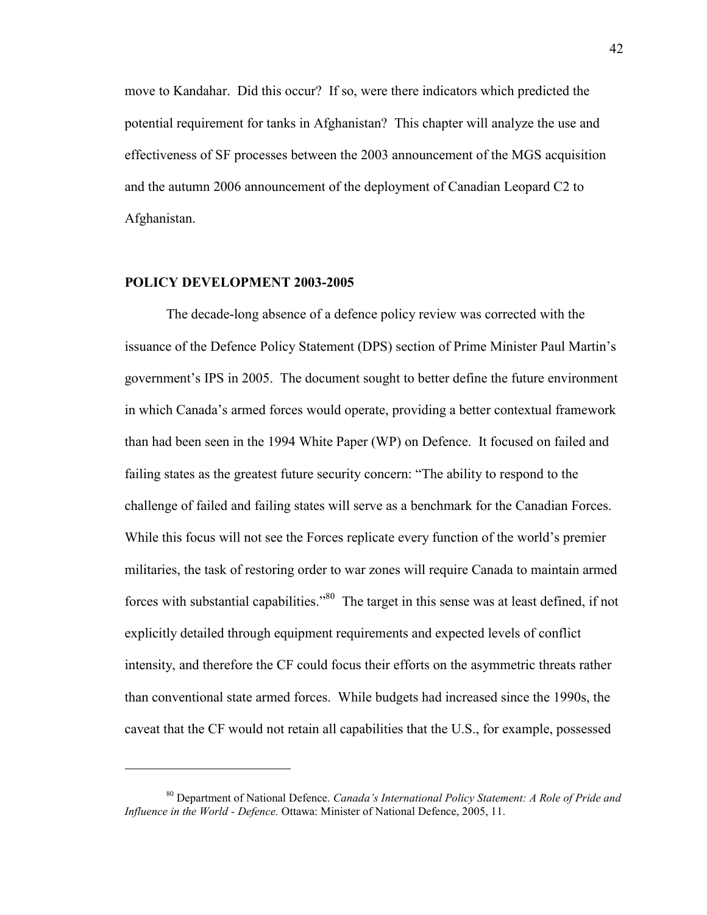move to Kandahar. Did this occur? If so, were there indicators which predicted the potential requirement for tanks in Afghanistan? This chapter will analyze the use and effectiveness of SF processes between the 2003 announcement of the MGS acquisition and the autumn 2006 announcement of the deployment of Canadian Leopard C2 to Afghanistan.

## POLICY DEVELOPMENT 2003-2005

The decade-long absence of a defence policy review was corrected with the issuance of the Defence Policy Statement (DPS) section of Prime Minister Paul Martin's government's IPS in 2005. The document sought to better define the future environment in which Canada's armed forces would operate, providing a better contextual framework than had been seen in the 1994 White Paper (WP) on Defence. It focused on failed and failing states as the greatest future security concern: "The ability to respond to the challenge of failed and failing states will serve as a benchmark for the Canadian Forces. While this focus will not see the Forces replicate every function of the world's premier militaries, the task of restoring order to war zones will require Canada to maintain armed forces with substantial capabilities."[80] The target in this sense was at least defined, if not explicitly detailed through equipment requirements and expected levels of conflict intensity, and therefore the CF could focus their efforts on the asymmetric threats rather than conventional state armed forces. While budgets had increased since the 1990s, the caveat that the CF would not retain all capabilities that the U.S., for example, possessed

---

[80] Department of National Defence. *Canada's International Policy Statement: A Role of Pride and Influence in the World - Defence.* Ottawa: Minister of National Defence, 2005, 11.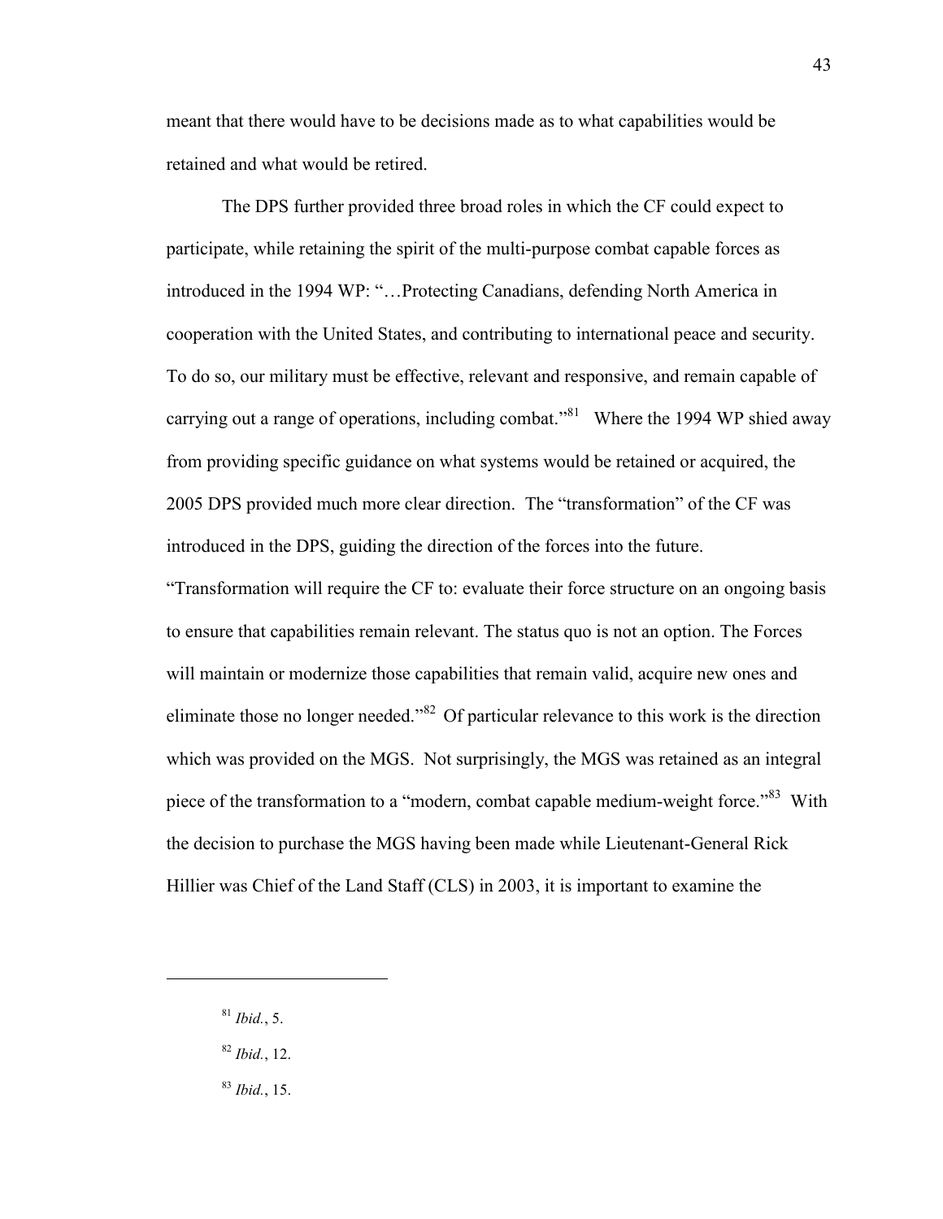meant that there would have to be decisions made as to what capabilities would be retained and what would be retired.

The DPS further provided three broad roles in which the CF could expect to participate, while retaining the spirit of the multi-purpose combat capable forces as introduced in the 1994 WP: "…Protecting Canadians, defending North America in cooperation with the United States, and contributing to international peace and security. To do so, our military must be effective, relevant and responsive, and remain capable of carrying out a range of operations, including combat."[81] Where the 1994 WP shied away from providing specific guidance on what systems would be retained or acquired, the 2005 DPS provided much more clear direction. The "transformation" of the CF was introduced in the DPS, guiding the direction of the forces into the future. "Transformation will require the CF to: evaluate their force structure on an ongoing basis to ensure that capabilities remain relevant. The status quo is not an option. The Forces will maintain or modernize those capabilities that remain valid, acquire new ones and eliminate those no longer needed."[82] Of particular relevance to this work is the direction which was provided on the MGS. Not surprisingly, the MGS was retained as an integral piece of the transformation to a "modern, combat capable medium-weight force."[83] With the decision to purchase the MGS having been made while Lieutenant-General Rick Hillier was Chief of the Land Staff (CLS) in 2003, it is important to examine the

---

[81] *Ibid.*, 5.

[82] *Ibid.*, 12.

[83] *Ibid.*, 15.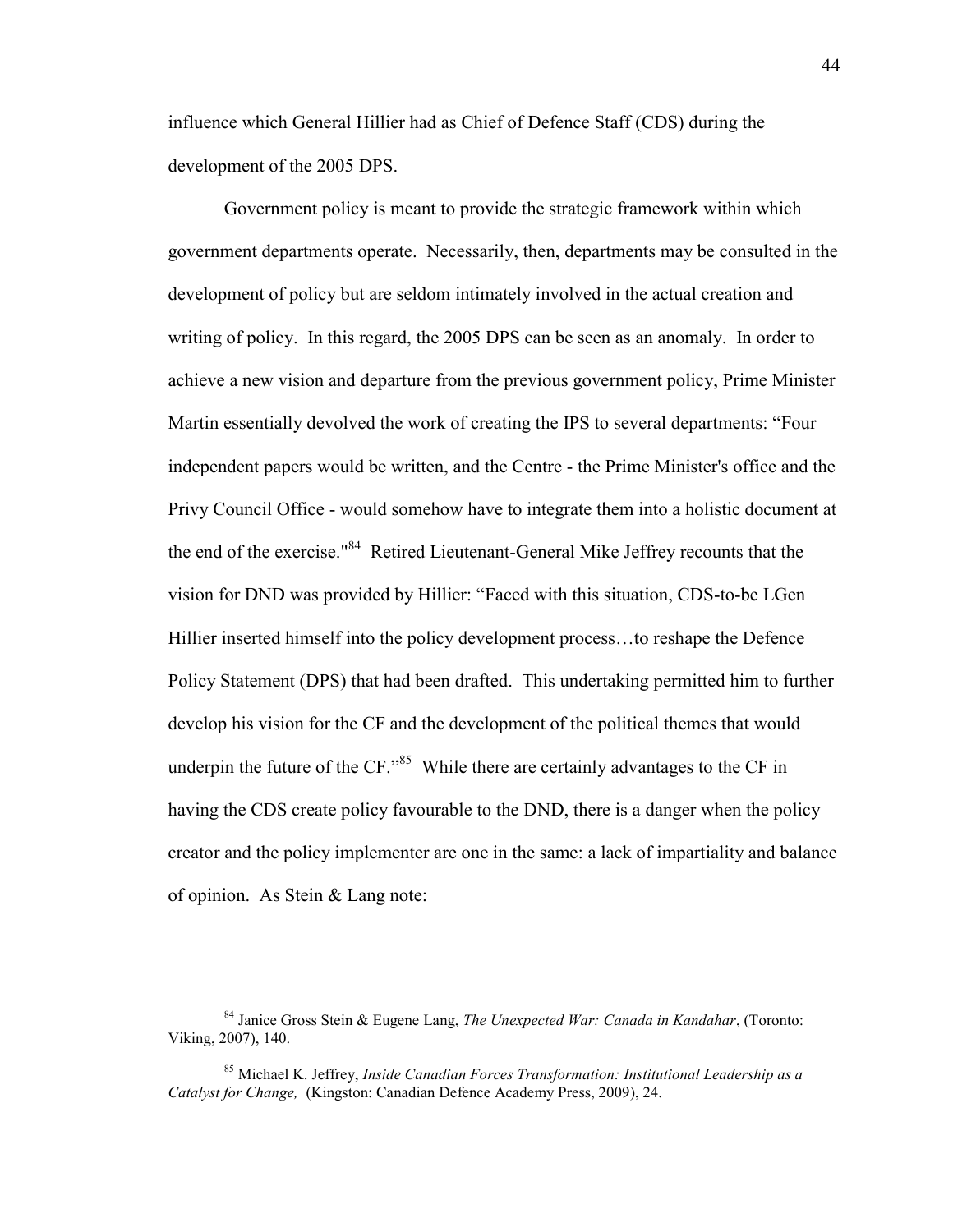influence which General Hillier had as Chief of Defence Staff (CDS) during the development of the 2005 DPS.

Government policy is meant to provide the strategic framework within which government departments operate. Necessarily, then, departments may be consulted in the development of policy but are seldom intimately involved in the actual creation and writing of policy. In this regard, the 2005 DPS can be seen as an anomaly. In order to achieve a new vision and departure from the previous government policy, Prime Minister Martin essentially devolved the work of creating the IPS to several departments: "Four independent papers would be written, and the Centre - the Prime Minister's office and the Privy Council Office - would somehow have to integrate them into a holistic document at the end of the exercise."[84] Retired Lieutenant-General Mike Jeffrey recounts that the vision for DND was provided by Hillier: "Faced with this situation, CDS-to-be LGen Hillier inserted himself into the policy development process…to reshape the Defence Policy Statement (DPS) that had been drafted. This undertaking permitted him to further develop his vision for the CF and the development of the political themes that would underpin the future of the CF."[85] While there are certainly advantages to the CF in having the CDS create policy favourable to the DND, there is a danger when the policy creator and the policy implementer are one in the same: a lack of impartiality and balance of opinion. As Stein & Lang note:

---

[84] Janice Gross Stein & Eugene Lang, *The Unexpected War: Canada in Kandahar*, (Toronto: Viking, 2007), 140.

[85] Michael K. Jeffrey, *Inside Canadian Forces Transformation: Institutional Leadership as a Catalyst for Change,* (Kingston: Canadian Defence Academy Press, 2009), 24.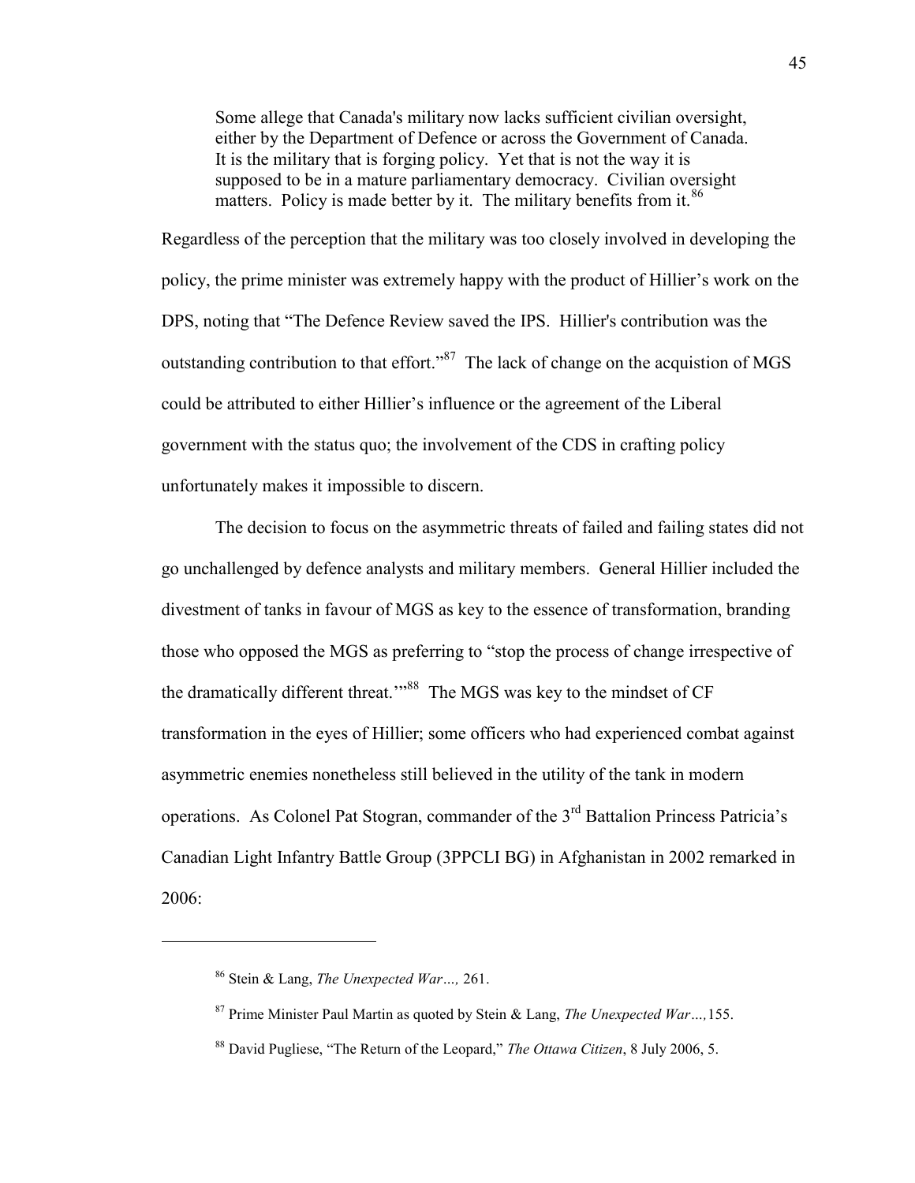> Some allege that Canada's military now lacks sufficient civilian oversight, either by the Department of Defence or across the Government of Canada. It is the military that is forging policy. Yet that is not the way it is supposed to be in a mature parliamentary democracy. Civilian oversight matters. Policy is made better by it. The military benefits from it.[86]

Regardless of the perception that the military was too closely involved in developing the policy, the prime minister was extremely happy with the product of Hillier's work on the DPS, noting that "The Defence Review saved the IPS. Hillier's contribution was the outstanding contribution to that effort."[87] The lack of change on the acquistion of MGS could be attributed to either Hillier's influence or the agreement of the Liberal government with the status quo; the involvement of the CDS in crafting policy unfortunately makes it impossible to discern.

The decision to focus on the asymmetric threats of failed and failing states did not go unchallenged by defence analysts and military members. General Hillier included the divestment of tanks in favour of MGS as key to the essence of transformation, branding those who opposed the MGS as preferring to "stop the process of change irrespective of the dramatically different threat.'"[88] The MGS was key to the mindset of CF transformation in the eyes of Hillier; some officers who had experienced combat against asymmetric enemies nonetheless still believed in the utility of the tank in modern operations. As Colonel Pat Stogran, commander of the 3rd Battalion Princess Patricia's Canadian Light Infantry Battle Group (3PPCLI BG) in Afghanistan in 2002 remarked in 2006:

---

[86] Stein & Lang, *The Unexpected War…,* 261.

[87] Prime Minister Paul Martin as quoted by Stein & Lang, *The Unexpected War…,*155.

[88] David Pugliese, "The Return of the Leopard," *The Ottawa Citizen*, 8 July 2006, 5.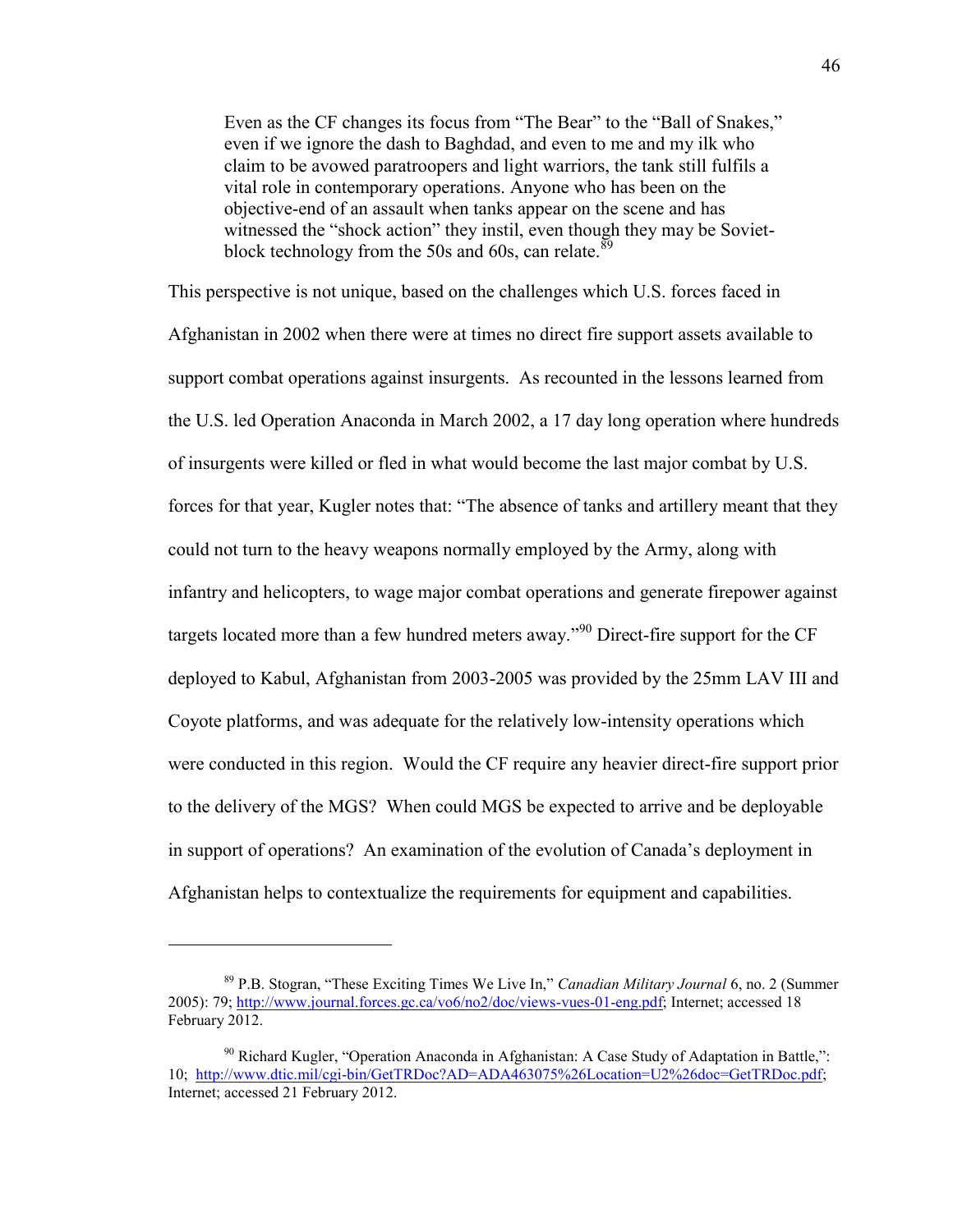> Even as the CF changes its focus from "The Bear" to the "Ball of Snakes," even if we ignore the dash to Baghdad, and even to me and my ilk who claim to be avowed paratroopers and light warriors, the tank still fulfils a vital role in contemporary operations. Anyone who has been on the objective-end of an assault when tanks appear on the scene and has witnessed the "shock action" they instil, even though they may be Soviet-block technology from the 50s and 60s, can relate.[89]

This perspective is not unique, based on the challenges which U.S. forces faced in Afghanistan in 2002 when there were at times no direct fire support assets available to support combat operations against insurgents. As recounted in the lessons learned from the U.S. led Operation Anaconda in March 2002, a 17 day long operation where hundreds of insurgents were killed or fled in what would become the last major combat by U.S. forces for that year, Kugler notes that: "The absence of tanks and artillery meant that they could not turn to the heavy weapons normally employed by the Army, along with infantry and helicopters, to wage major combat operations and generate firepower against targets located more than a few hundred meters away."[90] Direct-fire support for the CF deployed to Kabul, Afghanistan from 2003-2005 was provided by the 25mm LAV III and Coyote platforms, and was adequate for the relatively low-intensity operations which were conducted in this region. Would the CF require any heavier direct-fire support prior to the delivery of the MGS? When could MGS be expected to arrive and be deployable in support of operations? An examination of the evolution of Canada's deployment in Afghanistan helps to contextualize the requirements for equipment and capabilities.

---

[89] P.B. Stogran, "These Exciting Times We Live In," *Canadian Military Journal* 6, no. 2 (Summer 2005): 79; http://www.journal.forces.gc.ca/vo6/no2/doc/views-vues-01-eng.pdf; Internet; accessed 18 February 2012.

[90] Richard Kugler, "Operation Anaconda in Afghanistan: A Case Study of Adaptation in Battle,": 10; http://www.dtic.mil/cgi-bin/GetTRDoc?AD=ADA463075%26Location=U2%26doc=GetTRDoc.pdf; Internet; accessed 21 February 2012.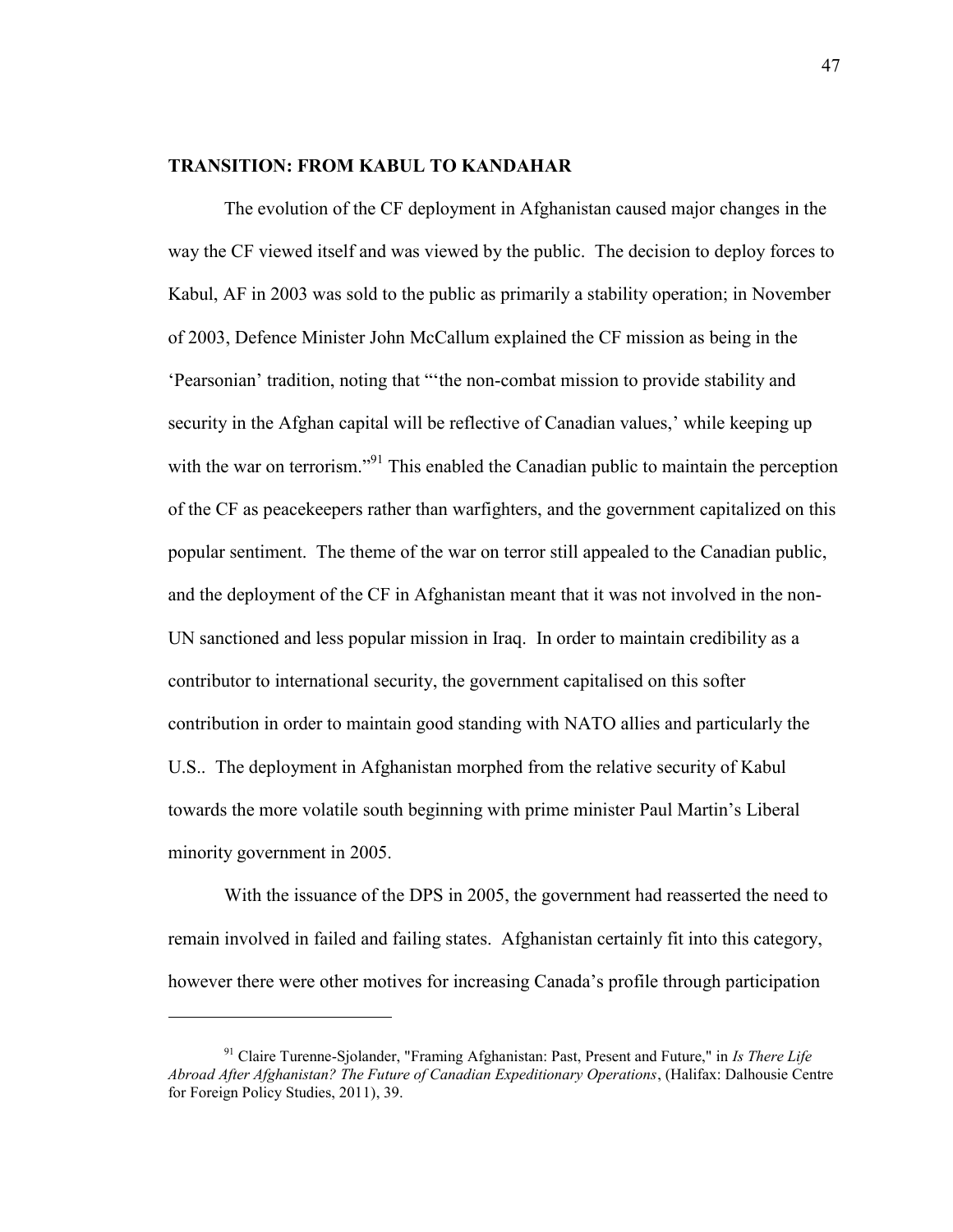## TRANSITION: FROM KABUL TO KANDAHAR

The evolution of the CF deployment in Afghanistan caused major changes in the way the CF viewed itself and was viewed by the public. The decision to deploy forces to Kabul, AF in 2003 was sold to the public as primarily a stability operation; in November of 2003, Defence Minister John McCallum explained the CF mission as being in the 'Pearsonian' tradition, noting that "'the non-combat mission to provide stability and security in the Afghan capital will be reflective of Canadian values,' while keeping up with the war on terrorism."[91] This enabled the Canadian public to maintain the perception of the CF as peacekeepers rather than warfighters, and the government capitalized on this popular sentiment. The theme of the war on terror still appealed to the Canadian public, and the deployment of the CF in Afghanistan meant that it was not involved in the non-UN sanctioned and less popular mission in Iraq. In order to maintain credibility as a contributor to international security, the government capitalised on this softer contribution in order to maintain good standing with NATO allies and particularly the U.S.. The deployment in Afghanistan morphed from the relative security of Kabul towards the more volatile south beginning with prime minister Paul Martin's Liberal minority government in 2005.

With the issuance of the DPS in 2005, the government had reasserted the need to remain involved in failed and failing states. Afghanistan certainly fit into this category, however there were other motives for increasing Canada's profile through participation

---

[91] Claire Turenne-Sjolander, "Framing Afghanistan: Past, Present and Future," in *Is There Life Abroad After Afghanistan? The Future of Canadian Expeditionary Operations*, (Halifax: Dalhousie Centre for Foreign Policy Studies, 2011), 39.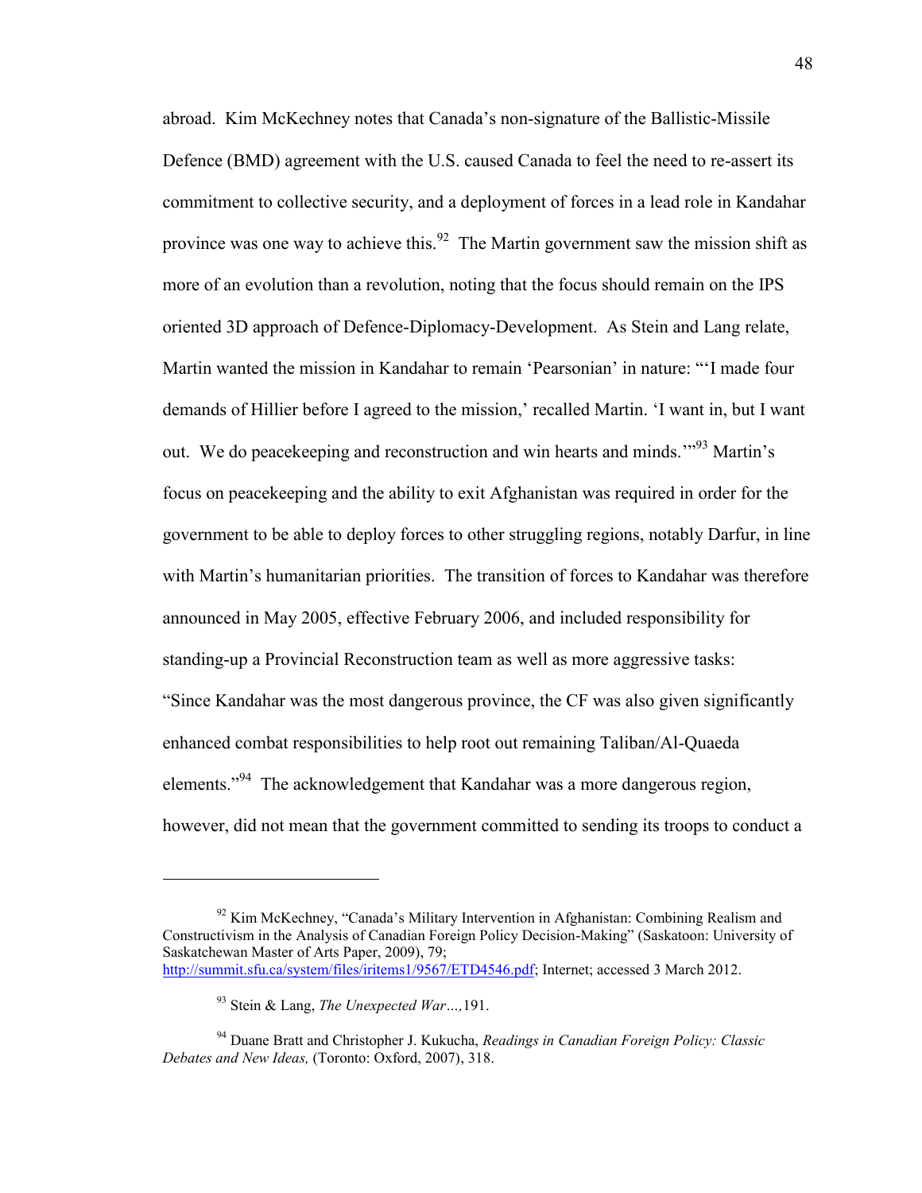abroad. Kim McKechney notes that Canada's non-signature of the Ballistic-Missile Defence (BMD) agreement with the U.S. caused Canada to feel the need to re-assert its commitment to collective security, and a deployment of forces in a lead role in Kandahar province was one way to achieve this.[92] The Martin government saw the mission shift as more of an evolution than a revolution, noting that the focus should remain on the IPS oriented 3D approach of Defence-Diplomacy-Development. As Stein and Lang relate, Martin wanted the mission in Kandahar to remain 'Pearsonian' in nature: "'I made four demands of Hillier before I agreed to the mission,' recalled Martin. 'I want in, but I want out. We do peacekeeping and reconstruction and win hearts and minds.'"[93] Martin's focus on peacekeeping and the ability to exit Afghanistan was required in order for the government to be able to deploy forces to other struggling regions, notably Darfur, in line with Martin's humanitarian priorities. The transition of forces to Kandahar was therefore announced in May 2005, effective February 2006, and included responsibility for standing-up a Provincial Reconstruction team as well as more aggressive tasks: "Since Kandahar was the most dangerous province, the CF was also given significantly enhanced combat responsibilities to help root out remaining Taliban/Al-Quaeda elements."[94] The acknowledgement that Kandahar was a more dangerous region, however, did not mean that the government committed to sending its troops to conduct a

---

[92] Kim McKechney, "Canada's Military Intervention in Afghanistan: Combining Realism and Constructivism in the Analysis of Canadian Foreign Policy Decision-Making" (Saskatoon: University of Saskatchewan Master of Arts Paper, 2009), 79; http://summit.sfu.ca/system/files/iritems1/9567/ETD4546.pdf; Internet; accessed 3 March 2012.

[93] Stein & Lang, *The Unexpected War…,*191.

[94] Duane Bratt and Christopher J. Kukucha, *Readings in Canadian Foreign Policy: Classic Debates and New Ideas,* (Toronto: Oxford, 2007), 318.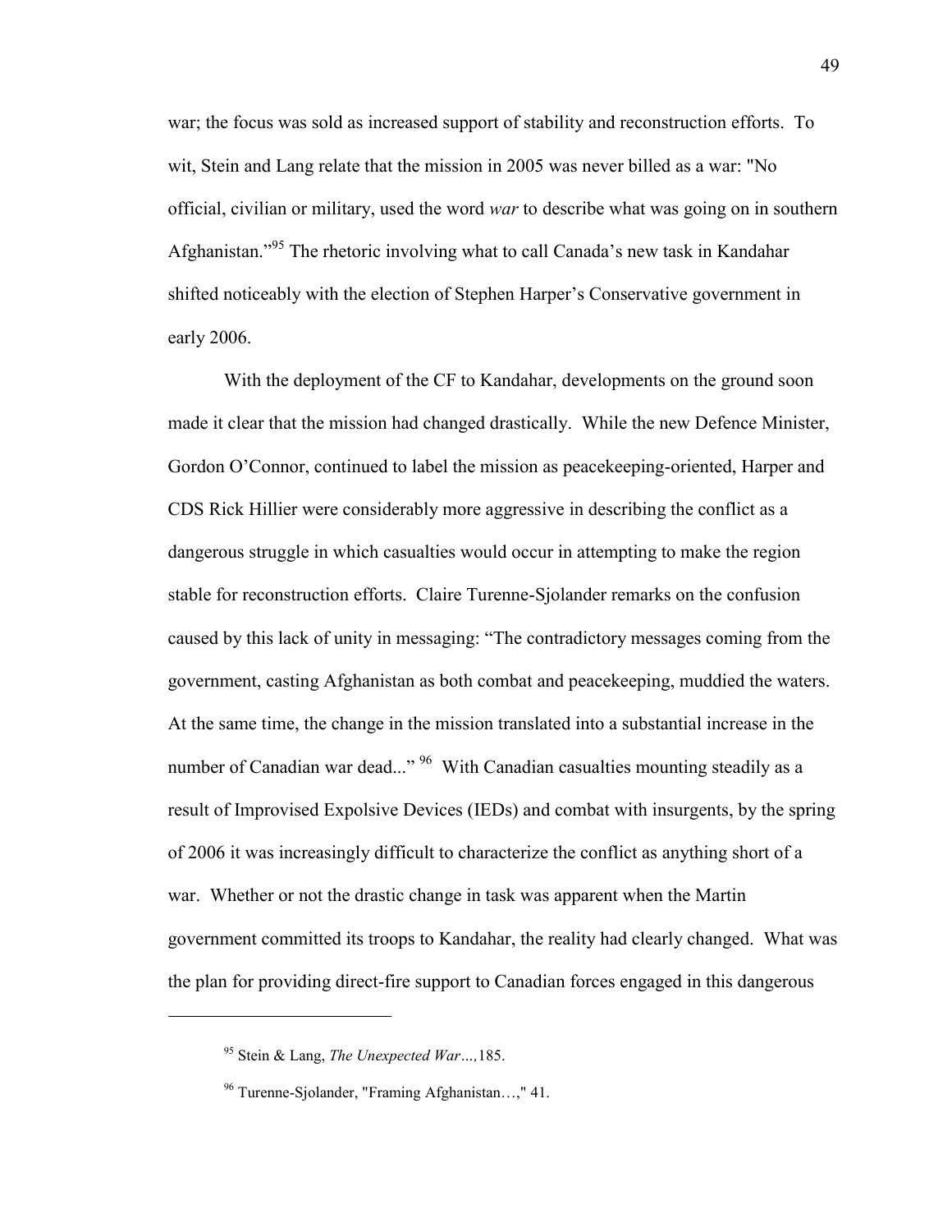war; the focus was sold as increased support of stability and reconstruction efforts. To wit, Stein and Lang relate that the mission in 2005 was never billed as a war: "No official, civilian or military, used the word *war* to describe what was going on in southern Afghanistan."[95] The rhetoric involving what to call Canada's new task in Kandahar shifted noticeably with the election of Stephen Harper's Conservative government in early 2006.

With the deployment of the CF to Kandahar, developments on the ground soon made it clear that the mission had changed drastically. While the new Defence Minister, Gordon O'Connor, continued to label the mission as peacekeeping-oriented, Harper and CDS Rick Hillier were considerably more aggressive in describing the conflict as a dangerous struggle in which casualties would occur in attempting to make the region stable for reconstruction efforts. Claire Turenne-Sjolander remarks on the confusion caused by this lack of unity in messaging: "The contradictory messages coming from the government, casting Afghanistan as both combat and peacekeeping, muddied the waters. At the same time, the change in the mission translated into a substantial increase in the number of Canadian war dead..." [96] With Canadian casualties mounting steadily as a result of Improvised Expolsive Devices (IEDs) and combat with insurgents, by the spring of 2006 it was increasingly difficult to characterize the conflict as anything short of a war. Whether or not the drastic change in task was apparent when the Martin government committed its troops to Kandahar, the reality had clearly changed. What was the plan for providing direct-fire support to Canadian forces engaged in this dangerous

---

[95] Stein & Lang, *The Unexpected War…,* 185.

[96] Turenne-Sjolander, "Framing Afghanistan…," 41.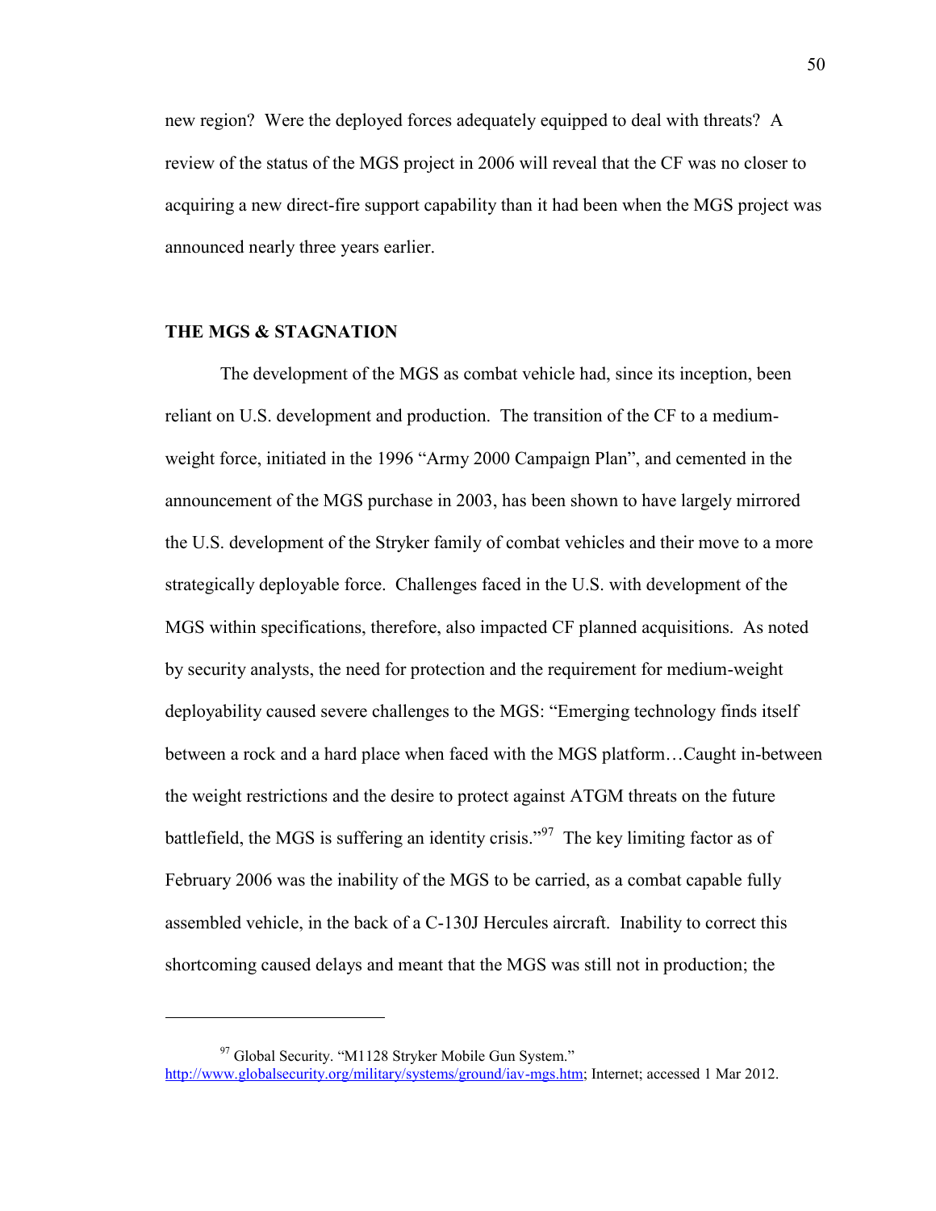new region? Were the deployed forces adequately equipped to deal with threats? A review of the status of the MGS project in 2006 will reveal that the CF was no closer to acquiring a new direct-fire support capability than it had been when the MGS project was announced nearly three years earlier.

**THE MGS & STAGNATION**

The development of the MGS as combat vehicle had, since its inception, been reliant on U.S. development and production. The transition of the CF to a medium-weight force, initiated in the 1996 "Army 2000 Campaign Plan", and cemented in the announcement of the MGS purchase in 2003, has been shown to have largely mirrored the U.S. development of the Stryker family of combat vehicles and their move to a more strategically deployable force. Challenges faced in the U.S. with development of the MGS within specifications, therefore, also impacted CF planned acquisitions. As noted by security analysts, the need for protection and the requirement for medium-weight deployability caused severe challenges to the MGS: "Emerging technology finds itself between a rock and a hard place when faced with the MGS platform…Caught in-between the weight restrictions and the desire to protect against ATGM threats on the future battlefield, the MGS is suffering an identity crisis."[97] The key limiting factor as of February 2006 was the inability of the MGS to be carried, as a combat capable fully assembled vehicle, in the back of a C-130J Hercules aircraft. Inability to correct this shortcoming caused delays and meant that the MGS was still not in production; the

---

[97] Global Security. "M1128 Stryker Mobile Gun System." http://www.globalsecurity.org/military/systems/ground/iav-mgs.htm; Internet; accessed 1 Mar 2012.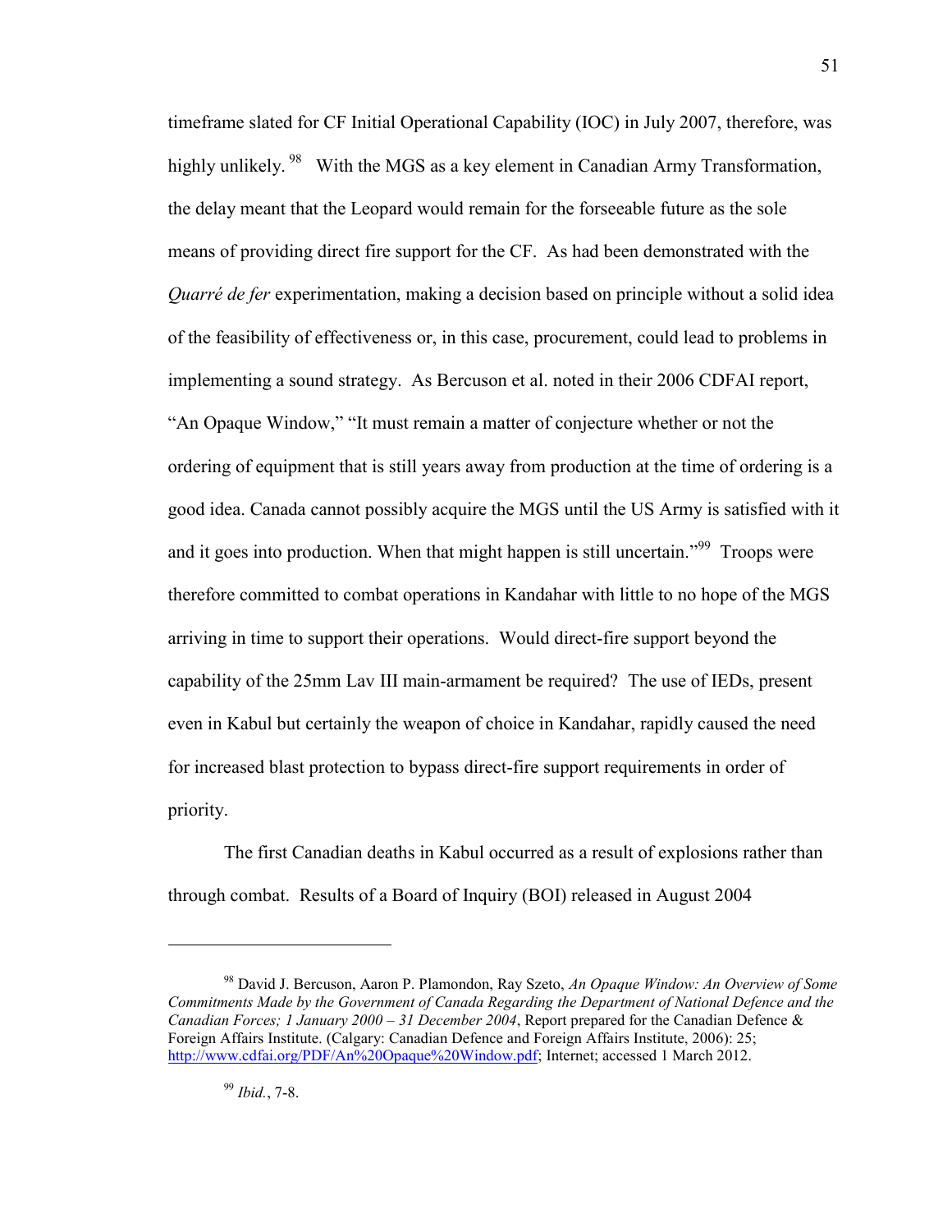timeframe slated for CF Initial Operational Capability (IOC) in July 2007, therefore, was highly unlikely.[98] With the MGS as a key element in Canadian Army Transformation, the delay meant that the Leopard would remain for the forseeable future as the sole means of providing direct fire support for the CF. As had been demonstrated with the *Quarré de fer* experimentation, making a decision based on principle without a solid idea of the feasibility of effectiveness or, in this case, procurement, could lead to problems in implementing a sound strategy. As Bercuson et al. noted in their 2006 CDFAI report, "An Opaque Window," "It must remain a matter of conjecture whether or not the ordering of equipment that is still years away from production at the time of ordering is a good idea. Canada cannot possibly acquire the MGS until the US Army is satisfied with it and it goes into production. When that might happen is still uncertain."[99] Troops were therefore committed to combat operations in Kandahar with little to no hope of the MGS arriving in time to support their operations. Would direct-fire support beyond the capability of the 25mm Lav III main-armament be required? The use of IEDs, present even in Kabul but certainly the weapon of choice in Kandahar, rapidly caused the need for increased blast protection to bypass direct-fire support requirements in order of priority.

The first Canadian deaths in Kabul occurred as a result of explosions rather than through combat. Results of a Board of Inquiry (BOI) released in August 2004

---

[98] David J. Bercuson, Aaron P. Plamondon, Ray Szeto, *An Opaque Window: An Overview of Some Commitments Made by the Government of Canada Regarding the Department of National Defence and the Canadian Forces; 1 January 2000 – 31 December 2004*, Report prepared for the Canadian Defence & Foreign Affairs Institute. (Calgary: Canadian Defence and Foreign Affairs Institute, 2006): 25; http://www.cdfai.org/PDF/An%20Opaque%20Window.pdf; Internet; accessed 1 March 2012.

[99] *Ibid.*, 7-8.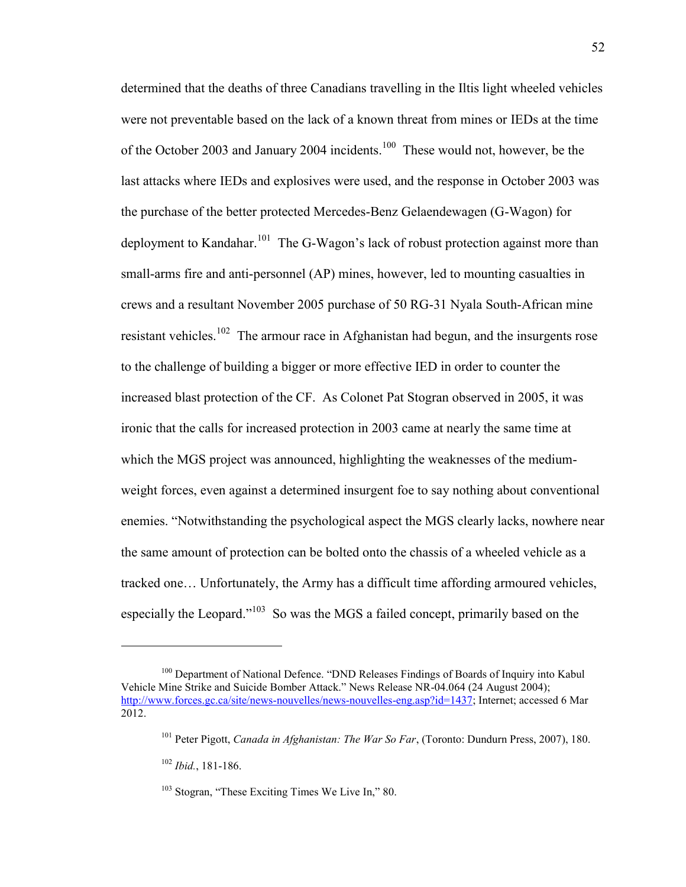determined that the deaths of three Canadians travelling in the Iltis light wheeled vehicles were not preventable based on the lack of a known threat from mines or IEDs at the time of the October 2003 and January 2004 incidents.[100] These would not, however, be the last attacks where IEDs and explosives were used, and the response in October 2003 was the purchase of the better protected Mercedes-Benz Gelaendewagen (G-Wagon) for deployment to Kandahar.[101] The G-Wagon's lack of robust protection against more than small-arms fire and anti-personnel (AP) mines, however, led to mounting casualties in crews and a resultant November 2005 purchase of 50 RG-31 Nyala South-African mine resistant vehicles.[102] The armour race in Afghanistan had begun, and the insurgents rose to the challenge of building a bigger or more effective IED in order to counter the increased blast protection of the CF. As Colonet Pat Stogran observed in 2005, it was ironic that the calls for increased protection in 2003 came at nearly the same time at which the MGS project was announced, highlighting the weaknesses of the medium-weight forces, even against a determined insurgent foe to say nothing about conventional enemies. "Notwithstanding the psychological aspect the MGS clearly lacks, nowhere near the same amount of protection can be bolted onto the chassis of a wheeled vehicle as a tracked one… Unfortunately, the Army has a difficult time affording armoured vehicles, especially the Leopard."[103] So was the MGS a failed concept, primarily based on the

---

[100] Department of National Defence. "DND Releases Findings of Boards of Inquiry into Kabul Vehicle Mine Strike and Suicide Bomber Attack." News Release NR-04.064 (24 August 2004); http://www.forces.gc.ca/site/news-nouvelles/news-nouvelles-eng.asp?id=1437; Internet; accessed 6 Mar 2012.

[101] Peter Pigott, *Canada in Afghanistan: The War So Far*, (Toronto: Dundurn Press, 2007), 180.

[102] *Ibid.*, 181-186.

[103] Stogran, "These Exciting Times We Live In," 80.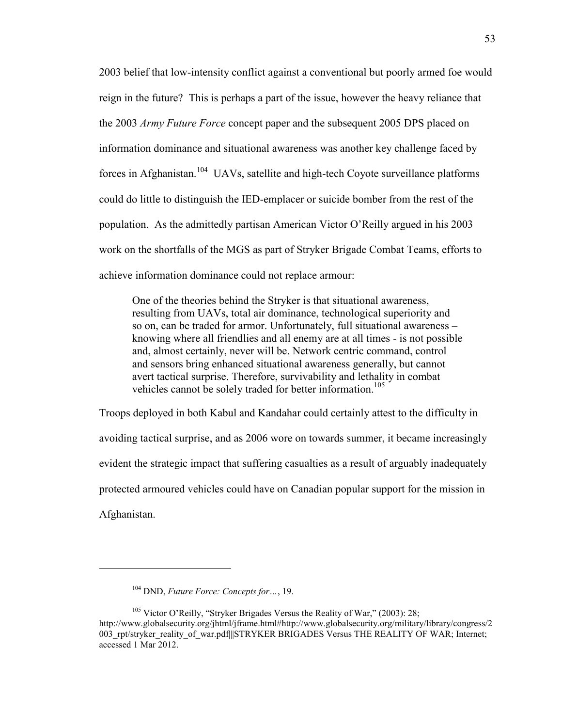2003 belief that low-intensity conflict against a conventional but poorly armed foe would reign in the future? This is perhaps a part of the issue, however the heavy reliance that the 2003 *Army Future Force* concept paper and the subsequent 2005 DPS placed on information dominance and situational awareness was another key challenge faced by forces in Afghanistan.[104] UAVs, satellite and high-tech Coyote surveillance platforms could do little to distinguish the IED-emplacer or suicide bomber from the rest of the population. As the admittedly partisan American Victor O'Reilly argued in his 2003 work on the shortfalls of the MGS as part of Stryker Brigade Combat Teams, efforts to achieve information dominance could not replace armour:

> One of the theories behind the Stryker is that situational awareness, resulting from UAVs, total air dominance, technological superiority and so on, can be traded for armor. Unfortunately, full situational awareness – knowing where all friendlies and all enemy are at all times - is not possible and, almost certainly, never will be. Network centric command, control and sensors bring enhanced situational awareness generally, but cannot avert tactical surprise. Therefore, survivability and lethality in combat vehicles cannot be solely traded for better information.[105]

Troops deployed in both Kabul and Kandahar could certainly attest to the difficulty in avoiding tactical surprise, and as 2006 wore on towards summer, it became increasingly evident the strategic impact that suffering casualties as a result of arguably inadequately protected armoured vehicles could have on Canadian popular support for the mission in Afghanistan.

---

[104] DND, *Future Force: Concepts for…*, 19.

[105] Victor O'Reilly, "Stryker Brigades Versus the Reality of War," (2003): 28; http://www.globalsecurity.org/jhtml/jframe.html#http://www.globalsecurity.org/military/library/congress/2003_rpt/stryker_reality_of_war.pdf|||STRYKER BRIGADES Versus THE REALITY OF WAR; Internet; accessed 1 Mar 2012.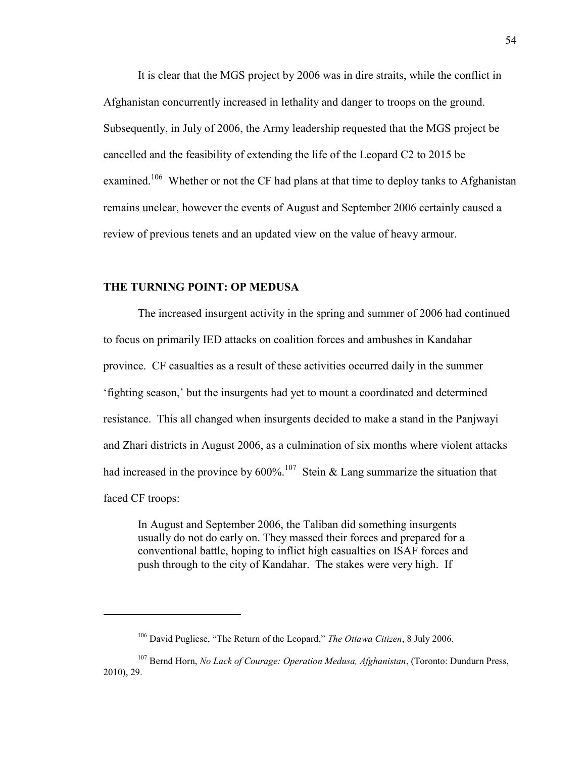It is clear that the MGS project by 2006 was in dire straits, while the conflict in Afghanistan concurrently increased in lethality and danger to troops on the ground. Subsequently, in July of 2006, the Army leadership requested that the MGS project be cancelled and the feasibility of extending the life of the Leopard C2 to 2015 be examined.[106] Whether or not the CF had plans at that time to deploy tanks to Afghanistan remains unclear, however the events of August and September 2006 certainly caused a review of previous tenets and an updated view on the value of heavy armour.

## THE TURNING POINT: OP MEDUSA

The increased insurgent activity in the spring and summer of 2006 had continued to focus on primarily IED attacks on coalition forces and ambushes in Kandahar province. CF casualties as a result of these activities occurred daily in the summer 'fighting season,' but the insurgents had yet to mount a coordinated and determined resistance. This all changed when insurgents decided to make a stand in the Panjwayi and Zhari districts in August 2006, as a culmination of six months where violent attacks had increased in the province by 600%.[107] Stein & Lang summarize the situation that faced CF troops:

> In August and September 2006, the Taliban did something insurgents usually do not do early on. They massed their forces and prepared for a conventional battle, hoping to inflict high casualties on ISAF forces and push through to the city of Kandahar. The stakes were very high. If

---

[106] David Pugliese, "The Return of the Leopard," *The Ottawa Citizen*, 8 July 2006.

[107] Bernd Horn, *No Lack of Courage: Operation Medusa, Afghanistan*, (Toronto: Dundurn Press, 2010), 29.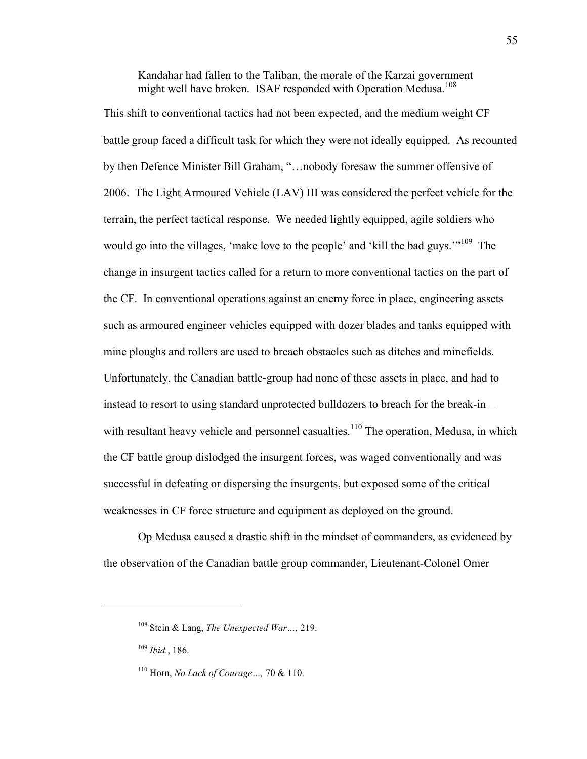> Kandahar had fallen to the Taliban, the morale of the Karzai government might well have broken. ISAF responded with Operation Medusa.[108]

This shift to conventional tactics had not been expected, and the medium weight CF battle group faced a difficult task for which they were not ideally equipped. As recounted by then Defence Minister Bill Graham, "…nobody foresaw the summer offensive of 2006. The Light Armoured Vehicle (LAV) III was considered the perfect vehicle for the terrain, the perfect tactical response. We needed lightly equipped, agile soldiers who would go into the villages, 'make love to the people' and 'kill the bad guys.'"[109] The change in insurgent tactics called for a return to more conventional tactics on the part of the CF. In conventional operations against an enemy force in place, engineering assets such as armoured engineer vehicles equipped with dozer blades and tanks equipped with mine ploughs and rollers are used to breach obstacles such as ditches and minefields. Unfortunately, the Canadian battle-group had none of these assets in place, and had to instead to resort to using standard unprotected bulldozers to breach for the break-in – with resultant heavy vehicle and personnel casualties.[110] The operation, Medusa, in which the CF battle group dislodged the insurgent forces, was waged conventionally and was successful in defeating or dispersing the insurgents, but exposed some of the critical weaknesses in CF force structure and equipment as deployed on the ground.

Op Medusa caused a drastic shift in the mindset of commanders, as evidenced by the observation of the Canadian battle group commander, Lieutenant-Colonel Omer

---

[108] Stein & Lang, *The Unexpected War…,* 219.

[109] *Ibid.*, 186.

[110] Horn, *No Lack of Courage…,* 70 & 110.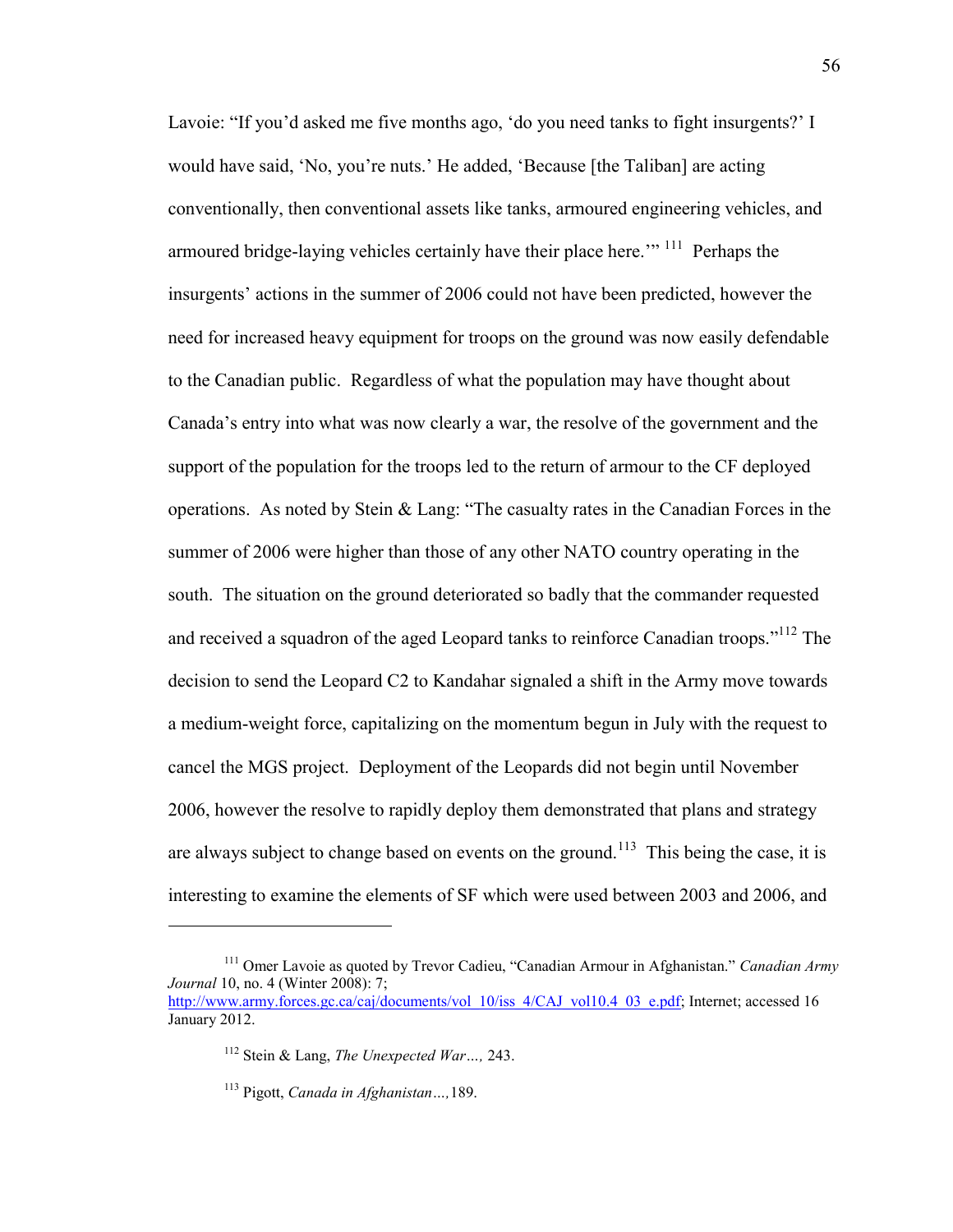Lavoie: "If you'd asked me five months ago, 'do you need tanks to fight insurgents?' I would have said, 'No, you're nuts.' He added, 'Because [the Taliban] are acting conventionally, then conventional assets like tanks, armoured engineering vehicles, and armoured bridge-laying vehicles certainly have their place here.'" [111] Perhaps the insurgents' actions in the summer of 2006 could not have been predicted, however the need for increased heavy equipment for troops on the ground was now easily defendable to the Canadian public. Regardless of what the population may have thought about Canada's entry into what was now clearly a war, the resolve of the government and the support of the population for the troops led to the return of armour to the CF deployed operations. As noted by Stein & Lang: "The casualty rates in the Canadian Forces in the summer of 2006 were higher than those of any other NATO country operating in the south. The situation on the ground deteriorated so badly that the commander requested and received a squadron of the aged Leopard tanks to reinforce Canadian troops."[112] The decision to send the Leopard C2 to Kandahar signaled a shift in the Army move towards a medium-weight force, capitalizing on the momentum begun in July with the request to cancel the MGS project. Deployment of the Leopards did not begin until November 2006, however the resolve to rapidly deploy them demonstrated that plans and strategy are always subject to change based on events on the ground.[113] This being the case, it is interesting to examine the elements of SF which were used between 2003 and 2006, and

---

[111] Omer Lavoie as quoted by Trevor Cadieu, "Canadian Armour in Afghanistan." *Canadian Army Journal* 10, no. 4 (Winter 2008): 7; http://www.army.forces.gc.ca/caj/documents/vol_10/iss_4/CAJ_vol10.4_03_e.pdf; Internet; accessed 16 January 2012.

[112] Stein & Lang, *The Unexpected War…,* 243.

[113] Pigott, *Canada in Afghanistan…,*189.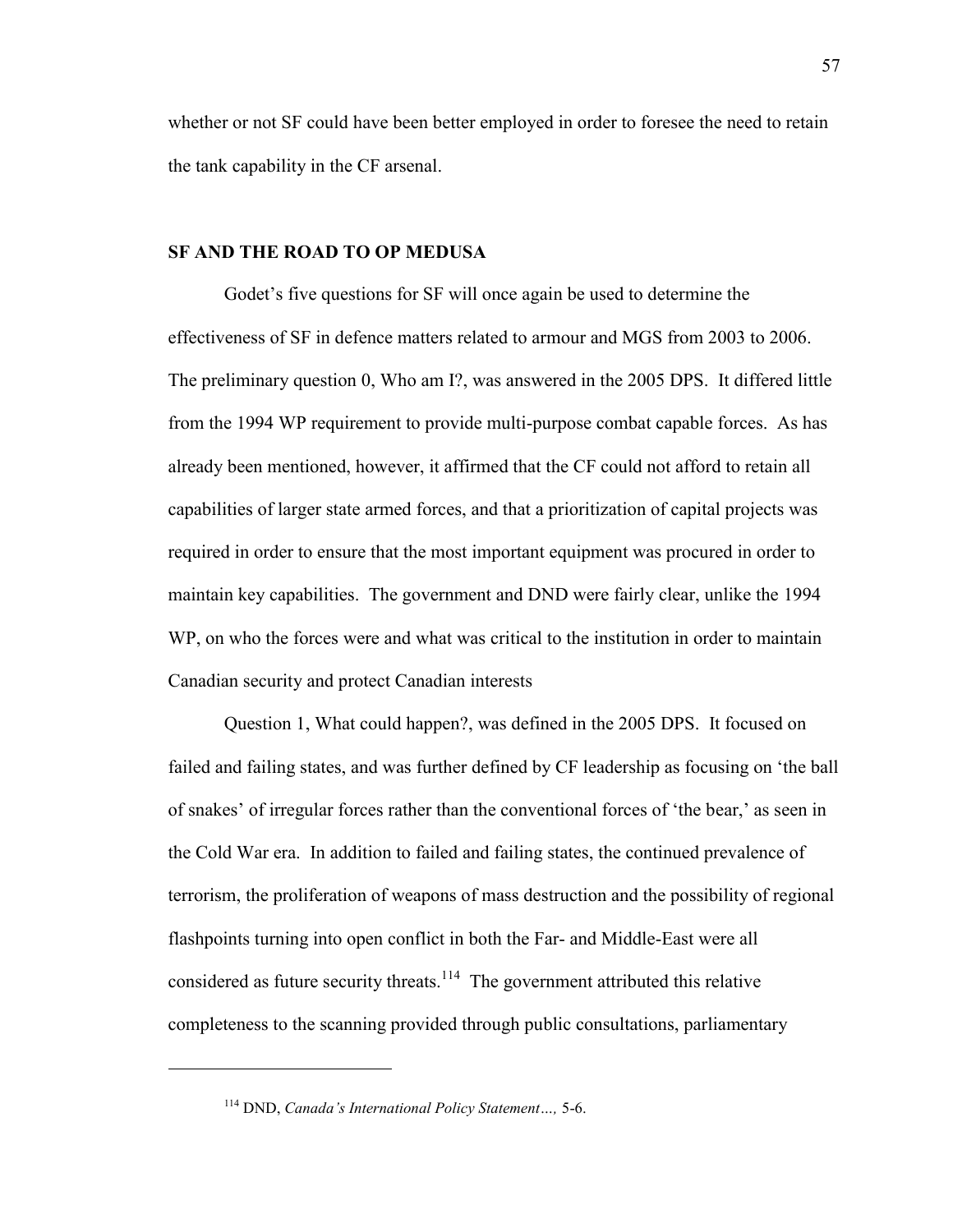whether or not SF could have been better employed in order to foresee the need to retain the tank capability in the CF arsenal.

## SF AND THE ROAD TO OP MEDUSA

Godet's five questions for SF will once again be used to determine the effectiveness of SF in defence matters related to armour and MGS from 2003 to 2006. The preliminary question 0, Who am I?, was answered in the 2005 DPS. It differed little from the 1994 WP requirement to provide multi-purpose combat capable forces. As has already been mentioned, however, it affirmed that the CF could not afford to retain all capabilities of larger state armed forces, and that a prioritization of capital projects was required in order to ensure that the most important equipment was procured in order to maintain key capabilities. The government and DND were fairly clear, unlike the 1994 WP, on who the forces were and what was critical to the institution in order to maintain Canadian security and protect Canadian interests

Question 1, What could happen?, was defined in the 2005 DPS. It focused on failed and failing states, and was further defined by CF leadership as focusing on 'the ball of snakes' of irregular forces rather than the conventional forces of 'the bear,' as seen in the Cold War era. In addition to failed and failing states, the continued prevalence of terrorism, the proliferation of weapons of mass destruction and the possibility of regional flashpoints turning into open conflict in both the Far- and Middle-East were all considered as future security threats.[114] The government attributed this relative completeness to the scanning provided through public consultations, parliamentary

---

[114] DND, *Canada's International Policy Statement…,* 5-6.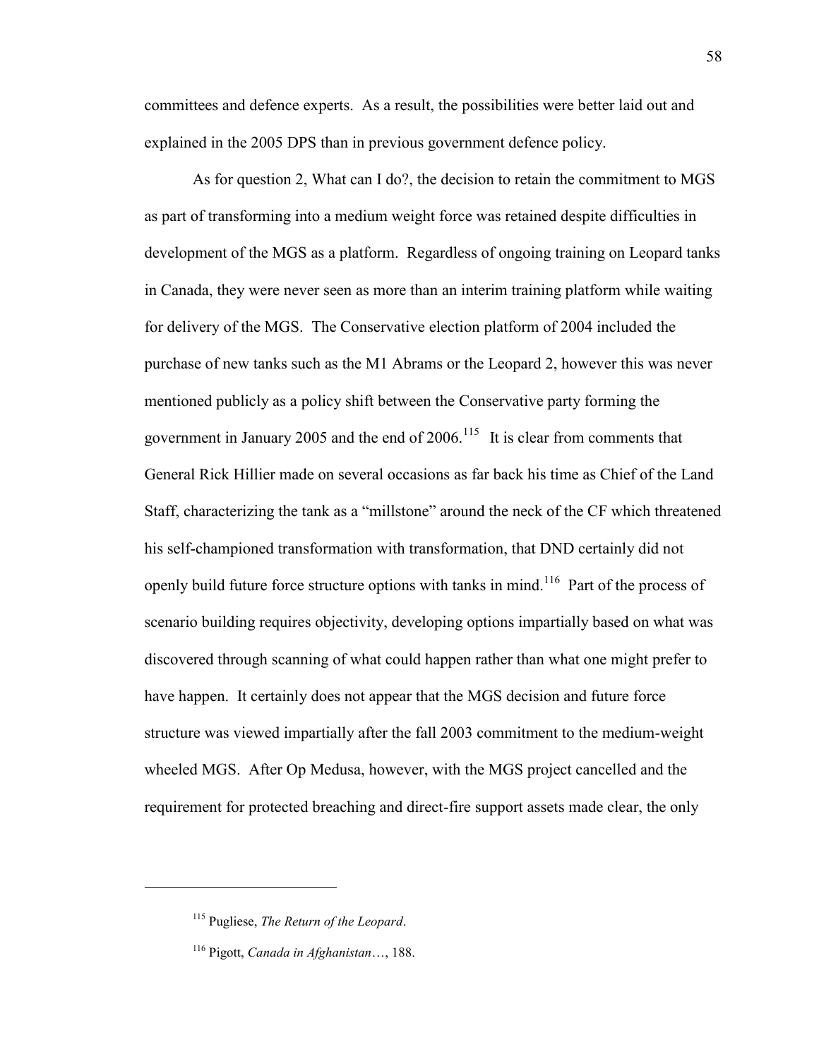committees and defence experts. As a result, the possibilities were better laid out and explained in the 2005 DPS than in previous government defence policy.

As for question 2, What can I do?, the decision to retain the commitment to MGS as part of transforming into a medium weight force was retained despite difficulties in development of the MGS as a platform. Regardless of ongoing training on Leopard tanks in Canada, they were never seen as more than an interim training platform while waiting for delivery of the MGS. The Conservative election platform of 2004 included the purchase of new tanks such as the M1 Abrams or the Leopard 2, however this was never mentioned publicly as a policy shift between the Conservative party forming the government in January 2005 and the end of 2006.[115] It is clear from comments that General Rick Hillier made on several occasions as far back his time as Chief of the Land Staff, characterizing the tank as a "millstone" around the neck of the CF which threatened his self-championed transformation with transformation, that DND certainly did not openly build future force structure options with tanks in mind.[116] Part of the process of scenario building requires objectivity, developing options impartially based on what was discovered through scanning of what could happen rather than what one might prefer to have happen. It certainly does not appear that the MGS decision and future force structure was viewed impartially after the fall 2003 commitment to the medium-weight wheeled MGS. After Op Medusa, however, with the MGS project cancelled and the requirement for protected breaching and direct-fire support assets made clear, the only

---

[115] Pugliese, *The Return of the Leopard*.

[116] Pigott, *Canada in Afghanistan*…, 188.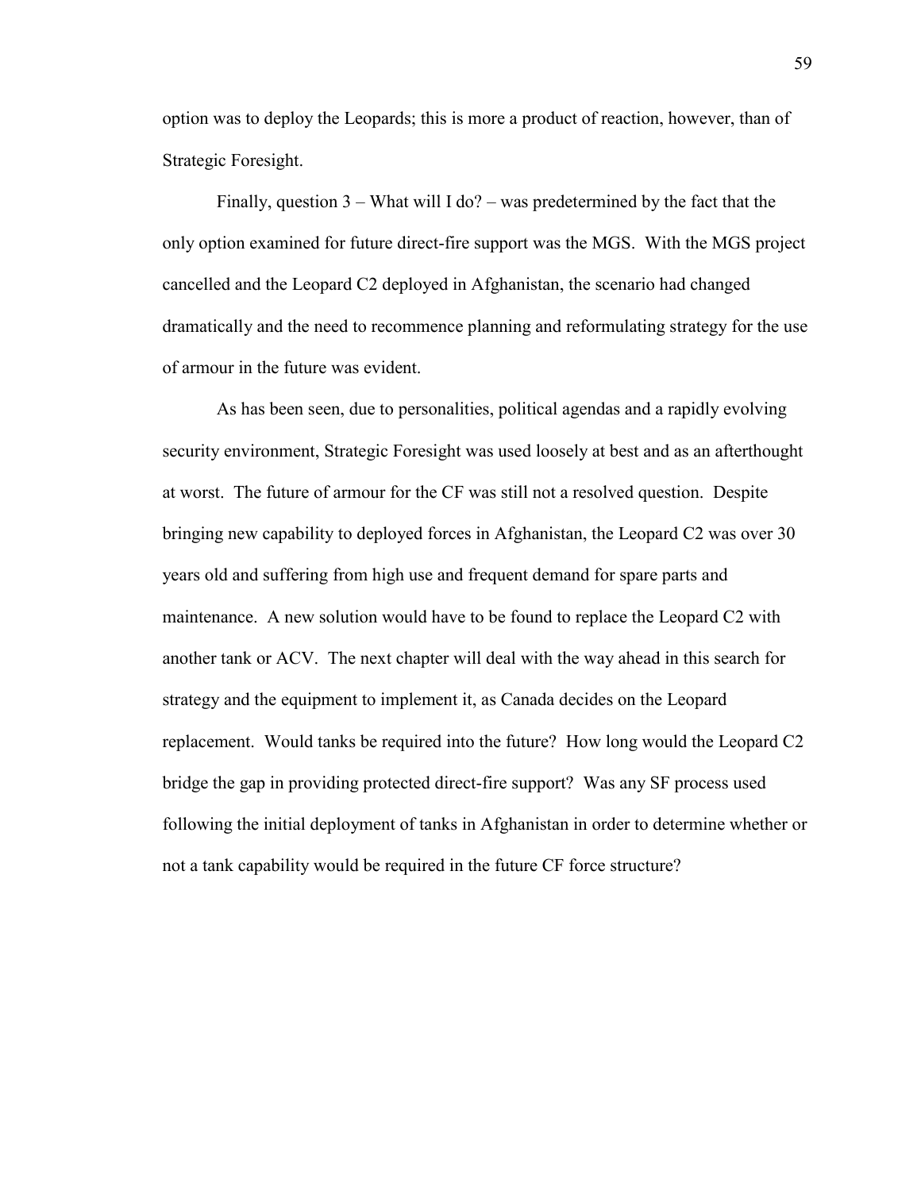option was to deploy the Leopards; this is more a product of reaction, however, than of Strategic Foresight.

Finally, question 3 – What will I do? – was predetermined by the fact that the only option examined for future direct-fire support was the MGS. With the MGS project cancelled and the Leopard C2 deployed in Afghanistan, the scenario had changed dramatically and the need to recommence planning and reformulating strategy for the use of armour in the future was evident.

As has been seen, due to personalities, political agendas and a rapidly evolving security environment, Strategic Foresight was used loosely at best and as an afterthought at worst. The future of armour for the CF was still not a resolved question. Despite bringing new capability to deployed forces in Afghanistan, the Leopard C2 was over 30 years old and suffering from high use and frequent demand for spare parts and maintenance. A new solution would have to be found to replace the Leopard C2 with another tank or ACV. The next chapter will deal with the way ahead in this search for strategy and the equipment to implement it, as Canada decides on the Leopard replacement. Would tanks be required into the future? How long would the Leopard C2 bridge the gap in providing protected direct-fire support? Was any SF process used following the initial deployment of tanks in Afghanistan in order to determine whether or not a tank capability would be required in the future CF force structure?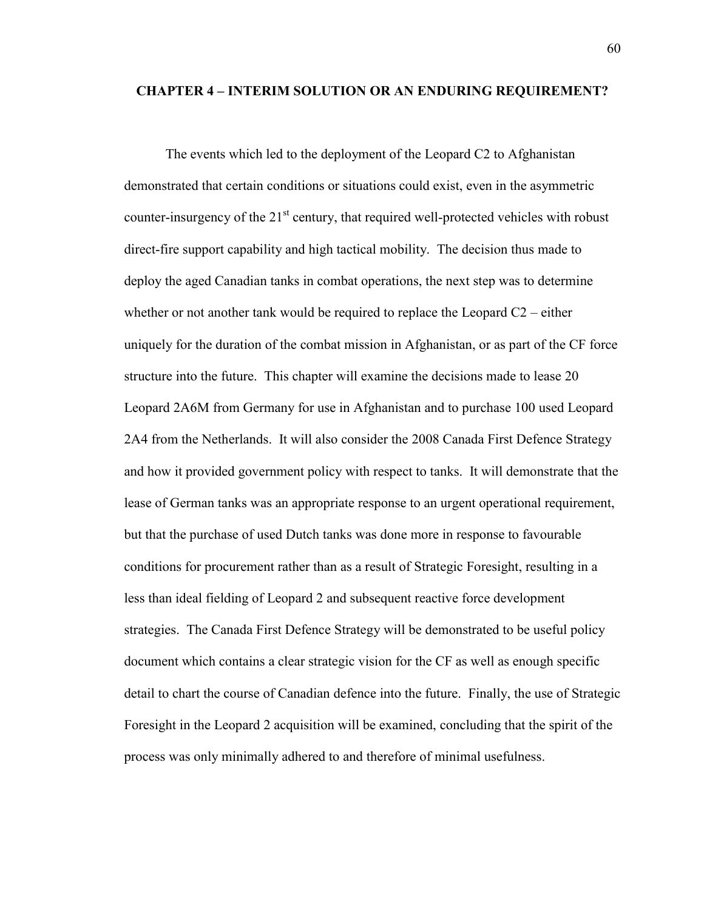# CHAPTER 4 – INTERIM SOLUTION OR AN ENDURING REQUIREMENT?

The events which led to the deployment of the Leopard C2 to Afghanistan demonstrated that certain conditions or situations could exist, even in the asymmetric counter-insurgency of the 21st century, that required well-protected vehicles with robust direct-fire support capability and high tactical mobility. The decision thus made to deploy the aged Canadian tanks in combat operations, the next step was to determine whether or not another tank would be required to replace the Leopard C2 – either uniquely for the duration of the combat mission in Afghanistan, or as part of the CF force structure into the future. This chapter will examine the decisions made to lease 20 Leopard 2A6M from Germany for use in Afghanistan and to purchase 100 used Leopard 2A4 from the Netherlands. It will also consider the 2008 Canada First Defence Strategy and how it provided government policy with respect to tanks. It will demonstrate that the lease of German tanks was an appropriate response to an urgent operational requirement, but that the purchase of used Dutch tanks was done more in response to favourable conditions for procurement rather than as a result of Strategic Foresight, resulting in a less than ideal fielding of Leopard 2 and subsequent reactive force development strategies. The Canada First Defence Strategy will be demonstrated to be useful policy document which contains a clear strategic vision for the CF as well as enough specific detail to chart the course of Canadian defence into the future. Finally, the use of Strategic Foresight in the Leopard 2 acquisition will be examined, concluding that the spirit of the process was only minimally adhered to and therefore of minimal usefulness.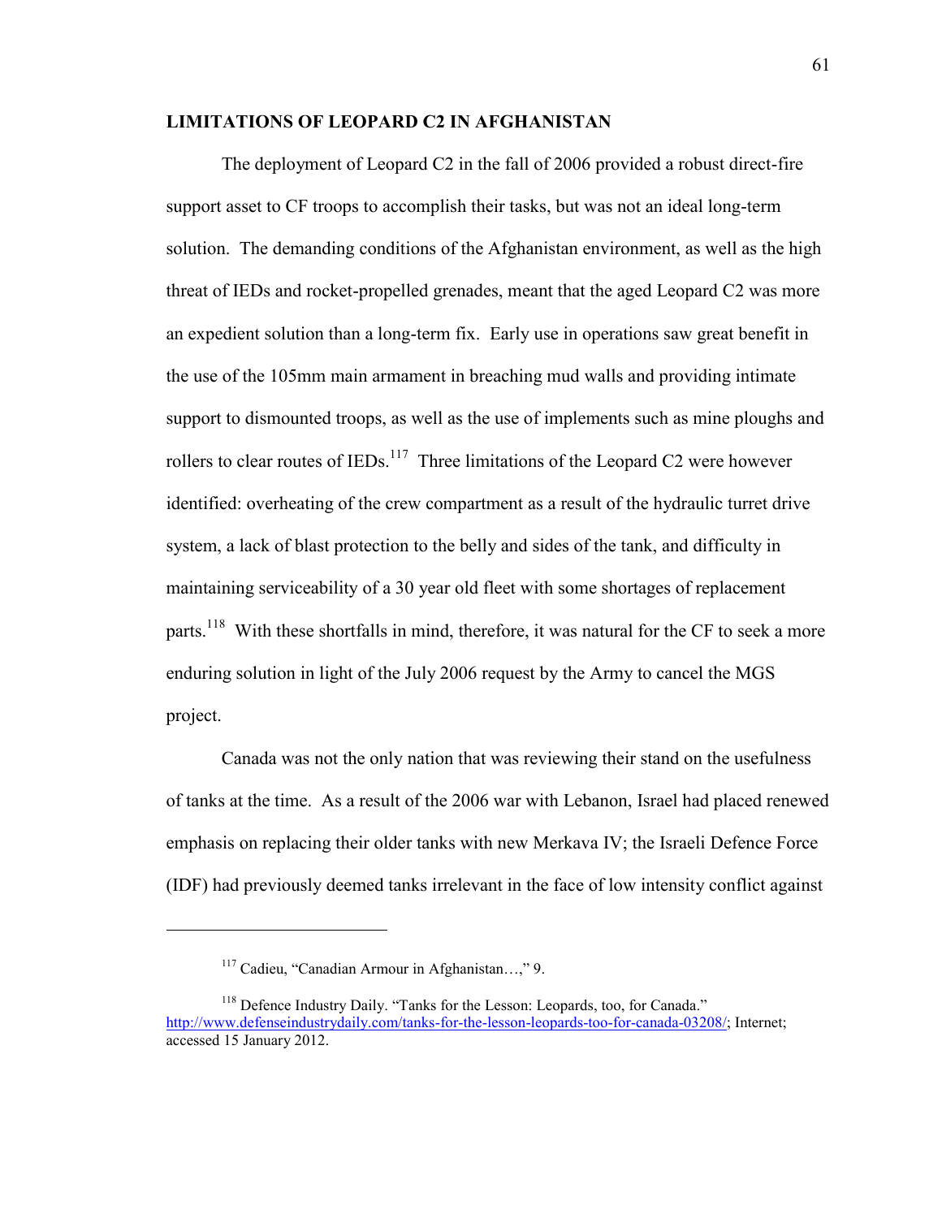**LIMITATIONS OF LEOPARD C2 IN AFGHANISTAN**

The deployment of Leopard C2 in the fall of 2006 provided a robust direct-fire support asset to CF troops to accomplish their tasks, but was not an ideal long-term solution. The demanding conditions of the Afghanistan environment, as well as the high threat of IEDs and rocket-propelled grenades, meant that the aged Leopard C2 was more an expedient solution than a long-term fix. Early use in operations saw great benefit in the use of the 105mm main armament in breaching mud walls and providing intimate support to dismounted troops, as well as the use of implements such as mine ploughs and rollers to clear routes of IEDs.[117] Three limitations of the Leopard C2 were however identified: overheating of the crew compartment as a result of the hydraulic turret drive system, a lack of blast protection to the belly and sides of the tank, and difficulty in maintaining serviceability of a 30 year old fleet with some shortages of replacement parts.[118] With these shortfalls in mind, therefore, it was natural for the CF to seek a more enduring solution in light of the July 2006 request by the Army to cancel the MGS project.

Canada was not the only nation that was reviewing their stand on the usefulness of tanks at the time. As a result of the 2006 war with Lebanon, Israel had placed renewed emphasis on replacing their older tanks with new Merkava IV; the Israeli Defence Force (IDF) had previously deemed tanks irrelevant in the face of low intensity conflict against

---

[117] Cadieu, "Canadian Armour in Afghanistan…," 9.

[118] Defence Industry Daily. "Tanks for the Lesson: Leopards, too, for Canada." http://www.defenseindustrydaily.com/tanks-for-the-lesson-leopards-too-for-canada-03208/; Internet; accessed 15 January 2012.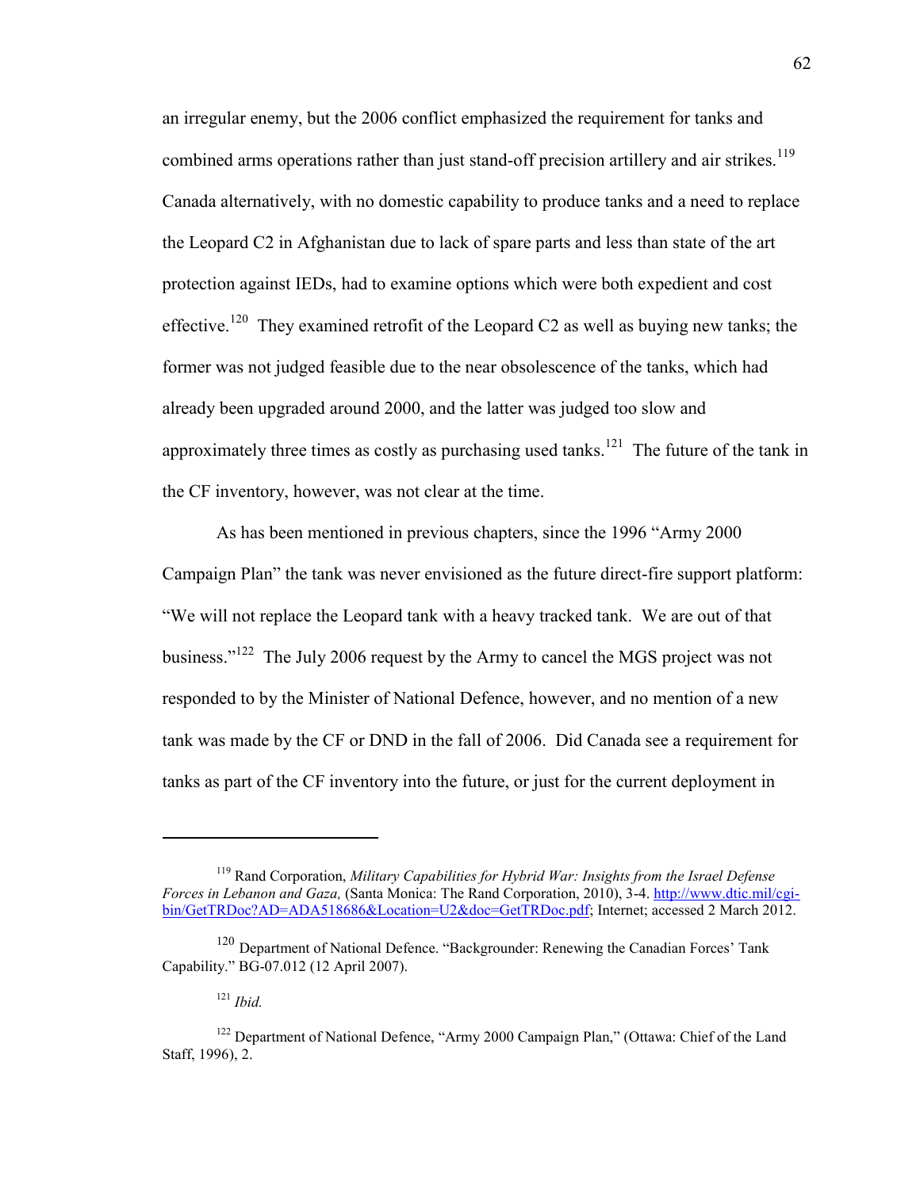an irregular enemy, but the 2006 conflict emphasized the requirement for tanks and combined arms operations rather than just stand-off precision artillery and air strikes.[119] Canada alternatively, with no domestic capability to produce tanks and a need to replace the Leopard C2 in Afghanistan due to lack of spare parts and less than state of the art protection against IEDs, had to examine options which were both expedient and cost effective.[120] They examined retrofit of the Leopard C2 as well as buying new tanks; the former was not judged feasible due to the near obsolescence of the tanks, which had already been upgraded around 2000, and the latter was judged too slow and approximately three times as costly as purchasing used tanks.[121] The future of the tank in the CF inventory, however, was not clear at the time.

As has been mentioned in previous chapters, since the 1996 "Army 2000 Campaign Plan" the tank was never envisioned as the future direct-fire support platform: "We will not replace the Leopard tank with a heavy tracked tank. We are out of that business."[122] The July 2006 request by the Army to cancel the MGS project was not responded to by the Minister of National Defence, however, and no mention of a new tank was made by the CF or DND in the fall of 2006. Did Canada see a requirement for tanks as part of the CF inventory into the future, or just for the current deployment in

---

[119] Rand Corporation, *Military Capabilities for Hybrid War: Insights from the Israel Defense Forces in Lebanon and Gaza,* (Santa Monica: The Rand Corporation, 2010), 3-4. http://www.dtic.mil/cgi-bin/GetTRDoc?AD=ADA518686&Location=U2&doc=GetTRDoc.pdf; Internet; accessed 2 March 2012.

[120] Department of National Defence. "Backgrounder: Renewing the Canadian Forces' Tank Capability." BG-07.012 (12 April 2007).

[121] *Ibid.*

[122] Department of National Defence, "Army 2000 Campaign Plan," (Ottawa: Chief of the Land Staff, 1996), 2.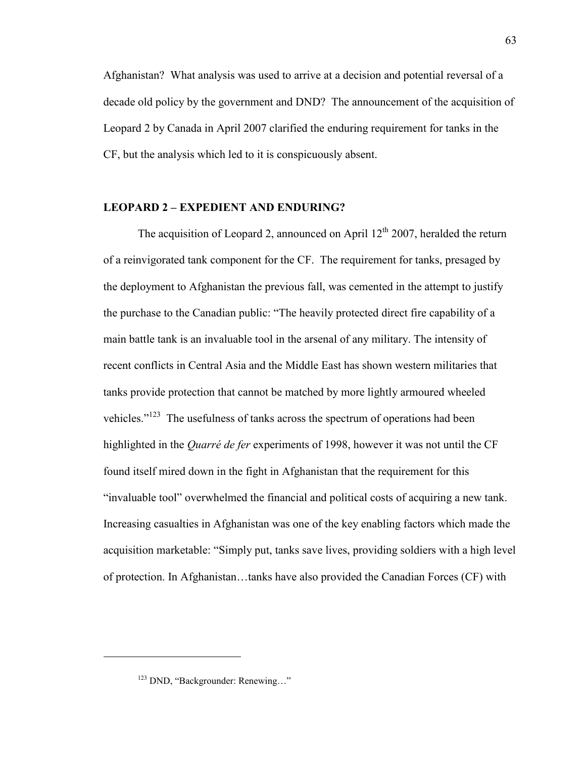Afghanistan? What analysis was used to arrive at a decision and potential reversal of a decade old policy by the government and DND? The announcement of the acquisition of Leopard 2 by Canada in April 2007 clarified the enduring requirement for tanks in the CF, but the analysis which led to it is conspicuously absent.

## LEOPARD 2 – EXPEDIENT AND ENDURING?

The acquisition of Leopard 2, announced on April 12th 2007, heralded the return of a reinvigorated tank component for the CF. The requirement for tanks, presaged by the deployment to Afghanistan the previous fall, was cemented in the attempt to justify the purchase to the Canadian public: "The heavily protected direct fire capability of a main battle tank is an invaluable tool in the arsenal of any military. The intensity of recent conflicts in Central Asia and the Middle East has shown western militaries that tanks provide protection that cannot be matched by more lightly armoured wheeled vehicles."[123] The usefulness of tanks across the spectrum of operations had been highlighted in the *Quarré de fer* experiments of 1998, however it was not until the CF found itself mired down in the fight in Afghanistan that the requirement for this "invaluable tool" overwhelmed the financial and political costs of acquiring a new tank. Increasing casualties in Afghanistan was one of the key enabling factors which made the acquisition marketable: "Simply put, tanks save lives, providing soldiers with a high level of protection. In Afghanistan…tanks have also provided the Canadian Forces (CF) with

---

[123] DND, "Backgrounder: Renewing…"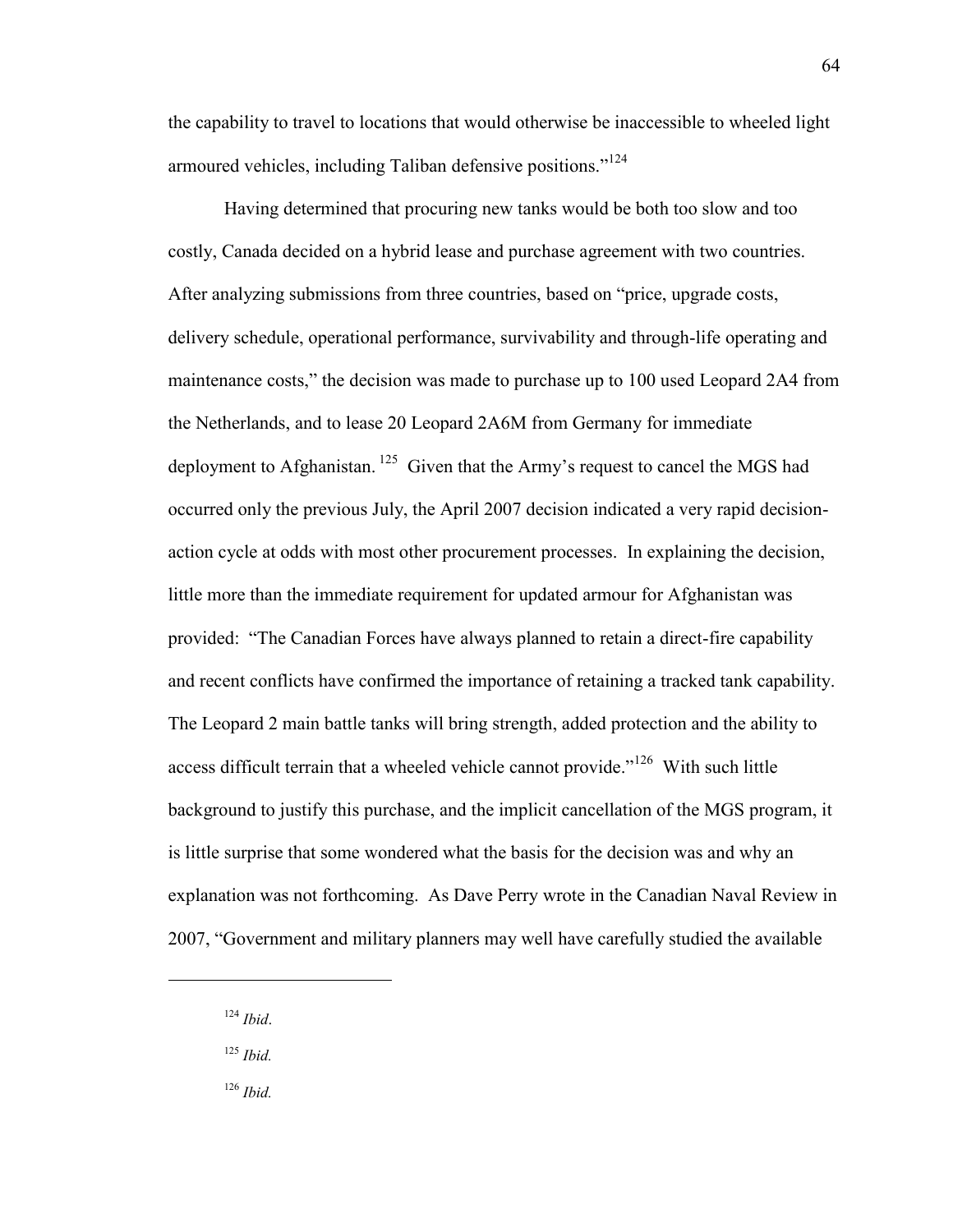the capability to travel to locations that would otherwise be inaccessible to wheeled light armoured vehicles, including Taliban defensive positions."[124]

Having determined that procuring new tanks would be both too slow and too costly, Canada decided on a hybrid lease and purchase agreement with two countries. After analyzing submissions from three countries, based on "price, upgrade costs, delivery schedule, operational performance, survivability and through-life operating and maintenance costs," the decision was made to purchase up to 100 used Leopard 2A4 from the Netherlands, and to lease 20 Leopard 2A6M from Germany for immediate deployment to Afghanistan.[125] Given that the Army's request to cancel the MGS had occurred only the previous July, the April 2007 decision indicated a very rapid decision-action cycle at odds with most other procurement processes. In explaining the decision, little more than the immediate requirement for updated armour for Afghanistan was provided: "The Canadian Forces have always planned to retain a direct-fire capability and recent conflicts have confirmed the importance of retaining a tracked tank capability. The Leopard 2 main battle tanks will bring strength, added protection and the ability to access difficult terrain that a wheeled vehicle cannot provide."[126] With such little background to justify this purchase, and the implicit cancellation of the MGS program, it is little surprise that some wondered what the basis for the decision was and why an explanation was not forthcoming. As Dave Perry wrote in the Canadian Naval Review in 2007, "Government and military planners may well have carefully studied the available

---

[124] *Ibid*.

[125] *Ibid.*

[126] *Ibid.*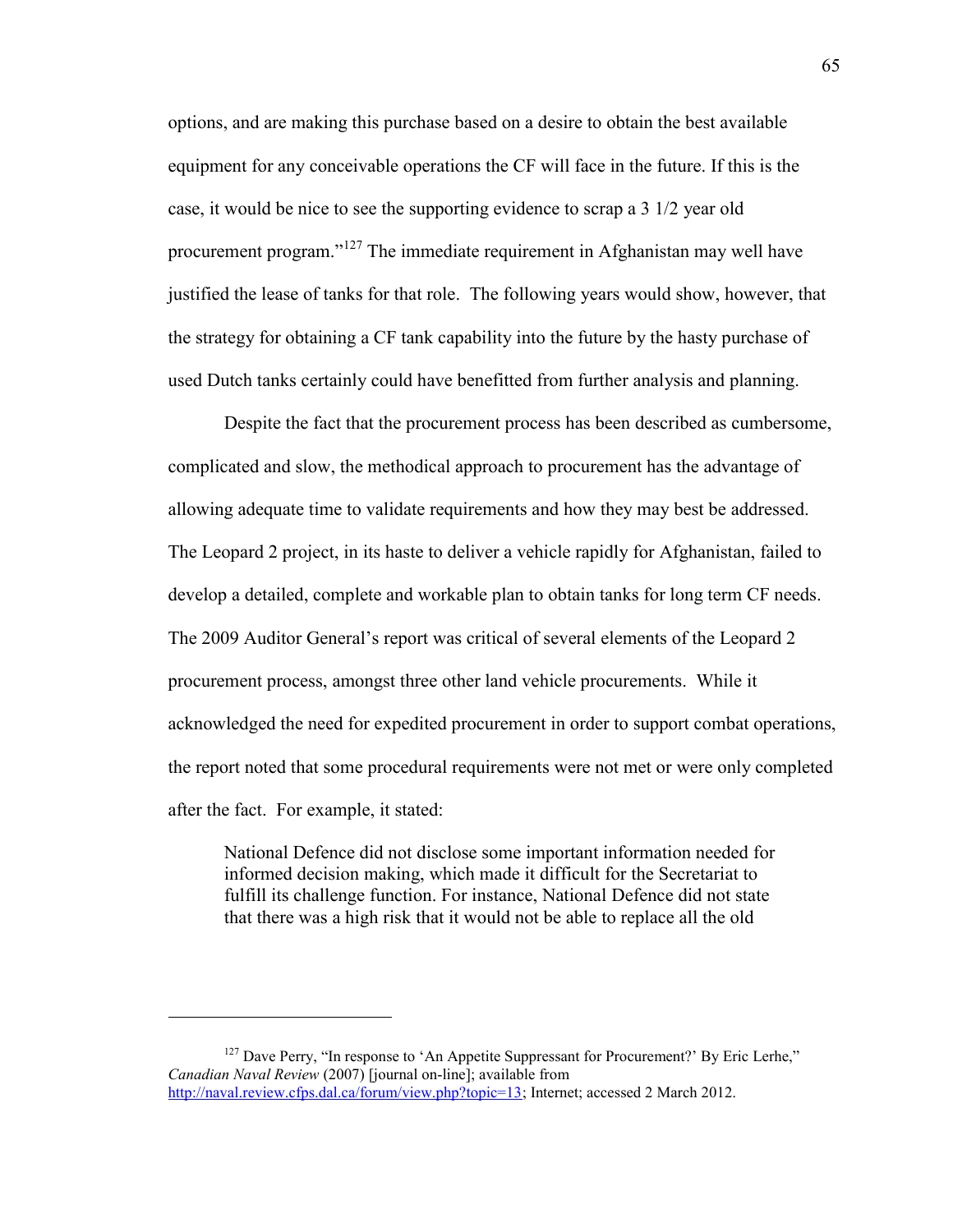options, and are making this purchase based on a desire to obtain the best available equipment for any conceivable operations the CF will face in the future. If this is the case, it would be nice to see the supporting evidence to scrap a 3 1/2 year old procurement program."[127] The immediate requirement in Afghanistan may well have justified the lease of tanks for that role. The following years would show, however, that the strategy for obtaining a CF tank capability into the future by the hasty purchase of used Dutch tanks certainly could have benefitted from further analysis and planning.

Despite the fact that the procurement process has been described as cumbersome, complicated and slow, the methodical approach to procurement has the advantage of allowing adequate time to validate requirements and how they may best be addressed. The Leopard 2 project, in its haste to deliver a vehicle rapidly for Afghanistan, failed to develop a detailed, complete and workable plan to obtain tanks for long term CF needs. The 2009 Auditor General's report was critical of several elements of the Leopard 2 procurement process, amongst three other land vehicle procurements. While it acknowledged the need for expedited procurement in order to support combat operations, the report noted that some procedural requirements were not met or were only completed after the fact. For example, it stated:

> National Defence did not disclose some important information needed for informed decision making, which made it difficult for the Secretariat to fulfill its challenge function. For instance, National Defence did not state that there was a high risk that it would not be able to replace all the old

---

[127] Dave Perry, "In response to 'An Appetite Suppressant for Procurement?' By Eric Lerhe," *Canadian Naval Review* (2007) [journal on-line]; available from http://naval.review.cfps.dal.ca/forum/view.php?topic=13; Internet; accessed 2 March 2012.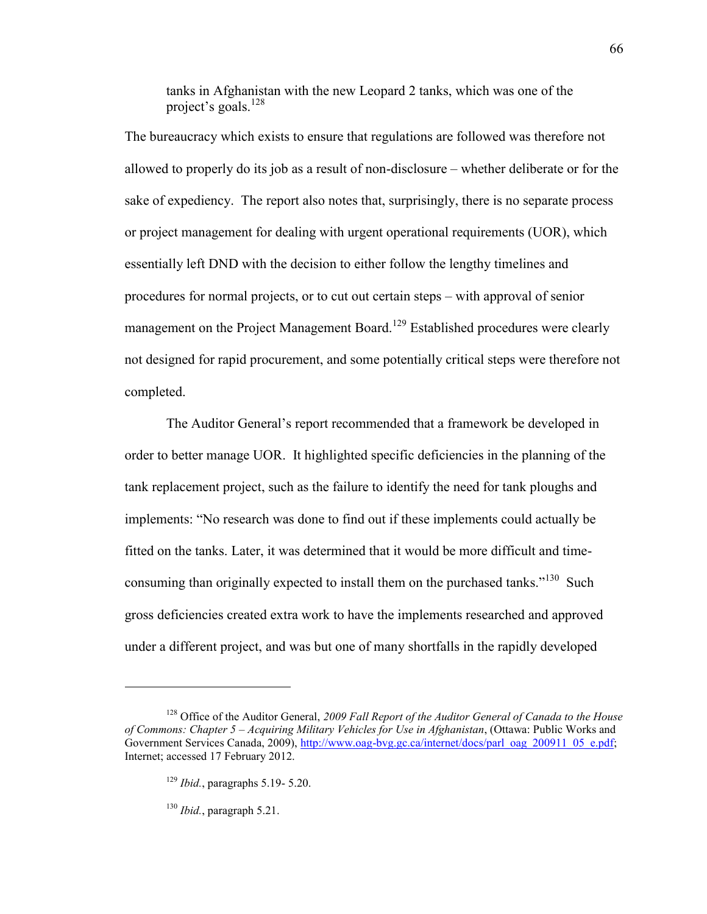> tanks in Afghanistan with the new Leopard 2 tanks, which was one of the project's goals.[128]

The bureaucracy which exists to ensure that regulations are followed was therefore not allowed to properly do its job as a result of non-disclosure – whether deliberate or for the sake of expediency. The report also notes that, surprisingly, there is no separate process or project management for dealing with urgent operational requirements (UOR), which essentially left DND with the decision to either follow the lengthy timelines and procedures for normal projects, or to cut out certain steps – with approval of senior management on the Project Management Board.[129] Established procedures were clearly not designed for rapid procurement, and some potentially critical steps were therefore not completed.

The Auditor General's report recommended that a framework be developed in order to better manage UOR. It highlighted specific deficiencies in the planning of the tank replacement project, such as the failure to identify the need for tank ploughs and implements: "No research was done to find out if these implements could actually be fitted on the tanks. Later, it was determined that it would be more difficult and time-consuming than originally expected to install them on the purchased tanks."[130] Such gross deficiencies created extra work to have the implements researched and approved under a different project, and was but one of many shortfalls in the rapidly developed

---

[128] Office of the Auditor General, *2009 Fall Report of the Auditor General of Canada to the House of Commons: Chapter 5 – Acquiring Military Vehicles for Use in Afghanistan*, (Ottawa: Public Works and Government Services Canada, 2009), http://www.oag-bvg.gc.ca/internet/docs/parl_oag_200911_05_e.pdf; Internet; accessed 17 February 2012.

[129] *Ibid.*, paragraphs 5.19- 5.20.

[130] *Ibid.*, paragraph 5.21.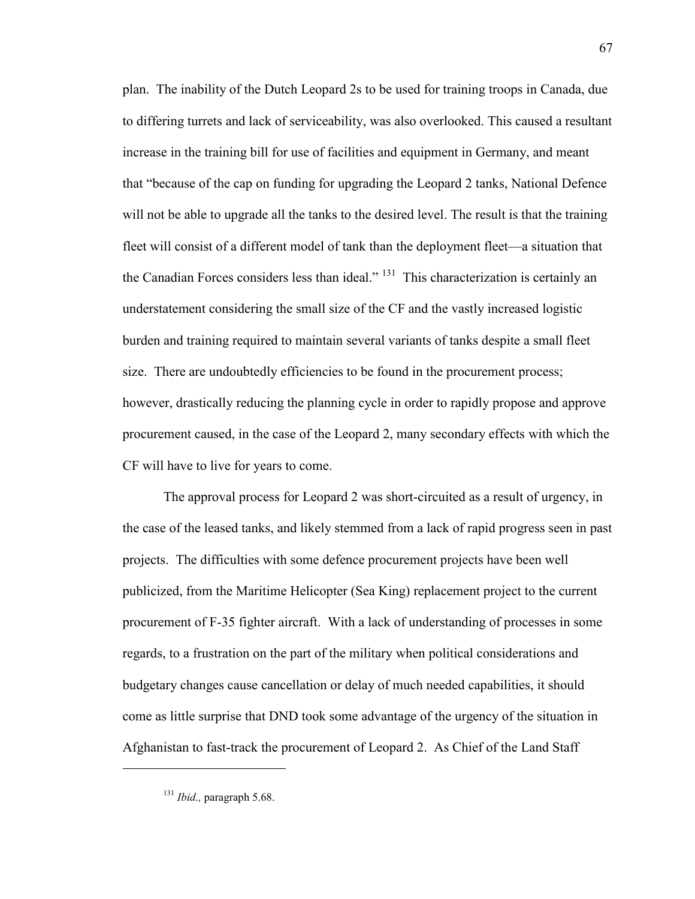plan. The inability of the Dutch Leopard 2s to be used for training troops in Canada, due to differing turrets and lack of serviceability, was also overlooked. This caused a resultant increase in the training bill for use of facilities and equipment in Germany, and meant that "because of the cap on funding for upgrading the Leopard 2 tanks, National Defence will not be able to upgrade all the tanks to the desired level. The result is that the training fleet will consist of a different model of tank than the deployment fleet—a situation that the Canadian Forces considers less than ideal." [131] This characterization is certainly an understatement considering the small size of the CF and the vastly increased logistic burden and training required to maintain several variants of tanks despite a small fleet size. There are undoubtedly efficiencies to be found in the procurement process; however, drastically reducing the planning cycle in order to rapidly propose and approve procurement caused, in the case of the Leopard 2, many secondary effects with which the CF will have to live for years to come.

The approval process for Leopard 2 was short-circuited as a result of urgency, in the case of the leased tanks, and likely stemmed from a lack of rapid progress seen in past projects. The difficulties with some defence procurement projects have been well publicized, from the Maritime Helicopter (Sea King) replacement project to the current procurement of F-35 fighter aircraft. With a lack of understanding of processes in some regards, to a frustration on the part of the military when political considerations and budgetary changes cause cancellation or delay of much needed capabilities, it should come as little surprise that DND took some advantage of the urgency of the situation in Afghanistan to fast-track the procurement of Leopard 2. As Chief of the Land Staff

---

[131] *Ibid.,* paragraph 5.68.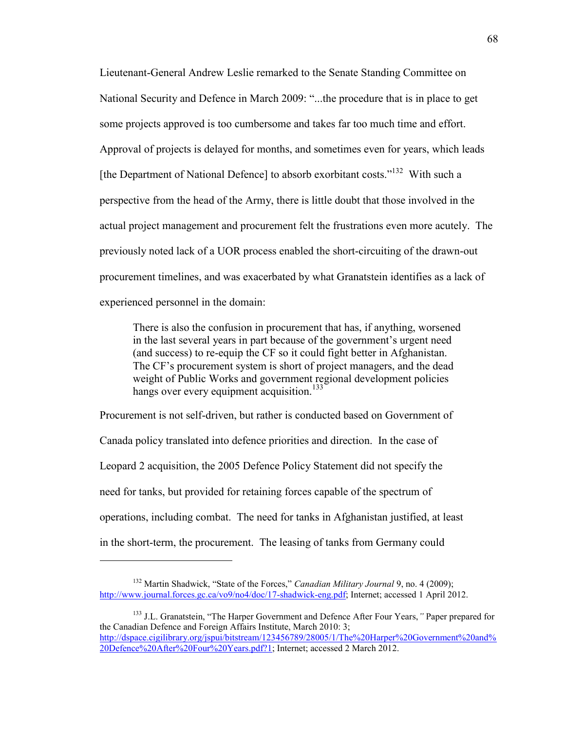Lieutenant-General Andrew Leslie remarked to the Senate Standing Committee on National Security and Defence in March 2009: "...the procedure that is in place to get some projects approved is too cumbersome and takes far too much time and effort. Approval of projects is delayed for months, and sometimes even for years, which leads [the Department of National Defence] to absorb exorbitant costs."[132] With such a perspective from the head of the Army, there is little doubt that those involved in the actual project management and procurement felt the frustrations even more acutely. The previously noted lack of a UOR process enabled the short-circuiting of the drawn-out procurement timelines, and was exacerbated by what Granatstein identifies as a lack of experienced personnel in the domain:

> There is also the confusion in procurement that has, if anything, worsened in the last several years in part because of the government's urgent need (and success) to re-equip the CF so it could fight better in Afghanistan. The CF's procurement system is short of project managers, and the dead weight of Public Works and government regional development policies hangs over every equipment acquisition.[133]

Procurement is not self-driven, but rather is conducted based on Government of Canada policy translated into defence priorities and direction. In the case of Leopard 2 acquisition, the 2005 Defence Policy Statement did not specify the need for tanks, but provided for retaining forces capable of the spectrum of operations, including combat. The need for tanks in Afghanistan justified, at least in the short-term, the procurement. The leasing of tanks from Germany could

---

[132] Martin Shadwick, "State of the Forces," *Canadian Military Journal* 9, no. 4 (2009); http://www.journal.forces.gc.ca/vo9/no4/doc/17-shadwick-eng.pdf; Internet; accessed 1 April 2012.

[133] J.L. Granatstein, "The Harper Government and Defence After Four Years," Paper prepared for the Canadian Defence and Foreign Affairs Institute, March 2010: 3; http://dspace.cigilibrary.org/jspui/bitstream/123456789/28005/1/The%20Harper%20Government%20and%20Defence%20After%20Four%20Years.pdf?1; Internet; accessed 2 March 2012.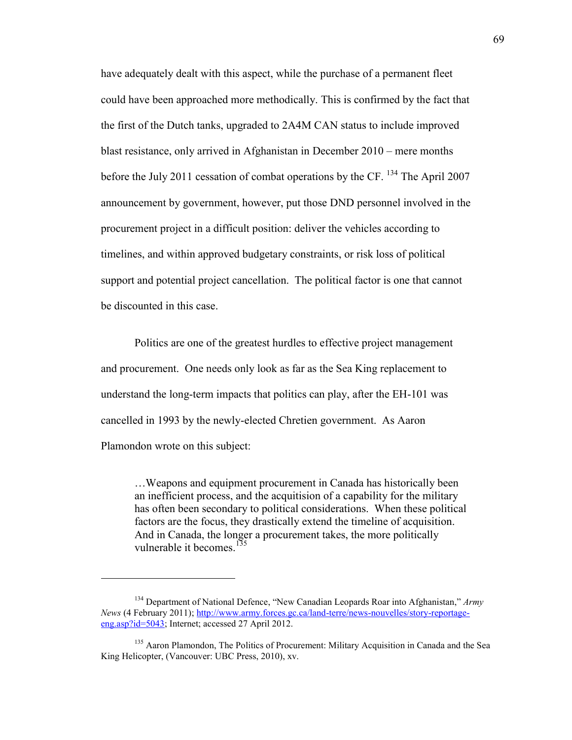have adequately dealt with this aspect, while the purchase of a permanent fleet could have been approached more methodically. This is confirmed by the fact that the first of the Dutch tanks, upgraded to 2A4M CAN status to include improved blast resistance, only arrived in Afghanistan in December 2010 – mere months before the July 2011 cessation of combat operations by the CF. [134] The April 2007 announcement by government, however, put those DND personnel involved in the procurement project in a difficult position: deliver the vehicles according to timelines, and within approved budgetary constraints, or risk loss of political support and potential project cancellation. The political factor is one that cannot be discounted in this case.

Politics are one of the greatest hurdles to effective project management and procurement. One needs only look as far as the Sea King replacement to understand the long-term impacts that politics can play, after the EH-101 was cancelled in 1993 by the newly-elected Chretien government. As Aaron Plamondon wrote on this subject:

> …Weapons and equipment procurement in Canada has historically been an inefficient process, and the acquitision of a capability for the military has often been secondary to political considerations. When these political factors are the focus, they drastically extend the timeline of acquisition. And in Canada, the longer a procurement takes, the more politically vulnerable it becomes.[135]

---

[134] Department of National Defence, "New Canadian Leopards Roar into Afghanistan," *Army News* (4 February 2011); http://www.army.forces.gc.ca/land-terre/news-nouvelles/story-reportage-eng.asp?id=5043; Internet; accessed 27 April 2012.

[135] Aaron Plamondon, The Politics of Procurement: Military Acquisition in Canada and the Sea King Helicopter, (Vancouver: UBC Press, 2010), xv.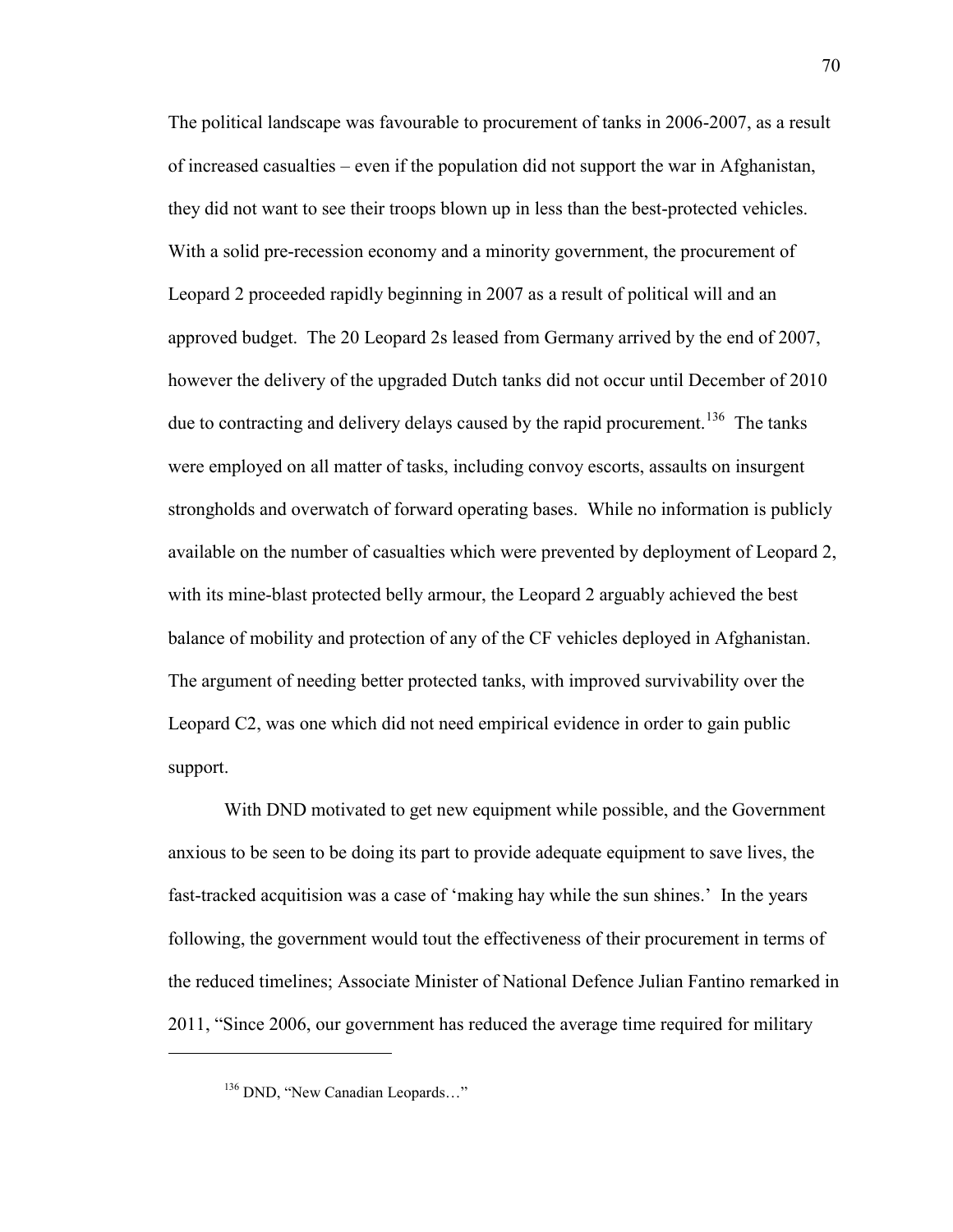The political landscape was favourable to procurement of tanks in 2006-2007, as a result of increased casualties – even if the population did not support the war in Afghanistan, they did not want to see their troops blown up in less than the best-protected vehicles. With a solid pre-recession economy and a minority government, the procurement of Leopard 2 proceeded rapidly beginning in 2007 as a result of political will and an approved budget. The 20 Leopard 2s leased from Germany arrived by the end of 2007, however the delivery of the upgraded Dutch tanks did not occur until December of 2010 due to contracting and delivery delays caused by the rapid procurement.[136] The tanks were employed on all matter of tasks, including convoy escorts, assaults on insurgent strongholds and overwatch of forward operating bases. While no information is publicly available on the number of casualties which were prevented by deployment of Leopard 2, with its mine-blast protected belly armour, the Leopard 2 arguably achieved the best balance of mobility and protection of any of the CF vehicles deployed in Afghanistan. The argument of needing better protected tanks, with improved survivability over the Leopard C2, was one which did not need empirical evidence in order to gain public support.

With DND motivated to get new equipment while possible, and the Government anxious to be seen to be doing its part to provide adequate equipment to save lives, the fast-tracked acquitision was a case of 'making hay while the sun shines.' In the years following, the government would tout the effectiveness of their procurement in terms of the reduced timelines; Associate Minister of National Defence Julian Fantino remarked in 2011, "Since 2006, our government has reduced the average time required for military

---

[136] DND, "New Canadian Leopards…"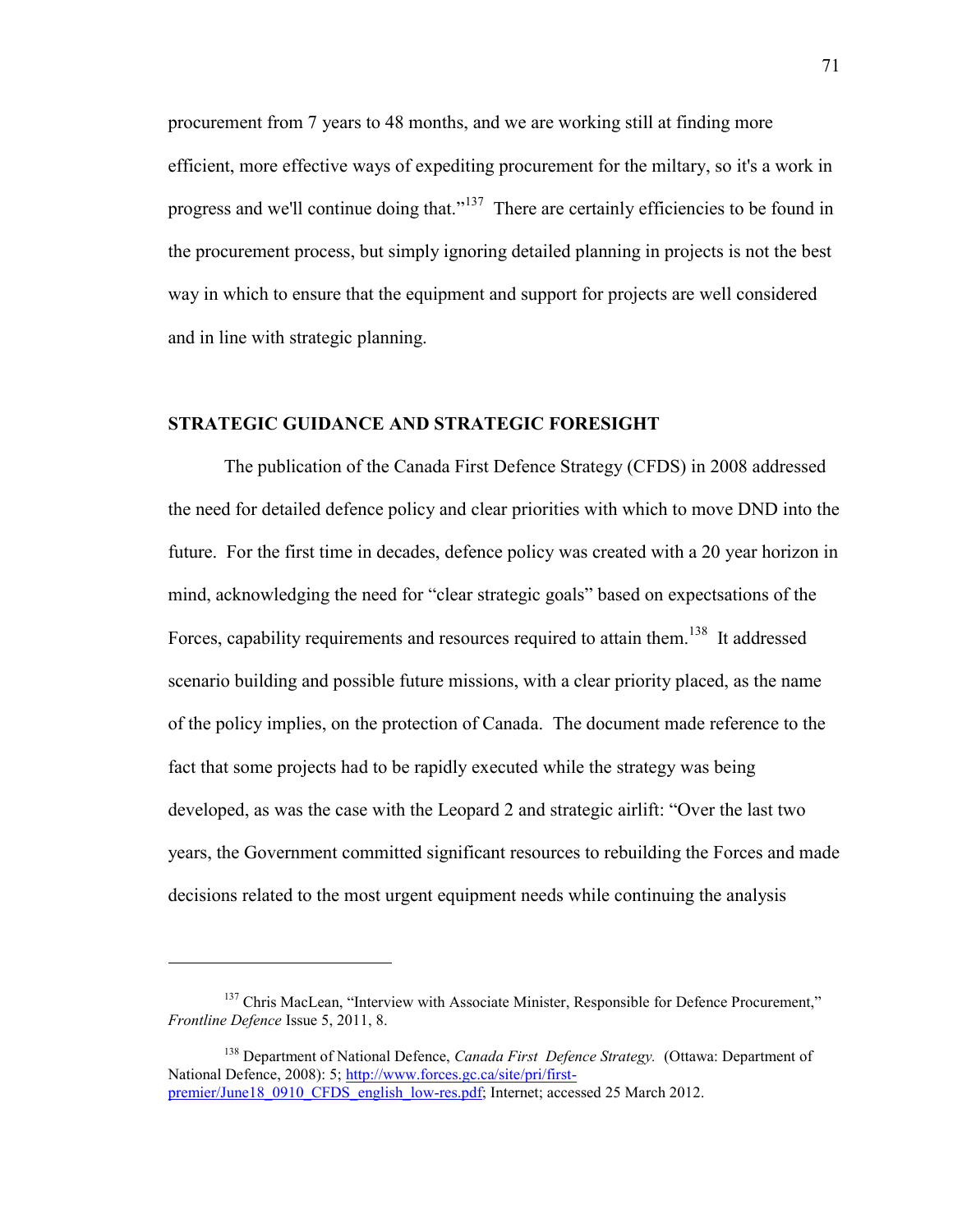procurement from 7 years to 48 months, and we are working still at finding more efficient, more effective ways of expediting procurement for the miltary, so it's a work in progress and we'll continue doing that."[137] There are certainly efficiencies to be found in the procurement process, but simply ignoring detailed planning in projects is not the best way in which to ensure that the equipment and support for projects are well considered and in line with strategic planning.

## STRATEGIC GUIDANCE AND STRATEGIC FORESIGHT

The publication of the Canada First Defence Strategy (CFDS) in 2008 addressed the need for detailed defence policy and clear priorities with which to move DND into the future. For the first time in decades, defence policy was created with a 20 year horizon in mind, acknowledging the need for "clear strategic goals" based on expectsations of the Forces, capability requirements and resources required to attain them.[138] It addressed scenario building and possible future missions, with a clear priority placed, as the name of the policy implies, on the protection of Canada. The document made reference to the fact that some projects had to be rapidly executed while the strategy was being developed, as was the case with the Leopard 2 and strategic airlift: "Over the last two years, the Government committed significant resources to rebuilding the Forces and made decisions related to the most urgent equipment needs while continuing the analysis

---

[137] Chris MacLean, "Interview with Associate Minister, Responsible for Defence Procurement," *Frontline Defence* Issue 5, 2011, 8.

[138] Department of National Defence, *Canada First Defence Strategy.* (Ottawa: Department of National Defence, 2008): 5; http://www.forces.gc.ca/site/pri/first-premier/June18_0910_CFDS_english_low-res.pdf; Internet; accessed 25 March 2012.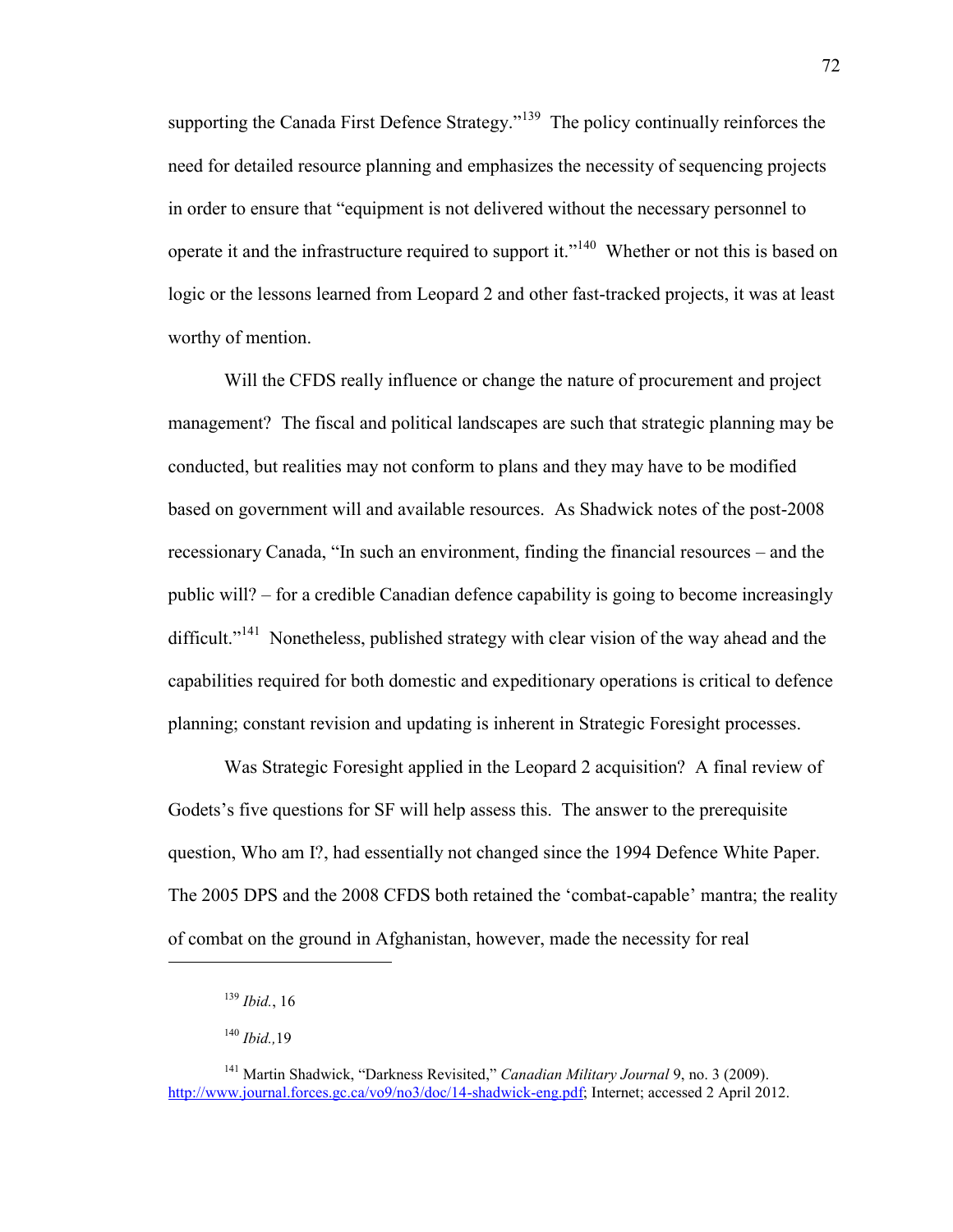supporting the Canada First Defence Strategy."[139] The policy continually reinforces the need for detailed resource planning and emphasizes the necessity of sequencing projects in order to ensure that "equipment is not delivered without the necessary personnel to operate it and the infrastructure required to support it."[140] Whether or not this is based on logic or the lessons learned from Leopard 2 and other fast-tracked projects, it was at least worthy of mention.

Will the CFDS really influence or change the nature of procurement and project management? The fiscal and political landscapes are such that strategic planning may be conducted, but realities may not conform to plans and they may have to be modified based on government will and available resources. As Shadwick notes of the post-2008 recessionary Canada, "In such an environment, finding the financial resources – and the public will? – for a credible Canadian defence capability is going to become increasingly difficult."[141] Nonetheless, published strategy with clear vision of the way ahead and the capabilities required for both domestic and expeditionary operations is critical to defence planning; constant revision and updating is inherent in Strategic Foresight processes.

Was Strategic Foresight applied in the Leopard 2 acquisition? A final review of Godets's five questions for SF will help assess this. The answer to the prerequisite question, Who am I?, had essentially not changed since the 1994 Defence White Paper. The 2005 DPS and the 2008 CFDS both retained the 'combat-capable' mantra; the reality of combat on the ground in Afghanistan, however, made the necessity for real

---

[139] *Ibid.*, 16

[140] *Ibid.,*19

[141] Martin Shadwick, "Darkness Revisited," *Canadian Military Journal* 9, no. 3 (2009). http://www.journal.forces.gc.ca/vo9/no3/doc/14-shadwick-eng.pdf; Internet; accessed 2 April 2012.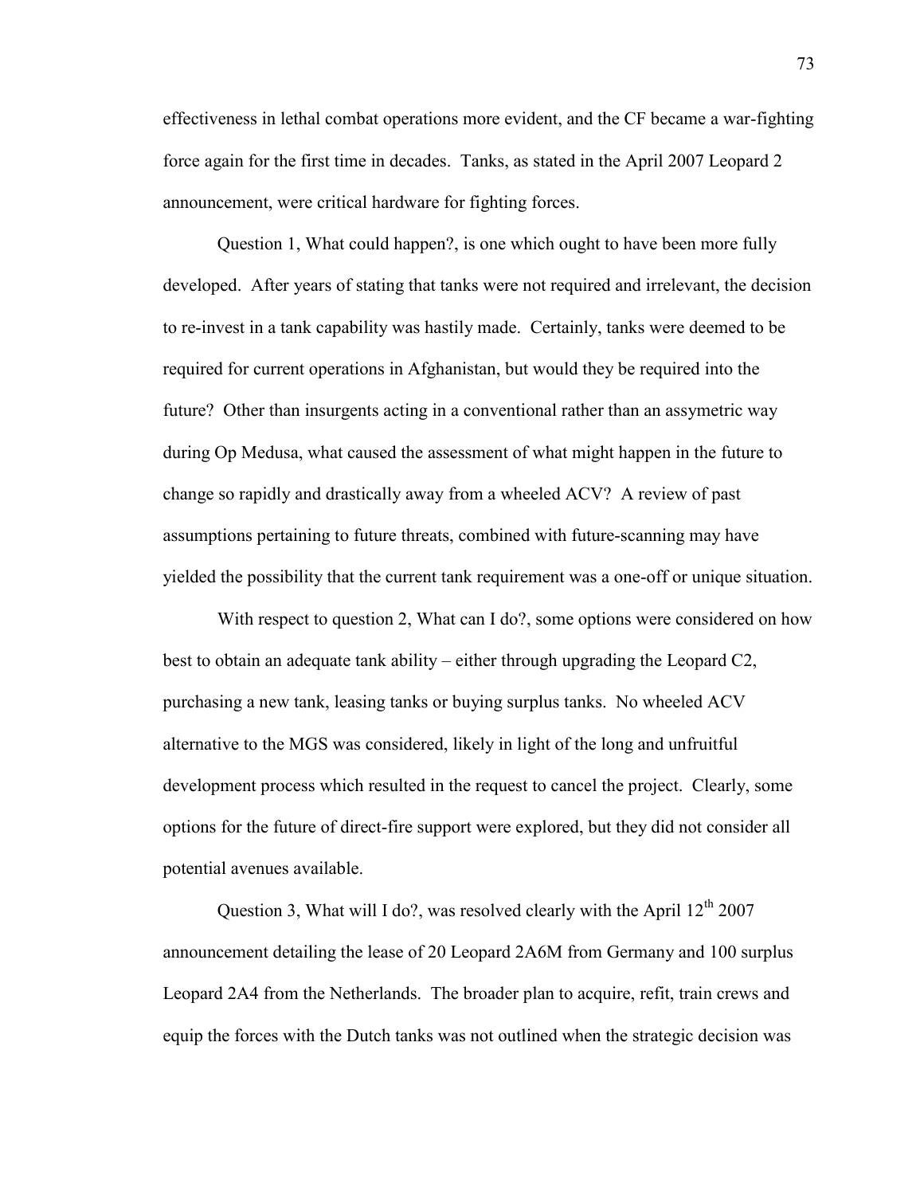effectiveness in lethal combat operations more evident, and the CF became a war-fighting force again for the first time in decades. Tanks, as stated in the April 2007 Leopard 2 announcement, were critical hardware for fighting forces.

Question 1, What could happen?, is one which ought to have been more fully developed. After years of stating that tanks were not required and irrelevant, the decision to re-invest in a tank capability was hastily made. Certainly, tanks were deemed to be required for current operations in Afghanistan, but would they be required into the future? Other than insurgents acting in a conventional rather than an assymetric way during Op Medusa, what caused the assessment of what might happen in the future to change so rapidly and drastically away from a wheeled ACV? A review of past assumptions pertaining to future threats, combined with future-scanning may have yielded the possibility that the current tank requirement was a one-off or unique situation.

With respect to question 2, What can I do?, some options were considered on how best to obtain an adequate tank ability – either through upgrading the Leopard C2, purchasing a new tank, leasing tanks or buying surplus tanks. No wheeled ACV alternative to the MGS was considered, likely in light of the long and unfruitful development process which resulted in the request to cancel the project. Clearly, some options for the future of direct-fire support were explored, but they did not consider all potential avenues available.

Question 3, What will I do?, was resolved clearly with the April 12th 2007 announcement detailing the lease of 20 Leopard 2A6M from Germany and 100 surplus Leopard 2A4 from the Netherlands. The broader plan to acquire, refit, train crews and equip the forces with the Dutch tanks was not outlined when the strategic decision was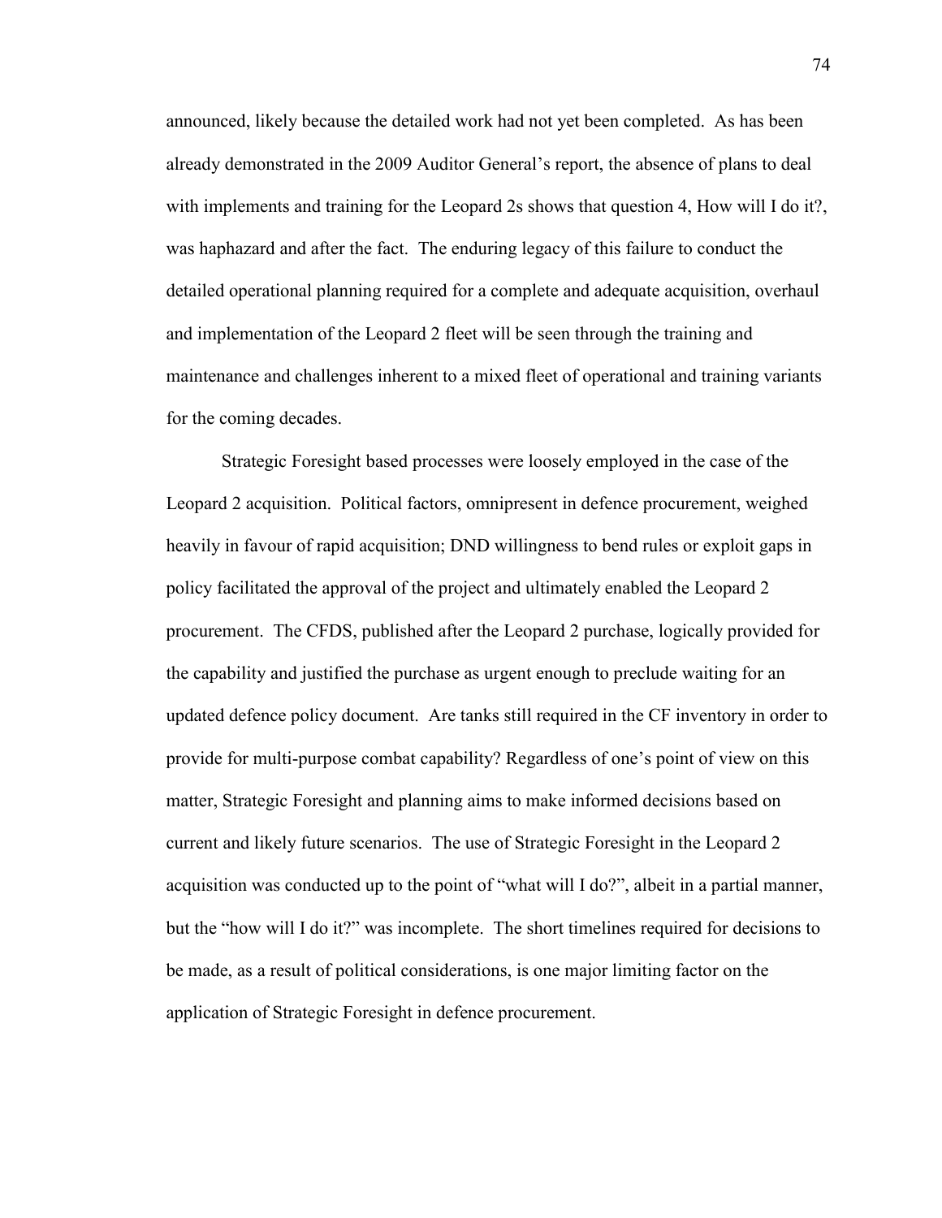announced, likely because the detailed work had not yet been completed. As has been already demonstrated in the 2009 Auditor General's report, the absence of plans to deal with implements and training for the Leopard 2s shows that question 4, How will I do it?, was haphazard and after the fact. The enduring legacy of this failure to conduct the detailed operational planning required for a complete and adequate acquisition, overhaul and implementation of the Leopard 2 fleet will be seen through the training and maintenance and challenges inherent to a mixed fleet of operational and training variants for the coming decades.

Strategic Foresight based processes were loosely employed in the case of the Leopard 2 acquisition. Political factors, omnipresent in defence procurement, weighed heavily in favour of rapid acquisition; DND willingness to bend rules or exploit gaps in policy facilitated the approval of the project and ultimately enabled the Leopard 2 procurement. The CFDS, published after the Leopard 2 purchase, logically provided for the capability and justified the purchase as urgent enough to preclude waiting for an updated defence policy document. Are tanks still required in the CF inventory in order to provide for multi-purpose combat capability? Regardless of one's point of view on this matter, Strategic Foresight and planning aims to make informed decisions based on current and likely future scenarios. The use of Strategic Foresight in the Leopard 2 acquisition was conducted up to the point of "what will I do?", albeit in a partial manner, but the "how will I do it?" was incomplete. The short timelines required for decisions to be made, as a result of political considerations, is one major limiting factor on the application of Strategic Foresight in defence procurement.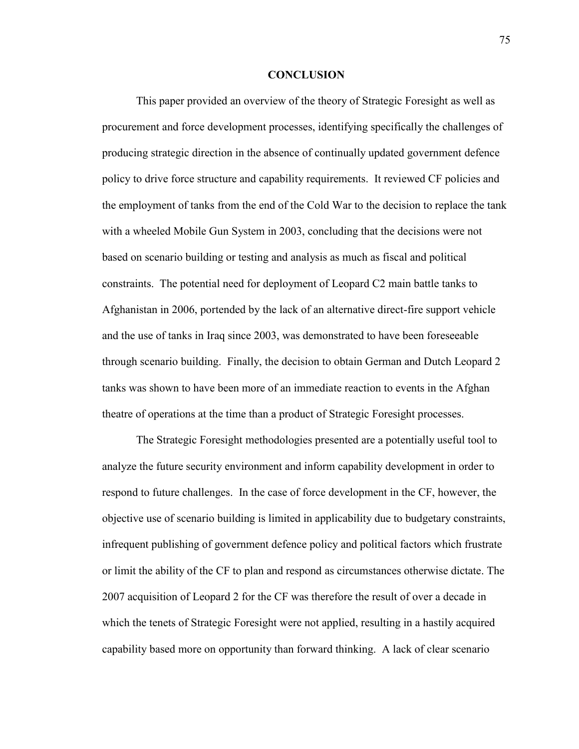# CONCLUSION

This paper provided an overview of the theory of Strategic Foresight as well as procurement and force development processes, identifying specifically the challenges of producing strategic direction in the absence of continually updated government defence policy to drive force structure and capability requirements. It reviewed CF policies and the employment of tanks from the end of the Cold War to the decision to replace the tank with a wheeled Mobile Gun System in 2003, concluding that the decisions were not based on scenario building or testing and analysis as much as fiscal and political constraints. The potential need for deployment of Leopard C2 main battle tanks to Afghanistan in 2006, portended by the lack of an alternative direct-fire support vehicle and the use of tanks in Iraq since 2003, was demonstrated to have been foreseeable through scenario building. Finally, the decision to obtain German and Dutch Leopard 2 tanks was shown to have been more of an immediate reaction to events in the Afghan theatre of operations at the time than a product of Strategic Foresight processes.

The Strategic Foresight methodologies presented are a potentially useful tool to analyze the future security environment and inform capability development in order to respond to future challenges. In the case of force development in the CF, however, the objective use of scenario building is limited in applicability due to budgetary constraints, infrequent publishing of government defence policy and political factors which frustrate or limit the ability of the CF to plan and respond as circumstances otherwise dictate. The 2007 acquisition of Leopard 2 for the CF was therefore the result of over a decade in which the tenets of Strategic Foresight were not applied, resulting in a hastily acquired capability based more on opportunity than forward thinking. A lack of clear scenario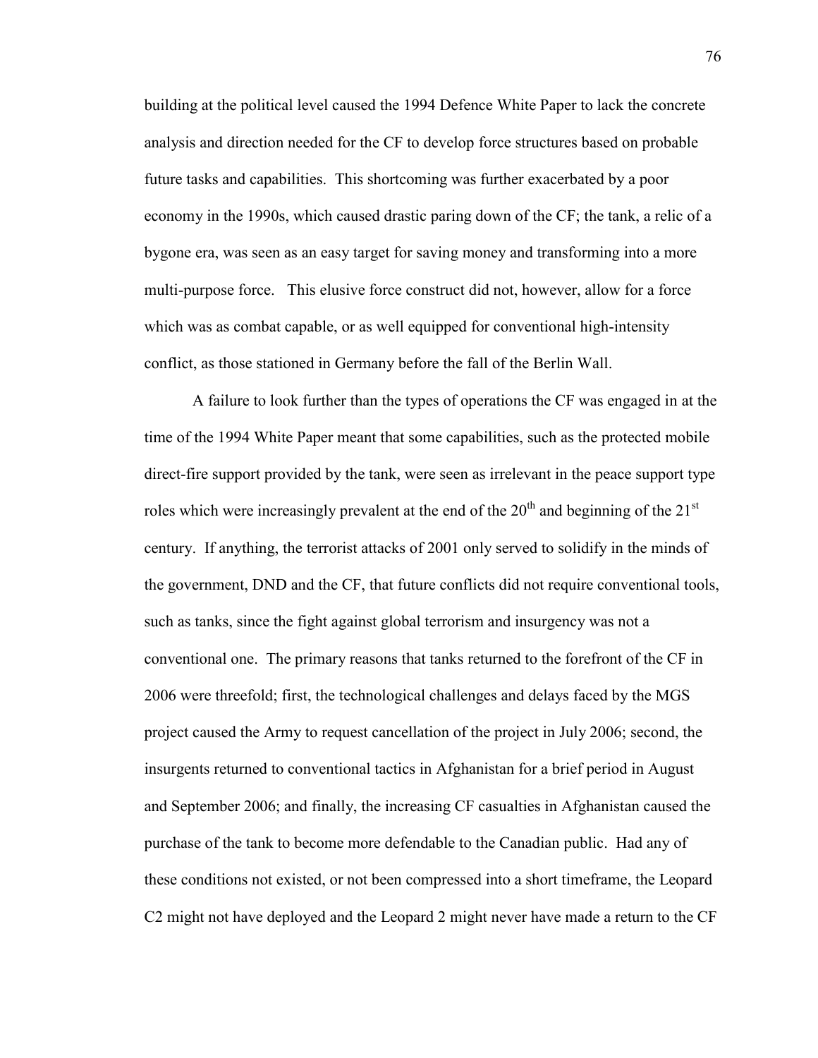building at the political level caused the 1994 Defence White Paper to lack the concrete analysis and direction needed for the CF to develop force structures based on probable future tasks and capabilities. This shortcoming was further exacerbated by a poor economy in the 1990s, which caused drastic paring down of the CF; the tank, a relic of a bygone era, was seen as an easy target for saving money and transforming into a more multi-purpose force. This elusive force construct did not, however, allow for a force which was as combat capable, or as well equipped for conventional high-intensity conflict, as those stationed in Germany before the fall of the Berlin Wall.

A failure to look further than the types of operations the CF was engaged in at the time of the 1994 White Paper meant that some capabilities, such as the protected mobile direct-fire support provided by the tank, were seen as irrelevant in the peace support type roles which were increasingly prevalent at the end of the 20th and beginning of the 21st century. If anything, the terrorist attacks of 2001 only served to solidify in the minds of the government, DND and the CF, that future conflicts did not require conventional tools, such as tanks, since the fight against global terrorism and insurgency was not a conventional one. The primary reasons that tanks returned to the forefront of the CF in 2006 were threefold; first, the technological challenges and delays faced by the MGS project caused the Army to request cancellation of the project in July 2006; second, the insurgents returned to conventional tactics in Afghanistan for a brief period in August and September 2006; and finally, the increasing CF casualties in Afghanistan caused the purchase of the tank to become more defendable to the Canadian public. Had any of these conditions not existed, or not been compressed into a short timeframe, the Leopard C2 might not have deployed and the Leopard 2 might never have made a return to the CF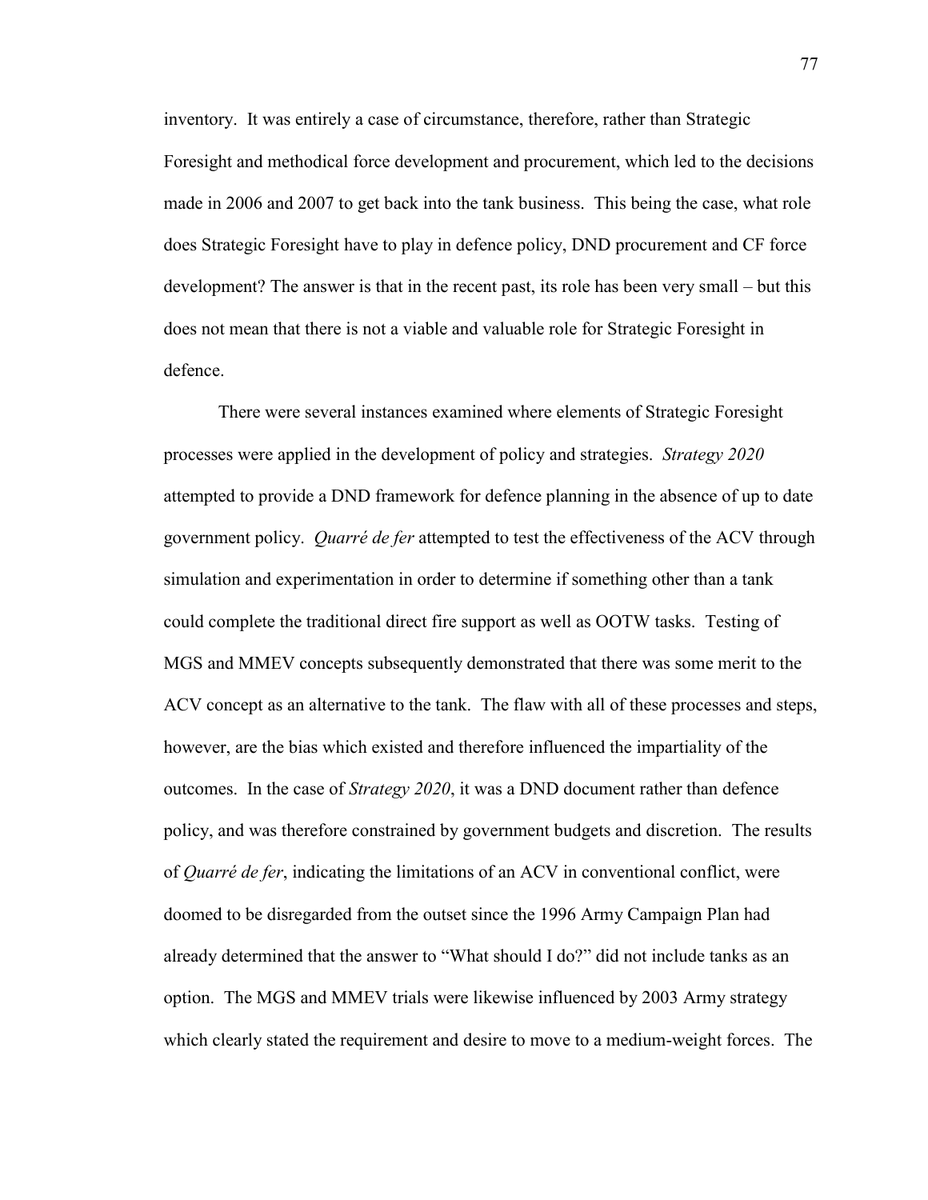inventory. It was entirely a case of circumstance, therefore, rather than Strategic Foresight and methodical force development and procurement, which led to the decisions made in 2006 and 2007 to get back into the tank business. This being the case, what role does Strategic Foresight have to play in defence policy, DND procurement and CF force development? The answer is that in the recent past, its role has been very small – but this does not mean that there is not a viable and valuable role for Strategic Foresight in defence.

There were several instances examined where elements of Strategic Foresight processes were applied in the development of policy and strategies. *Strategy 2020* attempted to provide a DND framework for defence planning in the absence of up to date government policy. *Quarré de fer* attempted to test the effectiveness of the ACV through simulation and experimentation in order to determine if something other than a tank could complete the traditional direct fire support as well as OOTW tasks. Testing of MGS and MMEV concepts subsequently demonstrated that there was some merit to the ACV concept as an alternative to the tank. The flaw with all of these processes and steps, however, are the bias which existed and therefore influenced the impartiality of the outcomes. In the case of *Strategy 2020*, it was a DND document rather than defence policy, and was therefore constrained by government budgets and discretion. The results of *Quarré de fer*, indicating the limitations of an ACV in conventional conflict, were doomed to be disregarded from the outset since the 1996 Army Campaign Plan had already determined that the answer to "What should I do?" did not include tanks as an option. The MGS and MMEV trials were likewise influenced by 2003 Army strategy which clearly stated the requirement and desire to move to a medium-weight forces. The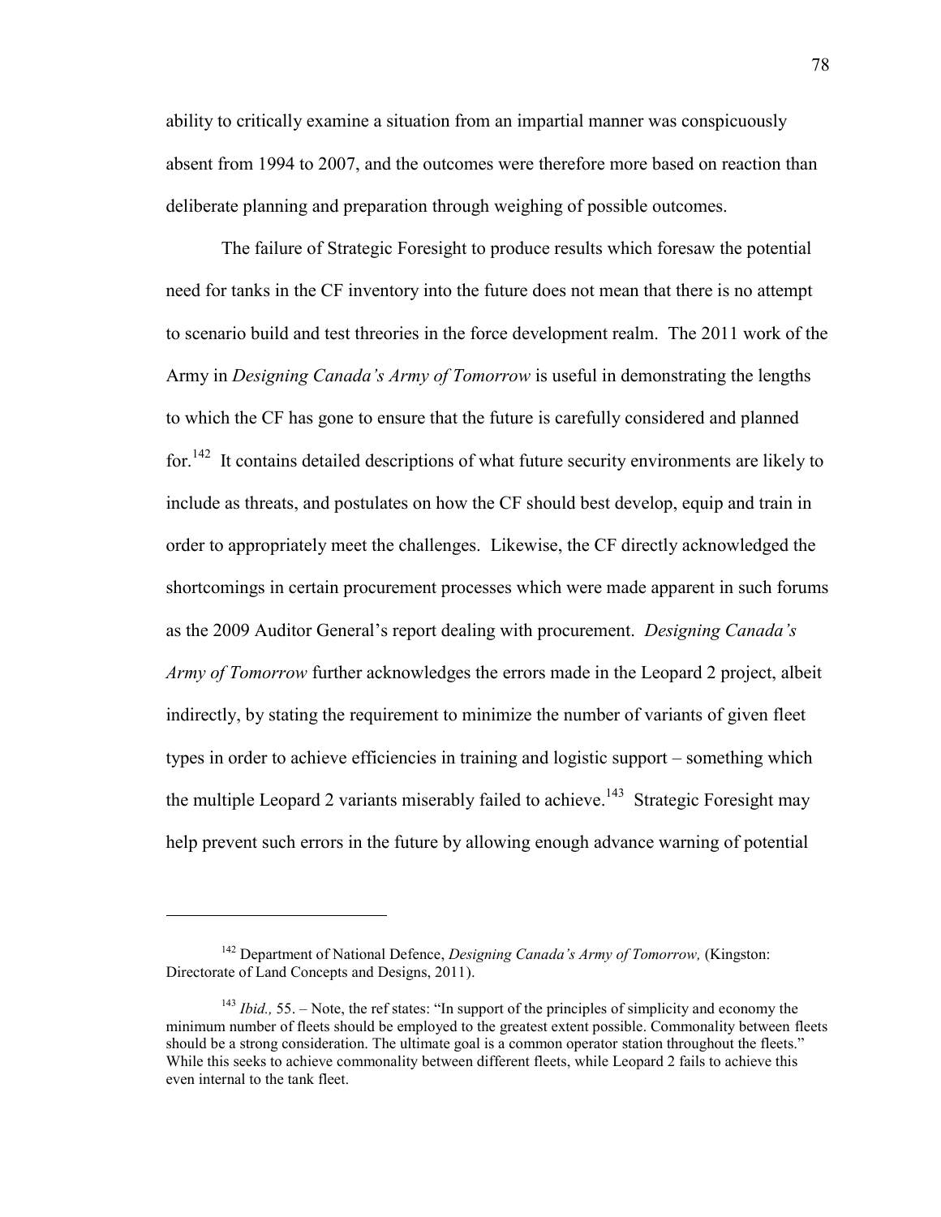ability to critically examine a situation from an impartial manner was conspicuously absent from 1994 to 2007, and the outcomes were therefore more based on reaction than deliberate planning and preparation through weighing of possible outcomes.

The failure of Strategic Foresight to produce results which foresaw the potential need for tanks in the CF inventory into the future does not mean that there is no attempt to scenario build and test threories in the force development realm. The 2011 work of the Army in *Designing Canada's Army of Tomorrow* is useful in demonstrating the lengths to which the CF has gone to ensure that the future is carefully considered and planned for.[142] It contains detailed descriptions of what future security environments are likely to include as threats, and postulates on how the CF should best develop, equip and train in order to appropriately meet the challenges. Likewise, the CF directly acknowledged the shortcomings in certain procurement processes which were made apparent in such forums as the 2009 Auditor General's report dealing with procurement. *Designing Canada's Army of Tomorrow* further acknowledges the errors made in the Leopard 2 project, albeit indirectly, by stating the requirement to minimize the number of variants of given fleet types in order to achieve efficiencies in training and logistic support – something which the multiple Leopard 2 variants miserably failed to achieve.[143] Strategic Foresight may help prevent such errors in the future by allowing enough advance warning of potential

---

[142] Department of National Defence, *Designing Canada's Army of Tomorrow,* (Kingston: Directorate of Land Concepts and Designs, 2011).

[143] *Ibid.,* 55. – Note, the ref states: "In support of the principles of simplicity and economy the minimum number of fleets should be employed to the greatest extent possible. Commonality between fleets should be a strong consideration. The ultimate goal is a common operator station throughout the fleets." While this seeks to achieve commonality between different fleets, while Leopard 2 fails to achieve this even internal to the tank fleet.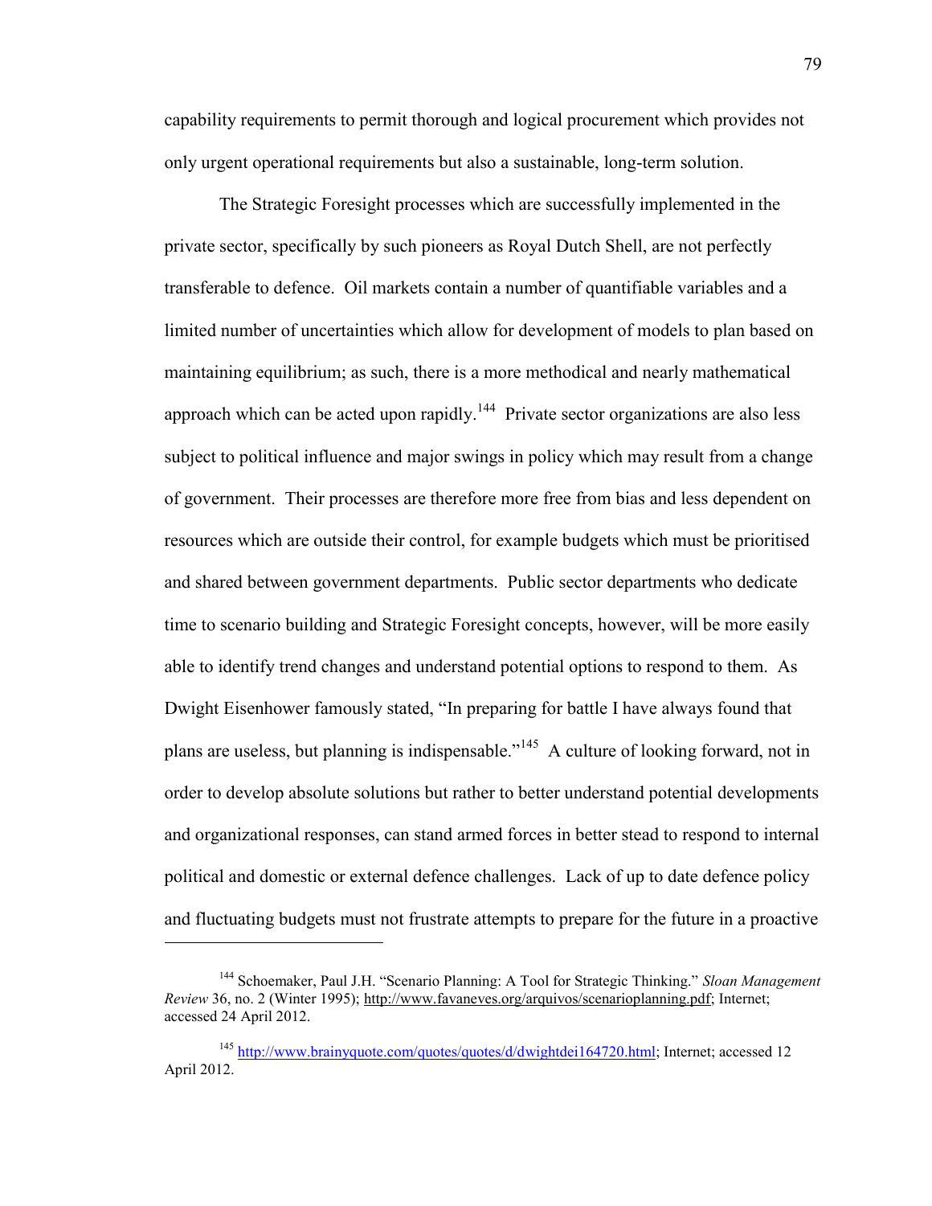capability requirements to permit thorough and logical procurement which provides not only urgent operational requirements but also a sustainable, long-term solution.

The Strategic Foresight processes which are successfully implemented in the private sector, specifically by such pioneers as Royal Dutch Shell, are not perfectly transferable to defence. Oil markets contain a number of quantifiable variables and a limited number of uncertainties which allow for development of models to plan based on maintaining equilibrium; as such, there is a more methodical and nearly mathematical approach which can be acted upon rapidly.[144] Private sector organizations are also less subject to political influence and major swings in policy which may result from a change of government. Their processes are therefore more free from bias and less dependent on resources which are outside their control, for example budgets which must be prioritised and shared between government departments. Public sector departments who dedicate time to scenario building and Strategic Foresight concepts, however, will be more easily able to identify trend changes and understand potential options to respond to them. As Dwight Eisenhower famously stated, "In preparing for battle I have always found that plans are useless, but planning is indispensable."[145] A culture of looking forward, not in order to develop absolute solutions but rather to better understand potential developments and organizational responses, can stand armed forces in better stead to respond to internal political and domestic or external defence challenges. Lack of up to date defence policy and fluctuating budgets must not frustrate attempts to prepare for the future in a proactive

---

[144] Schoemaker, Paul J.H. "Scenario Planning: A Tool for Strategic Thinking." *Sloan Management Review* 36, no. 2 (Winter 1995); http://www.favaneves.org/arquivos/scenarioplanning.pdf; Internet; accessed 24 April 2012.

[145] http://www.brainyquote.com/quotes/quotes/d/dwightdei164720.html; Internet; accessed 12 April 2012.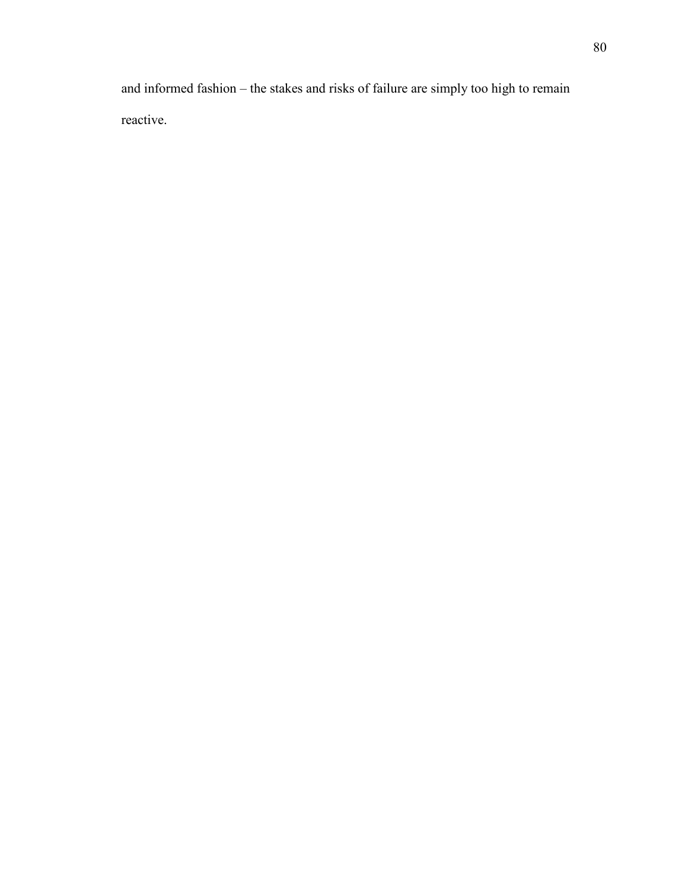and informed fashion – the stakes and risks of failure are simply too high to remain reactive.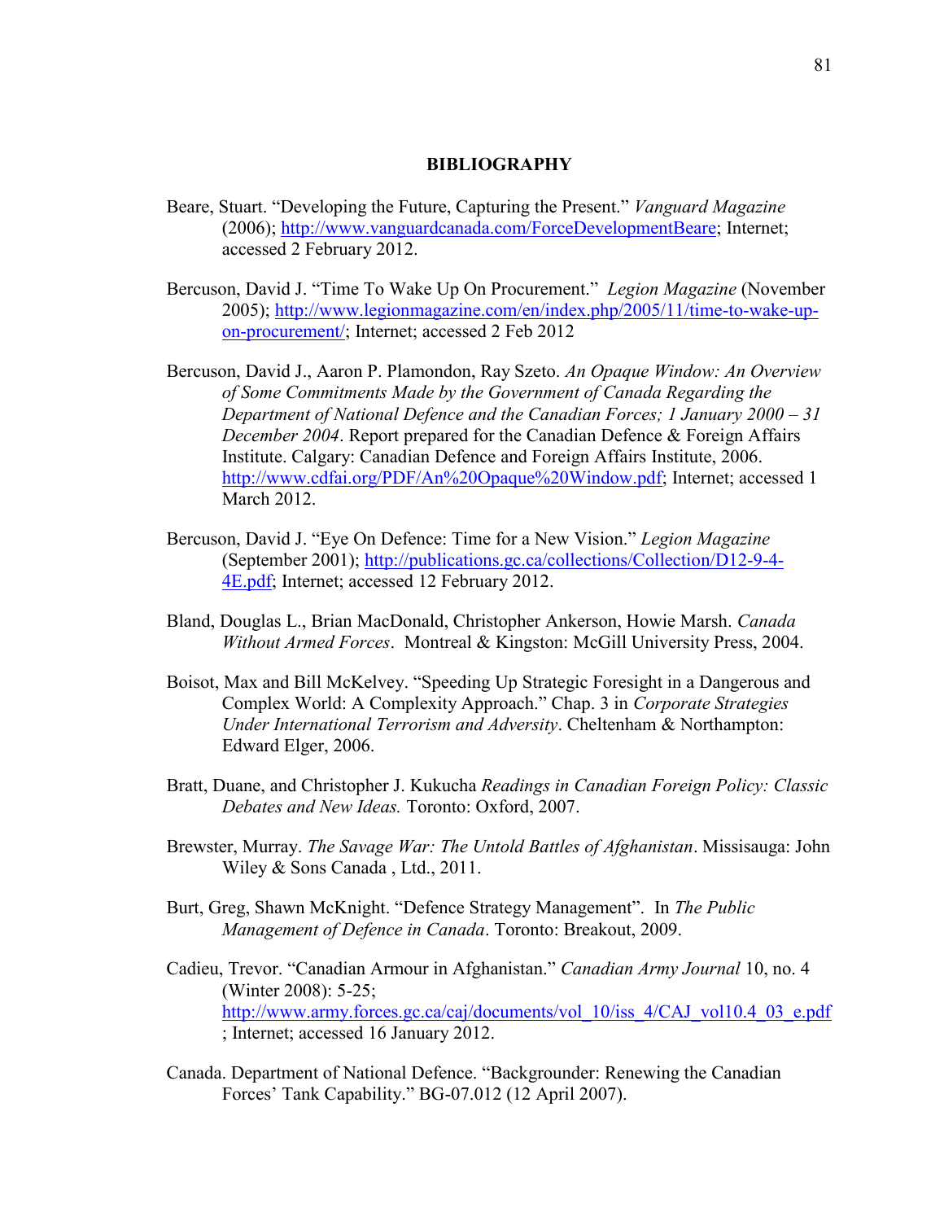## BIBLIOGRAPHY

Beare, Stuart. "Developing the Future, Capturing the Present." *Vanguard Magazine* (2006); http://www.vanguardcanada.com/ForceDevelopmentBeare; Internet; accessed 2 February 2012.

Bercuson, David J. "Time To Wake Up On Procurement." *Legion Magazine* (November 2005); http://www.legionmagazine.com/en/index.php/2005/11/time-to-wake-up-on-procurement/; Internet; accessed 2 Feb 2012

Bercuson, David J., Aaron P. Plamondon, Ray Szeto. *An Opaque Window: An Overview of Some Commitments Made by the Government of Canada Regarding the Department of National Defence and the Canadian Forces; 1 January 2000 – 31 December 2004*. Report prepared for the Canadian Defence & Foreign Affairs Institute. Calgary: Canadian Defence and Foreign Affairs Institute, 2006. http://www.cdfai.org/PDF/An%20Opaque%20Window.pdf; Internet; accessed 1 March 2012.

Bercuson, David J. "Eye On Defence: Time for a New Vision." *Legion Magazine* (September 2001); http://publications.gc.ca/collections/Collection/D12-9-4-4E.pdf; Internet; accessed 12 February 2012.

Bland, Douglas L., Brian MacDonald, Christopher Ankerson, Howie Marsh. *Canada Without Armed Forces*. Montreal & Kingston: McGill University Press, 2004.

Boisot, Max and Bill McKelvey. "Speeding Up Strategic Foresight in a Dangerous and Complex World: A Complexity Approach." Chap. 3 in *Corporate Strategies Under International Terrorism and Adversity*. Cheltenham & Northampton: Edward Elger, 2006.

Bratt, Duane, and Christopher J. Kukucha *Readings in Canadian Foreign Policy: Classic Debates and New Ideas.* Toronto: Oxford, 2007.

Brewster, Murray. *The Savage War: The Untold Battles of Afghanistan*. Missisauga: John Wiley & Sons Canada , Ltd., 2011.

Burt, Greg, Shawn McKnight. "Defence Strategy Management". In *The Public Management of Defence in Canada*. Toronto: Breakout, 2009.

Cadieu, Trevor. "Canadian Armour in Afghanistan." *Canadian Army Journal* 10, no. 4 (Winter 2008): 5-25; http://www.army.forces.gc.ca/caj/documents/vol_10/iss_4/CAJ_vol10.4_03_e.pdf ; Internet; accessed 16 January 2012.

Canada. Department of National Defence. "Backgrounder: Renewing the Canadian Forces' Tank Capability." BG-07.012 (12 April 2007).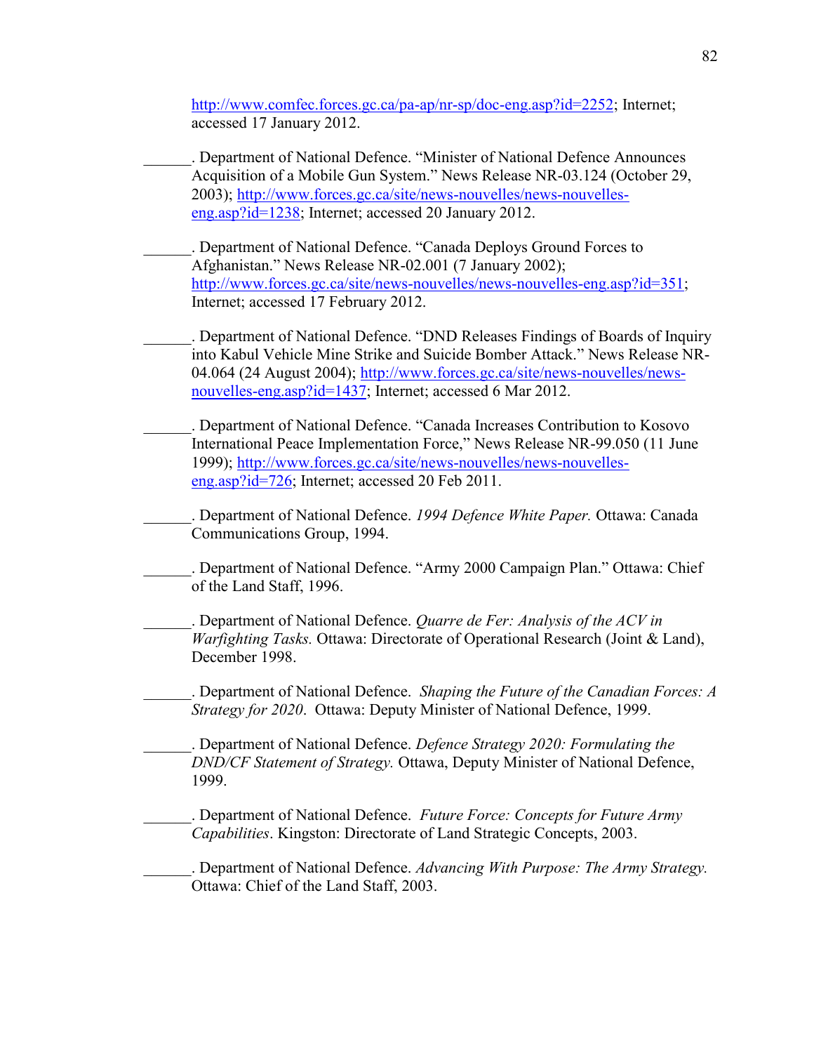http://www.comfec.forces.gc.ca/pa-ap/nr-sp/doc-eng.asp?id=2252; Internet; accessed 17 January 2012.

______. Department of National Defence. "Minister of National Defence Announces Acquisition of a Mobile Gun System." News Release NR-03.124 (October 29, 2003); http://www.forces.gc.ca/site/news-nouvelles/news-nouvelles-eng.asp?id=1238; Internet; accessed 20 January 2012.

______. Department of National Defence. "Canada Deploys Ground Forces to Afghanistan." News Release NR-02.001 (7 January 2002); http://www.forces.gc.ca/site/news-nouvelles/news-nouvelles-eng.asp?id=351; Internet; accessed 17 February 2012.

______. Department of National Defence. "DND Releases Findings of Boards of Inquiry into Kabul Vehicle Mine Strike and Suicide Bomber Attack." News Release NR-04.064 (24 August 2004); http://www.forces.gc.ca/site/news-nouvelles/news-nouvelles-eng.asp?id=1437; Internet; accessed 6 Mar 2012.

______. Department of National Defence. "Canada Increases Contribution to Kosovo International Peace Implementation Force," News Release NR-99.050 (11 June 1999); http://www.forces.gc.ca/site/news-nouvelles/news-nouvelles-eng.asp?id=726; Internet; accessed 20 Feb 2011.

______. Department of National Defence. *1994 Defence White Paper.* Ottawa: Canada Communications Group, 1994.

______. Department of National Defence. "Army 2000 Campaign Plan." Ottawa: Chief of the Land Staff, 1996.

______. Department of National Defence. *Quarre de Fer: Analysis of the ACV in Warfighting Tasks.* Ottawa: Directorate of Operational Research (Joint & Land), December 1998.

______. Department of National Defence. *Shaping the Future of the Canadian Forces: A Strategy for 2020*. Ottawa: Deputy Minister of National Defence, 1999.

______. Department of National Defence. *Defence Strategy 2020: Formulating the DND/CF Statement of Strategy.* Ottawa, Deputy Minister of National Defence, 1999.

______. Department of National Defence. *Future Force: Concepts for Future Army Capabilities*. Kingston: Directorate of Land Strategic Concepts, 2003.

______. Department of National Defence. *Advancing With Purpose: The Army Strategy.* Ottawa: Chief of the Land Staff, 2003.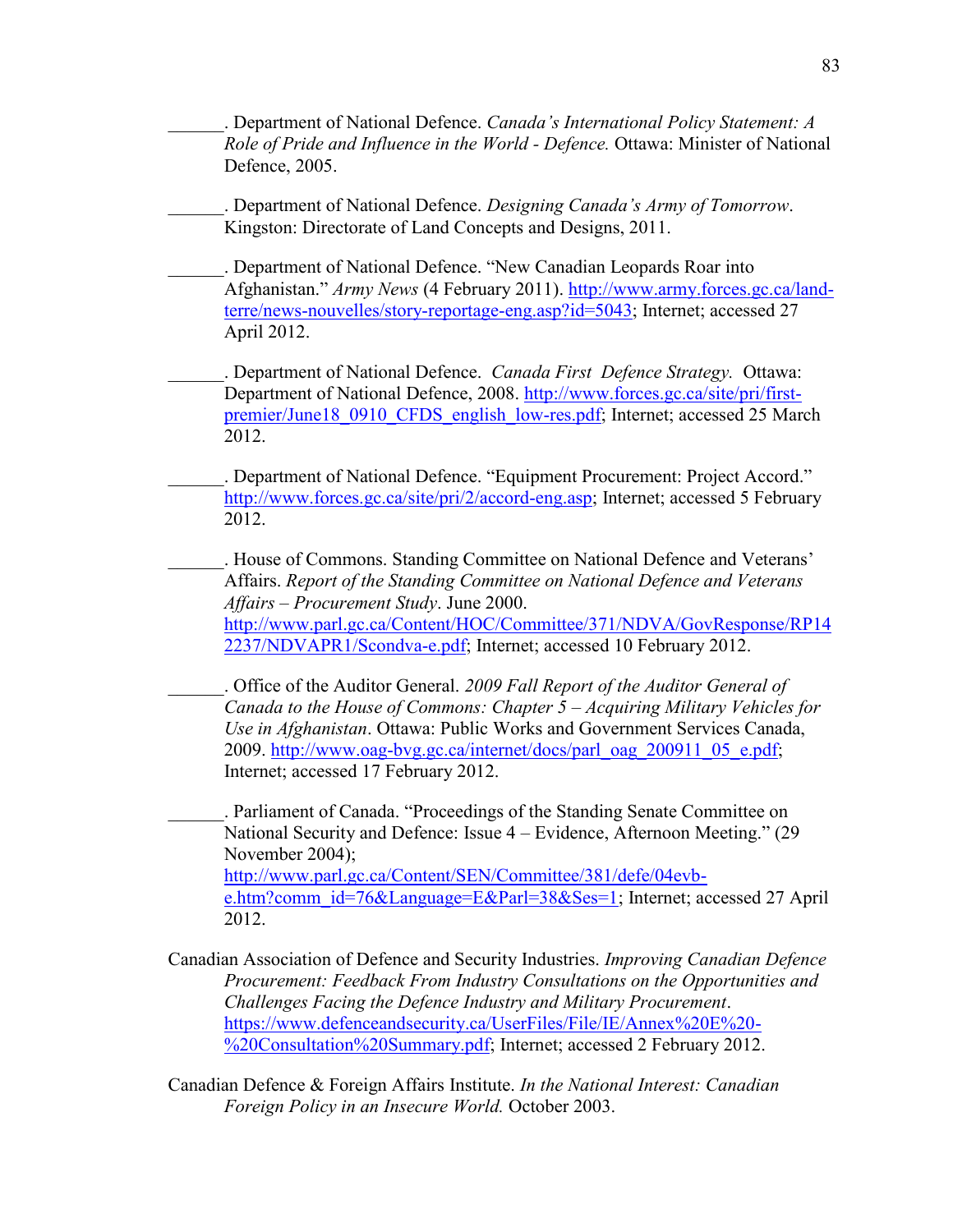______. Department of National Defence. *Canada's International Policy Statement: A Role of Pride and Influence in the World - Defence.* Ottawa: Minister of National Defence, 2005.

______. Department of National Defence. *Designing Canada's Army of Tomorrow*. Kingston: Directorate of Land Concepts and Designs, 2011.

______. Department of National Defence. "New Canadian Leopards Roar into Afghanistan." *Army News* (4 February 2011). http://www.army.forces.gc.ca/land-terre/news-nouvelles/story-reportage-eng.asp?id=5043; Internet; accessed 27 April 2012.

______. Department of National Defence. *Canada First Defence Strategy.* Ottawa: Department of National Defence, 2008. http://www.forces.gc.ca/site/pri/first-premier/June18_0910_CFDS_english_low-res.pdf; Internet; accessed 25 March 2012.

______. Department of National Defence. "Equipment Procurement: Project Accord." http://www.forces.gc.ca/site/pri/2/accord-eng.asp; Internet; accessed 5 February 2012.

______. House of Commons. Standing Committee on National Defence and Veterans' Affairs. *Report of the Standing Committee on National Defence and Veterans Affairs – Procurement Study*. June 2000. http://www.parl.gc.ca/Content/HOC/Committee/371/NDVA/GovResponse/RP142237/NDVAPR1/Scondva-e.pdf; Internet; accessed 10 February 2012.

______. Office of the Auditor General. *2009 Fall Report of the Auditor General of Canada to the House of Commons: Chapter 5 – Acquiring Military Vehicles for Use in Afghanistan*. Ottawa: Public Works and Government Services Canada, 2009. http://www.oag-bvg.gc.ca/internet/docs/parl_oag_200911_05_e.pdf; Internet; accessed 17 February 2012.

______. Parliament of Canada. "Proceedings of the Standing Senate Committee on National Security and Defence: Issue 4 – Evidence, Afternoon Meeting." (29 November 2004); http://www.parl.gc.ca/Content/SEN/Committee/381/defe/04evb-e.htm?comm_id=76&Language=E&Parl=38&Ses=1; Internet; accessed 27 April 2012.

Canadian Association of Defence and Security Industries. *Improving Canadian Defence Procurement: Feedback From Industry Consultations on the Opportunities and Challenges Facing the Defence Industry and Military Procurement*. https://www.defenceandsecurity.ca/UserFiles/File/IE/Annex%20E%20-%20Consultation%20Summary.pdf; Internet; accessed 2 February 2012.

Canadian Defence & Foreign Affairs Institute. *In the National Interest: Canadian Foreign Policy in an Insecure World.* October 2003.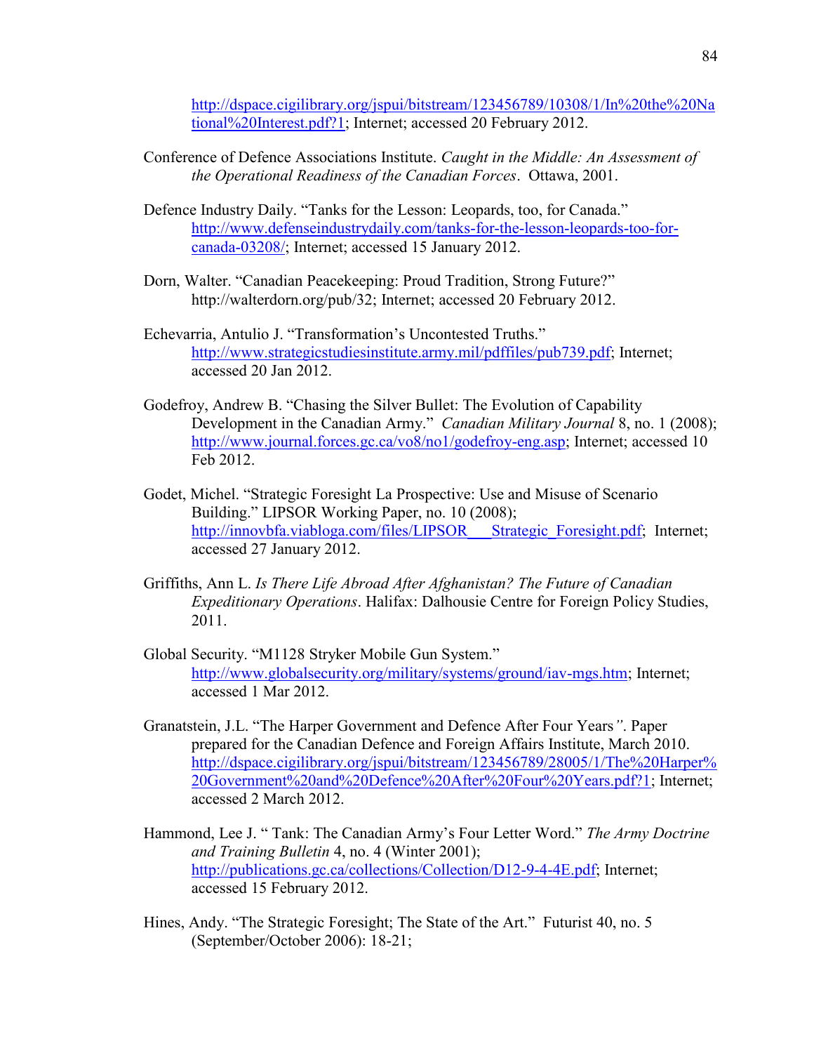http://dspace.cigilibrary.org/jspui/bitstream/123456789/10308/1/In%20the%20National%20Interest.pdf?1; Internet; accessed 20 February 2012.

Conference of Defence Associations Institute. *Caught in the Middle: An Assessment of the Operational Readiness of the Canadian Forces*. Ottawa, 2001.

Defence Industry Daily. "Tanks for the Lesson: Leopards, too, for Canada." http://www.defenseindustrydaily.com/tanks-for-the-lesson-leopards-too-for-canada-03208/; Internet; accessed 15 January 2012.

Dorn, Walter. "Canadian Peacekeeping: Proud Tradition, Strong Future?" http://walterdorn.org/pub/32; Internet; accessed 20 February 2012.

Echevarria, Antulio J. "Transformation's Uncontested Truths." http://www.strategicstudiesinstitute.army.mil/pdffiles/pub739.pdf; Internet; accessed 20 Jan 2012.

Godefroy, Andrew B. "Chasing the Silver Bullet: The Evolution of Capability Development in the Canadian Army." *Canadian Military Journal* 8, no. 1 (2008); http://www.journal.forces.gc.ca/vo8/no1/godefroy-eng.asp; Internet; accessed 10 Feb 2012.

Godet, Michel. "Strategic Foresight La Prospective: Use and Misuse of Scenario Building." LIPSOR Working Paper, no. 10 (2008); http://innovbfa.viabloga.com/files/LIPSOR___Strategic_Foresight.pdf; Internet; accessed 27 January 2012.

Griffiths, Ann L. *Is There Life Abroad After Afghanistan? The Future of Canadian Expeditionary Operations*. Halifax: Dalhousie Centre for Foreign Policy Studies, 2011.

Global Security. "M1128 Stryker Mobile Gun System." http://www.globalsecurity.org/military/systems/ground/iav-mgs.htm; Internet; accessed 1 Mar 2012.

Granatstein, J.L. "The Harper Government and Defence After Four Years". Paper prepared for the Canadian Defence and Foreign Affairs Institute, March 2010. http://dspace.cigilibrary.org/jspui/bitstream/123456789/28005/1/The%20Harper%20Government%20and%20Defence%20After%20Four%20Years.pdf?1; Internet; accessed 2 March 2012.

Hammond, Lee J. " Tank: The Canadian Army's Four Letter Word." *The Army Doctrine and Training Bulletin* 4, no. 4 (Winter 2001); http://publications.gc.ca/collections/Collection/D12-9-4-4E.pdf; Internet; accessed 15 February 2012.

Hines, Andy. "The Strategic Foresight; The State of the Art." Futurist 40, no. 5 (September/October 2006): 18-21;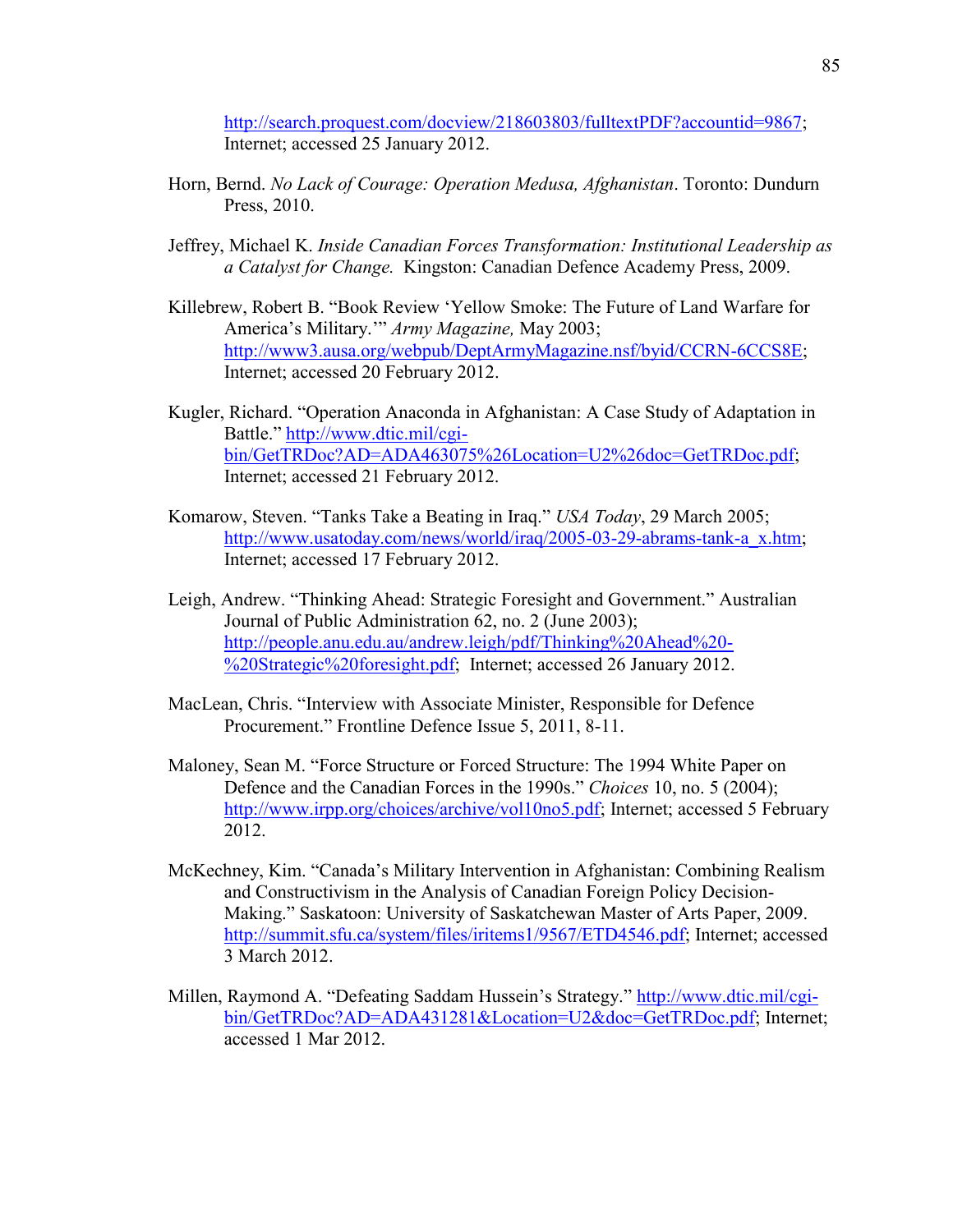http://search.proquest.com/docview/218603803/fulltextPDF?accountid=9867; Internet; accessed 25 January 2012.

Horn, Bernd. *No Lack of Courage: Operation Medusa, Afghanistan*. Toronto: Dundurn Press, 2010.

Jeffrey, Michael K. *Inside Canadian Forces Transformation: Institutional Leadership as a Catalyst for Change.* Kingston: Canadian Defence Academy Press, 2009.

Killebrew, Robert B. "Book Review 'Yellow Smoke: The Future of Land Warfare for America's Military.'" *Army Magazine,* May 2003; http://www3.ausa.org/webpub/DeptArmyMagazine.nsf/byid/CCRN-6CCS8E; Internet; accessed 20 February 2012.

Kugler, Richard. "Operation Anaconda in Afghanistan: A Case Study of Adaptation in Battle." http://www.dtic.mil/cgi-bin/GetTRDoc?AD=ADA463075%26Location=U2%26doc=GetTRDoc.pdf; Internet; accessed 21 February 2012.

Komarow, Steven. "Tanks Take a Beating in Iraq." *USA Today*, 29 March 2005; http://www.usatoday.com/news/world/iraq/2005-03-29-abrams-tank-a_x.htm; Internet; accessed 17 February 2012.

Leigh, Andrew. "Thinking Ahead: Strategic Foresight and Government." Australian Journal of Public Administration 62, no. 2 (June 2003); http://people.anu.edu.au/andrew.leigh/pdf/Thinking%20Ahead%20-%20Strategic%20foresight.pdf; Internet; accessed 26 January 2012.

MacLean, Chris. "Interview with Associate Minister, Responsible for Defence Procurement." Frontline Defence Issue 5, 2011, 8-11.

Maloney, Sean M. "Force Structure or Forced Structure: The 1994 White Paper on Defence and the Canadian Forces in the 1990s." *Choices* 10, no. 5 (2004); http://www.irpp.org/choices/archive/vol10no5.pdf; Internet; accessed 5 February 2012.

McKechney, Kim. "Canada's Military Intervention in Afghanistan: Combining Realism and Constructivism in the Analysis of Canadian Foreign Policy Decision-Making." Saskatoon: University of Saskatchewan Master of Arts Paper, 2009. http://summit.sfu.ca/system/files/iritems1/9567/ETD4546.pdf; Internet; accessed 3 March 2012.

Millen, Raymond A. "Defeating Saddam Hussein's Strategy." http://www.dtic.mil/cgi-bin/GetTRDoc?AD=ADA431281&Location=U2&doc=GetTRDoc.pdf; Internet; accessed 1 Mar 2012.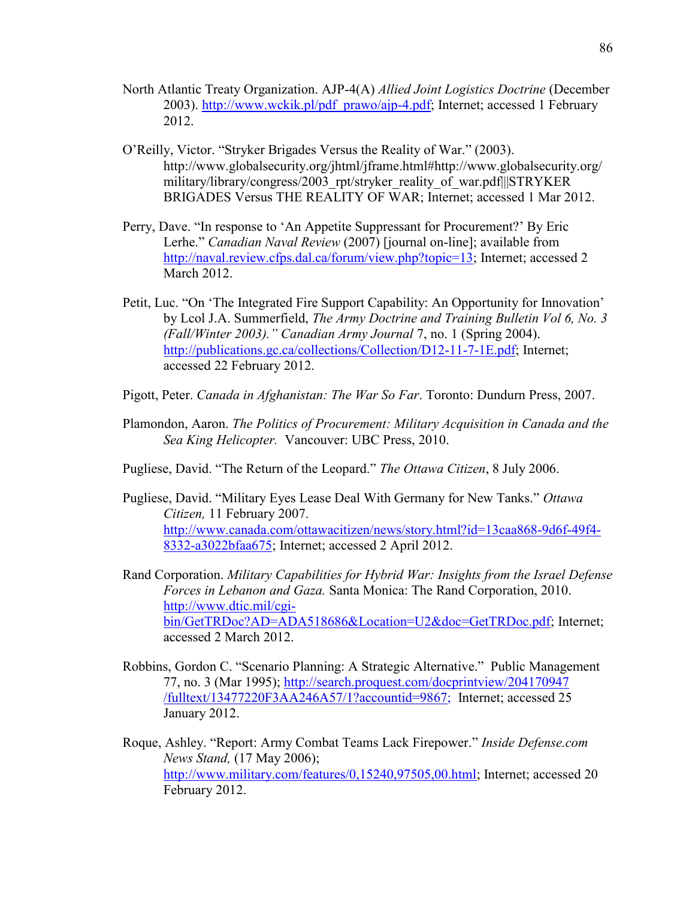North Atlantic Treaty Organization. AJP-4(A) *Allied Joint Logistics Doctrine* (December 2003). http://www.wckik.pl/pdf_prawo/ajp-4.pdf; Internet; accessed 1 February 2012.

O'Reilly, Victor. "Stryker Brigades Versus the Reality of War." (2003). http://www.globalsecurity.org/jhtml/jframe.html#http://www.globalsecurity.org/military/library/congress/2003_rpt/stryker_reality_of_war.pdf|||STRYKER BRIGADES Versus THE REALITY OF WAR; Internet; accessed 1 Mar 2012.

Perry, Dave. "In response to 'An Appetite Suppressant for Procurement?' By Eric Lerhe." *Canadian Naval Review* (2007) [journal on-line]; available from http://naval.review.cfps.dal.ca/forum/view.php?topic=13; Internet; accessed 2 March 2012.

Petit, Luc. "On 'The Integrated Fire Support Capability: An Opportunity for Innovation' by Lcol J.A. Summerfield, *The Army Doctrine and Training Bulletin Vol 6, No. 3 (Fall/Winter 2003)." Canadian Army Journal* 7, no. 1 (Spring 2004). http://publications.gc.ca/collections/Collection/D12-11-7-1E.pdf; Internet; accessed 22 February 2012.

Pigott, Peter. *Canada in Afghanistan: The War So Far*. Toronto: Dundurn Press, 2007.

Plamondon, Aaron. *The Politics of Procurement: Military Acquisition in Canada and the Sea King Helicopter.* Vancouver: UBC Press, 2010.

Pugliese, David. "The Return of the Leopard." *The Ottawa Citizen*, 8 July 2006.

Pugliese, David. "Military Eyes Lease Deal With Germany for New Tanks." *Ottawa Citizen,* 11 February 2007. http://www.canada.com/ottawacitizen/news/story.html?id=13caa868-9d6f-49f4-8332-a3022bfaa675; Internet; accessed 2 April 2012.

Rand Corporation. *Military Capabilities for Hybrid War: Insights from the Israel Defense Forces in Lebanon and Gaza.* Santa Monica: The Rand Corporation, 2010. http://www.dtic.mil/cgi-bin/GetTRDoc?AD=ADA518686&Location=U2&doc=GetTRDoc.pdf; Internet; accessed 2 March 2012.

Robbins, Gordon C. "Scenario Planning: A Strategic Alternative." Public Management 77, no. 3 (Mar 1995); http://search.proquest.com/docprintview/204170947/fulltext/13477220F3AA246A57/1?accountid=9867; Internet; accessed 25 January 2012.

Roque, Ashley. "Report: Army Combat Teams Lack Firepower." *Inside Defense.com News Stand,* (17 May 2006); http://www.military.com/features/0,15240,97505,00.html; Internet; accessed 20 February 2012.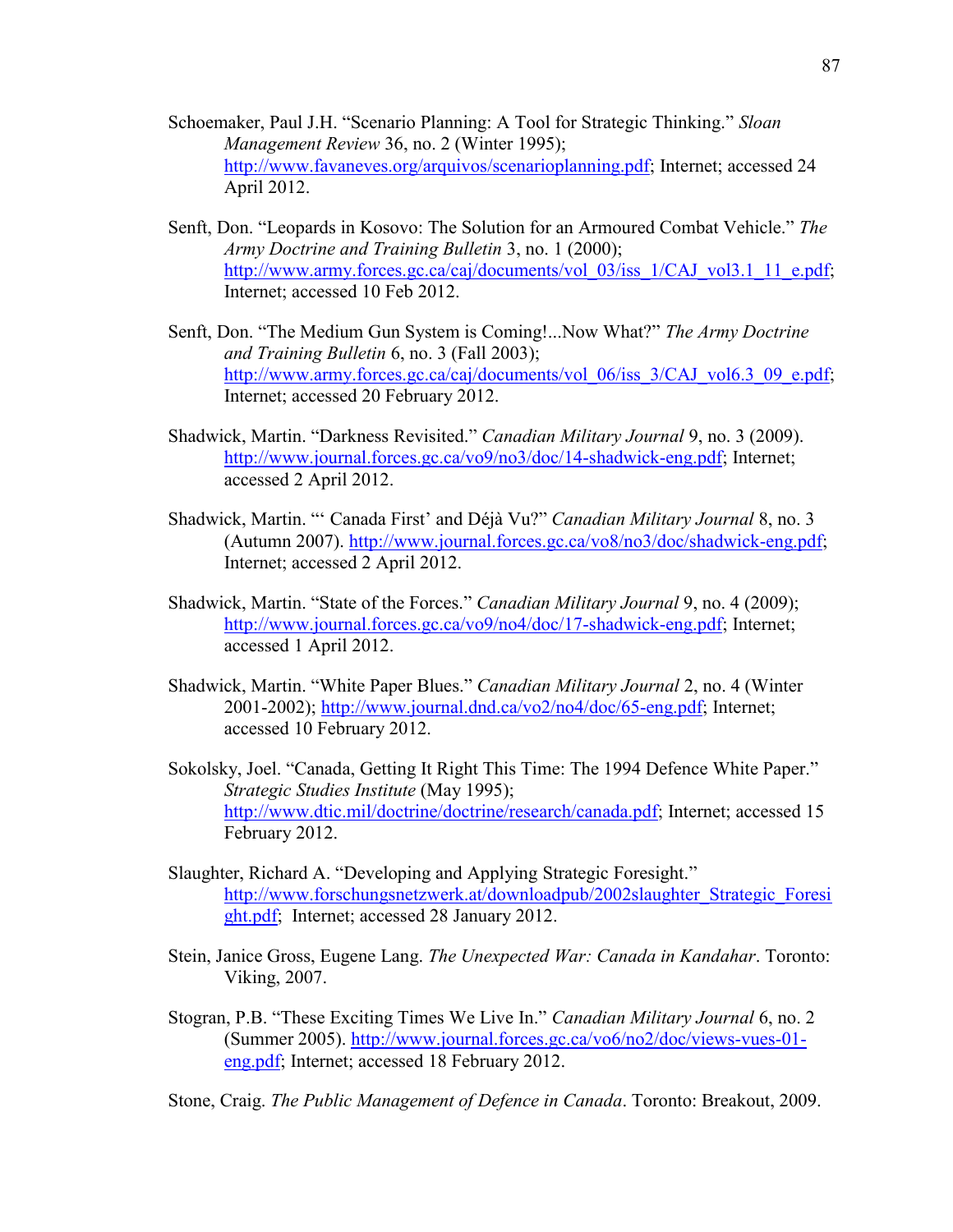Schoemaker, Paul J.H. "Scenario Planning: A Tool for Strategic Thinking." *Sloan Management Review* 36, no. 2 (Winter 1995); http://www.favaneves.org/arquivos/scenarioplanning.pdf; Internet; accessed 24 April 2012.

Senft, Don. "Leopards in Kosovo: The Solution for an Armoured Combat Vehicle." *The Army Doctrine and Training Bulletin* 3, no. 1 (2000); http://www.army.forces.gc.ca/caj/documents/vol_03/iss_1/CAJ_vol3.1_11_e.pdf; Internet; accessed 10 Feb 2012.

Senft, Don. "The Medium Gun System is Coming!...Now What?" *The Army Doctrine and Training Bulletin* 6, no. 3 (Fall 2003); http://www.army.forces.gc.ca/caj/documents/vol_06/iss_3/CAJ_vol6.3_09_e.pdf; Internet; accessed 20 February 2012.

Shadwick, Martin. "Darkness Revisited." *Canadian Military Journal* 9, no. 3 (2009). http://www.journal.forces.gc.ca/vo9/no3/doc/14-shadwick-eng.pdf; Internet; accessed 2 April 2012.

Shadwick, Martin. "' Canada First' and Déjà Vu?" *Canadian Military Journal* 8, no. 3 (Autumn 2007). http://www.journal.forces.gc.ca/vo8/no3/doc/shadwick-eng.pdf; Internet; accessed 2 April 2012.

Shadwick, Martin. "State of the Forces." *Canadian Military Journal* 9, no. 4 (2009); http://www.journal.forces.gc.ca/vo9/no4/doc/17-shadwick-eng.pdf; Internet; accessed 1 April 2012.

Shadwick, Martin. "White Paper Blues." *Canadian Military Journal* 2, no. 4 (Winter 2001-2002); http://www.journal.dnd.ca/vo2/no4/doc/65-eng.pdf; Internet; accessed 10 February 2012.

Sokolsky, Joel. "Canada, Getting It Right This Time: The 1994 Defence White Paper." *Strategic Studies Institute* (May 1995); http://www.dtic.mil/doctrine/doctrine/research/canada.pdf; Internet; accessed 15 February 2012.

Slaughter, Richard A. "Developing and Applying Strategic Foresight." http://www.forschungsnetzwerk.at/downloadpub/2002slaughter_Strategic_Foresight.pdf; Internet; accessed 28 January 2012.

Stein, Janice Gross, Eugene Lang. *The Unexpected War: Canada in Kandahar*. Toronto: Viking, 2007.

Stogran, P.B. "These Exciting Times We Live In." *Canadian Military Journal* 6, no. 2 (Summer 2005). http://www.journal.forces.gc.ca/vo6/no2/doc/views-vues-01-eng.pdf; Internet; accessed 18 February 2012.

Stone, Craig. *The Public Management of Defence in Canada*. Toronto: Breakout, 2009.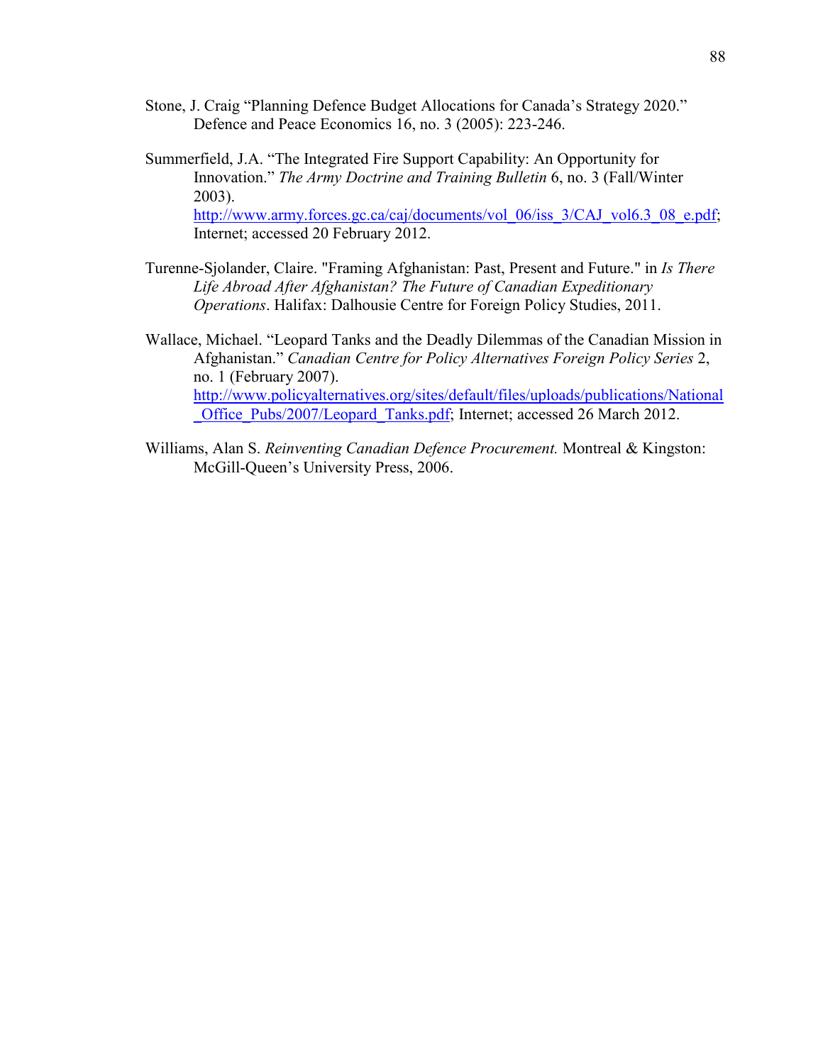Stone, J. Craig "Planning Defence Budget Allocations for Canada's Strategy 2020." Defence and Peace Economics 16, no. 3 (2005): 223-246.

Summerfield, J.A. "The Integrated Fire Support Capability: An Opportunity for Innovation." *The Army Doctrine and Training Bulletin* 6, no. 3 (Fall/Winter 2003). http://www.army.forces.gc.ca/caj/documents/vol_06/iss_3/CAJ_vol6.3_08_e.pdf; Internet; accessed 20 February 2012.

Turenne-Sjolander, Claire. "Framing Afghanistan: Past, Present and Future." in *Is There Life Abroad After Afghanistan? The Future of Canadian Expeditionary Operations*. Halifax: Dalhousie Centre for Foreign Policy Studies, 2011.

Wallace, Michael. "Leopard Tanks and the Deadly Dilemmas of the Canadian Mission in Afghanistan." *Canadian Centre for Policy Alternatives Foreign Policy Series* 2, no. 1 (February 2007). http://www.policyalternatives.org/sites/default/files/uploads/publications/National_Office_Pubs/2007/Leopard_Tanks.pdf; Internet; accessed 26 March 2012.

Williams, Alan S. *Reinventing Canadian Defence Procurement.* Montreal & Kingston: McGill-Queen's University Press, 2006.